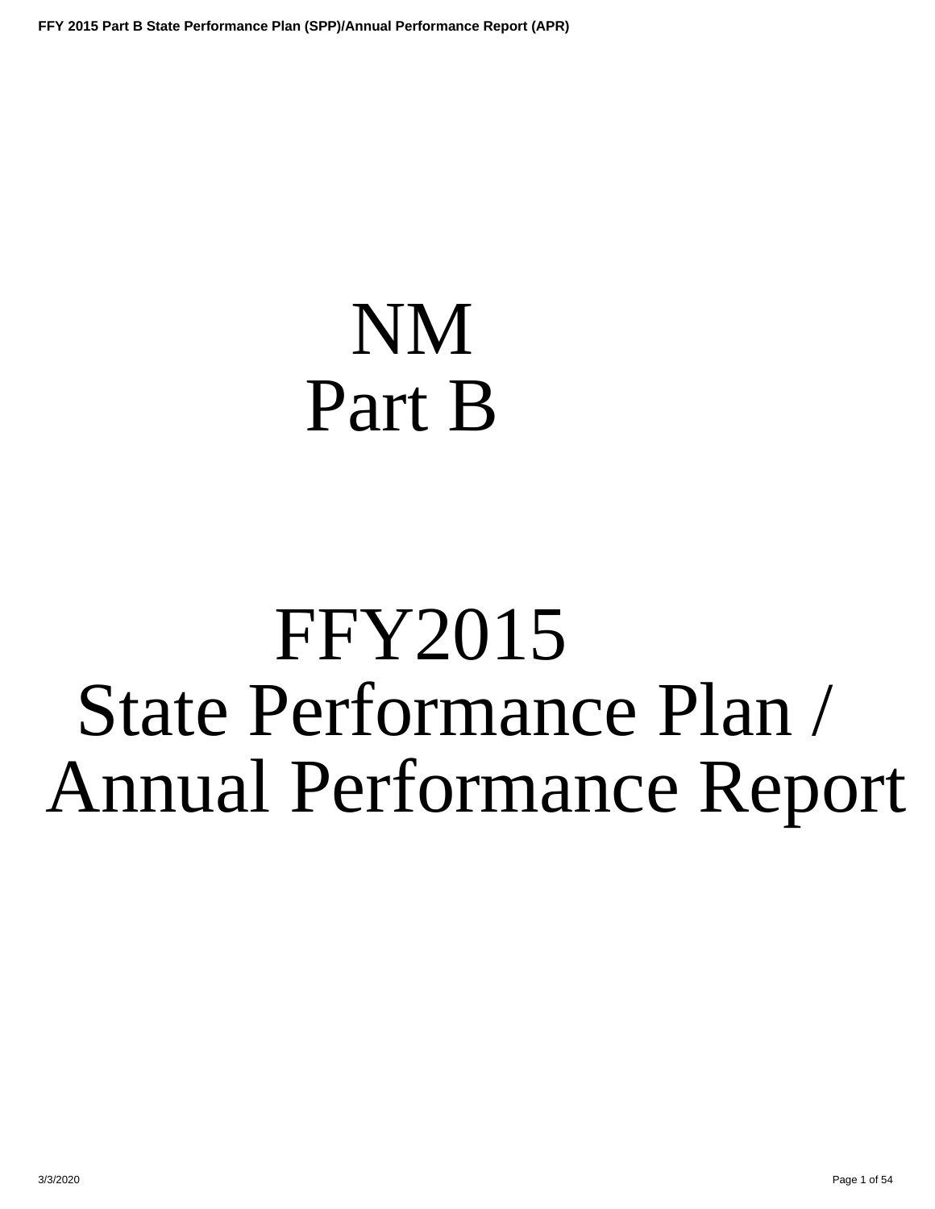# NM
# Part B

# FFY2015
# State Performance Plan / Annual Performance Report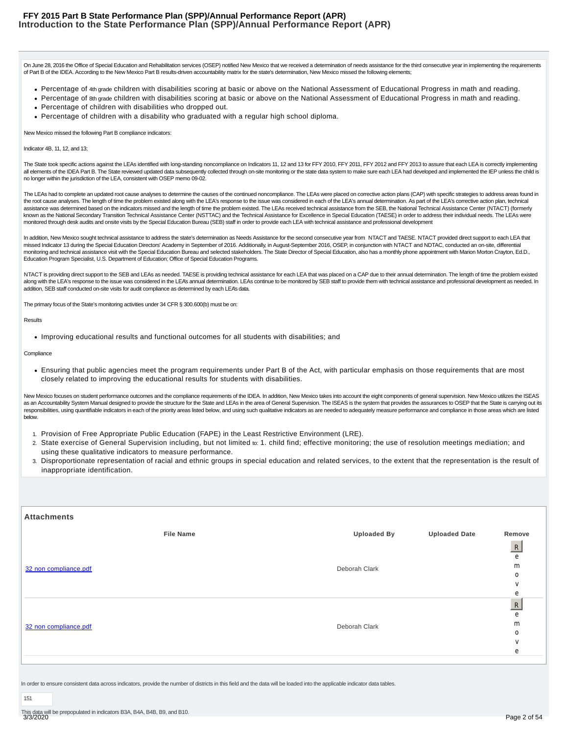# FFY 2015 Part B State Performance Plan (SPP)/Annual Performance Report (APR)
## Introduction to the State Performance Plan (SPP)/Annual Performance Report (APR)

On June 28, 2016 the Office of Special Education and Rehabilitation services (OSEP) notified New Mexico that we received a determination of needs assistance for the third consecutive year in implementing the requirements of Part B of the IDEA. According to the New Mexico Part B results-driven accountability matrix for the state's determination, New Mexico missed the following elements;

- Percentage of 4th grade children with disabilities scoring at basic or above on the National Assessment of Educational Progress in math and reading.
- Percentage of 8th grade children with disabilities scoring at basic or above on the National Assessment of Educational Progress in math and reading.
- Percentage of children with disabilities who dropped out.
- Percentage of children with a disability who graduated with a regular high school diploma.

New Mexico missed the following Part B compliance indicators:

Indicator 4B, 11, 12, and 13;

The State took specific actions against the LEAs identified with long-standing noncompliance on Indicators 11, 12 and 13 for FFY 2010, FFY 2011, FFY 2012 and FFY 2013 to assure that each LEA is correctly implementing all elements of the IDEA Part B. The State reviewed updated data subsequently collected through on-site monitoring or the state data system to make sure each LEA had developed and implemented the IEP unless the child is no longer within the jurisdiction of the LEA, consistent with OSEP memo 09-02.

The LEAs had to complete an updated root cause analyses to determine the causes of the continued noncompliance. The LEAs were placed on corrective action plans (CAP) with specific strategies to address areas found in the root cause analyses. The length of time the problem existed along with the LEA's response to the issue was considered in each of the LEA's annual determination. As part of the LEA's corrective action plan, technical assistance was determined based on the indicators missed and the length of time the problem existed. The LEAs received technical assistance from the SEB, the National Technical Assistance Center (NTACT) (formerly known as the National Secondary Transition Technical Assistance Center (NSTTAC) and the Technical Assistance for Excellence in Special Education (TAESE) in order to address their individual needs. The LEAs were monitored through desk audits and onsite visits by the Special Education Bureau (SEB) staff in order to provide each LEA with technical assistance and professional development

In addition, New Mexico sought technical assistance to address the state's determination as Needs Assistance for the second consecutive year from NTACT and TAESE. NTACT provided direct support to each LEA that missed Indicator 13 during the Special Education Directors' Academy in September of 2016. Additionally, in August-September 2016, OSEP, in conjunction with NTACT and NDTAC, conducted an on-site, differential monitoring and technical assistance visit with the Special Education Bureau and selected stakeholders. The State Director of Special Education, also has a monthly phone appointment with Marion Morton Crayton, Ed.D., Education Program Specialist, U.S. Department of Education; Office of Special Education Programs.

NTACT is providing direct support to the SEB and LEAs as needed. TAESE is providing technical assistance for each LEA that was placed on a CAP due to their annual determination. The length of time the problem existed along with the LEA's response to the issue was considered in the LEA's annual determination. LEAs continue to be monitored by SEB staff to provide them with technical assistance and professional development as needed. In addition, SEB staff conducted on-site visits for audit compliance as determined by each LEA's data.

The primary focus of the State's monitoring activities under 34 CFR § 300.600(b) must be on:

Results

- Improving educational results and functional outcomes for all students with disabilities; and

Compliance

- Ensuring that public agencies meet the program requirements under Part B of the Act, with particular emphasis on those requirements that are most closely related to improving the educational results for students with disabilities.

New Mexico focuses on student performance outcomes and the compliance requirements of the IDEA. In addition, New Mexico takes into account the eight components of general supervision. New Mexico utilizes the ISEAS as an Accountability System Manual designed to provide the structure for the State and LEAs in the area of General Supervision. The ISEAS is the system that provides the assurances to OSEP that the State is carrying out its responsibilities, using quantifiable indicators in each of the priority areas listed below, and using such qualitative indicators as are needed to adequately measure performance and compliance in those areas which are listed below.

1. Provision of Free Appropriate Public Education (FAPE) in the Least Restrictive Environment (LRE).
2. State exercise of General Supervision including, but not limited to: 1. child find; effective monitoring; the use of resolution meetings mediation; and using these qualitative indicators to measure performance.
3. Disproportionate representation of racial and ethnic groups in special education and related services, to the extent that the representation is the result of inappropriate identification.

### Attachments

| File Name | Uploaded By | Uploaded Date | Remove |
|---|---|---|---|
| 32 non compliance.pdf | Deborah Clark | | Remove |
| 32 non compliance.pdf | Deborah Clark | | Remove |

In order to ensure consistent data across indicators, provide the number of districts in this field and the data will be loaded into the applicable indicator data tables.

151

This data will be prepopulated in indicators B3A, B4A, B4B, B9, and B10.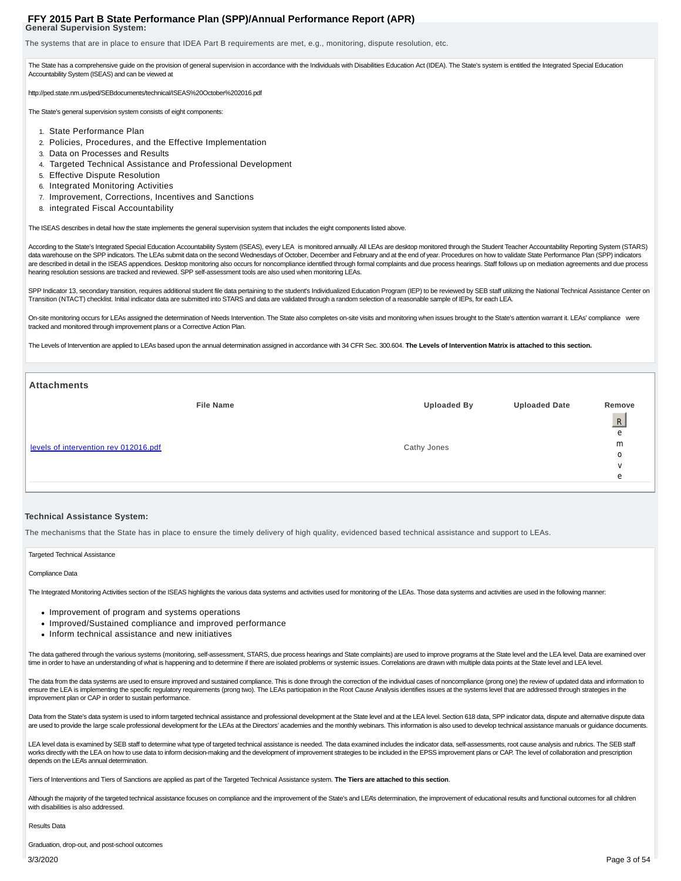## General Supervision System:

The systems that are in place to ensure that IDEA Part B requirements are met, e.g., monitoring, dispute resolution, etc.

The State has a comprehensive guide on the provision of general supervision in accordance with the Individuals with Disabilities Education Act (IDEA). The State's system is entitled the Integrated Special Education Accountability System (ISEAS) and can be viewed at

http://ped.state.nm.us/ped/SEBdocuments/technical/ISEAS%20October%202016.pdf

The State's general supervision system consists of eight components:

1. State Performance Plan
2. Policies, Procedures, and the Effective Implementation
3. Data on Processes and Results
4. Targeted Technical Assistance and Professional Development
5. Effective Dispute Resolution
6. Integrated Monitoring Activities
7. Improvement, Corrections, Incentives and Sanctions
8. integrated Fiscal Accountability

The ISEAS describes in detail how the state implements the general supervision system that includes the eight components listed above.

According to the State's Integrated Special Education Accountability System (ISEAS), every LEA is monitored annually. All LEAs are desktop monitored through the Student Teacher Accountability Reporting System (STARS) data warehouse on the SPP indicators. The LEAs submit data on the second Wednesdays of October, December and February and at the end of year. Procedures on how to validate State Performance Plan (SPP) indicators are described in detail in the ISEAS appendices. Desktop monitoring also occurs for noncompliance identified through formal complaints and due process hearings. Staff follows up on mediation agreements and due process hearing resolution sessions are tracked and reviewed. SPP self-assessment tools are also used when monitoring LEAs.

SPP Indicator 13, secondary transition, requires additional student file data pertaining to the student's Individualized Education Program (IEP) to be reviewed by SEB staff utilizing the National Technical Assistance Center on Transition (NTACT) checklist. Initial indicator data are submitted into STARS and data are validated through a random selection of a reasonable sample of IEPs, for each LEA.

On-site monitoring occurs for LEAs assigned the determination of Needs Intervention. The State also completes on-site visits and monitoring when issues brought to the State's attention warrant it. LEAs' compliance were tracked and monitored through improvement plans or a Corrective Action Plan.

The Levels of Intervention are applied to LEAs based upon the annual determination assigned in accordance with 34 CFR Sec. 300.604. **The Levels of Intervention Matrix is attached to this section.**

### Attachments

| File Name | Uploaded By | Uploaded Date | Remove |
| --- | --- | --- | --- |
| levels of intervention rev 012016.pdf | Cathy Jones | | Remove |

## Technical Assistance System:

The mechanisms that the State has in place to ensure the timely delivery of high quality, evidenced based technical assistance and support to LEAs.

Targeted Technical Assistance

Compliance Data

The Integrated Monitoring Activities section of the ISEAS highlights the various data systems and activities used for monitoring of the LEAs. Those data systems and activities are used in the following manner:

- Improvement of program and systems operations
- Improved/Sustained compliance and improved performance
- Inform technical assistance and new initiatives

The data gathered through the various systems (monitoring, self-assessment, STARS, due process hearings and State complaints) are used to improve programs at the State level and the LEA level. Data are examined over time in order to have an understanding of what is happening and to determine if there are isolated problems or systemic issues. Correlations are drawn with multiple data points at the State level and LEA level.

The data from the data systems are used to ensure improved and sustained compliance. This is done through the correction of the individual cases of noncompliance (prong one) the review of updated data and information to ensure the LEA is implementing the specific regulatory requirements (prong two). The LEAs participation in the Root Cause Analysis identifies issues at the systems level that are addressed through strategies in the improvement plan or CAP in order to sustain performance.

Data from the State's data system is used to inform targeted technical assistance and professional development at the State level and at the LEA level. Section 618 data, SPP indicator data, dispute and alternative dispute data are used to provide the large scale professional development for the LEAs at the Directors' academies and the monthly webinars. This information is also used to develop technical assistance manuals or guidance documents.

LEA level data is examined by SEB staff to determine what type of targeted technical assistance is needed. The data examined includes the indicator data, self-assessments, root cause analysis and rubrics. The SEB staff works directly with the LEA on how to use data to inform decision-making and the development of improvement strategies to be included in the EPSS improvement plans or CAP. The level of collaboration and prescription depends on the LEA's annual determination.

Tiers of Interventions and Tiers of Sanctions are applied as part of the Targeted Technical Assistance system. **The Tiers are attached to this section**.

Although the majority of the targeted technical assistance focuses on compliance and the improvement of the State's and LEA's determination, the improvement of educational results and functional outcomes for all children with disabilities is also addressed.

Results Data

Graduation, drop-out, and post-school outcomes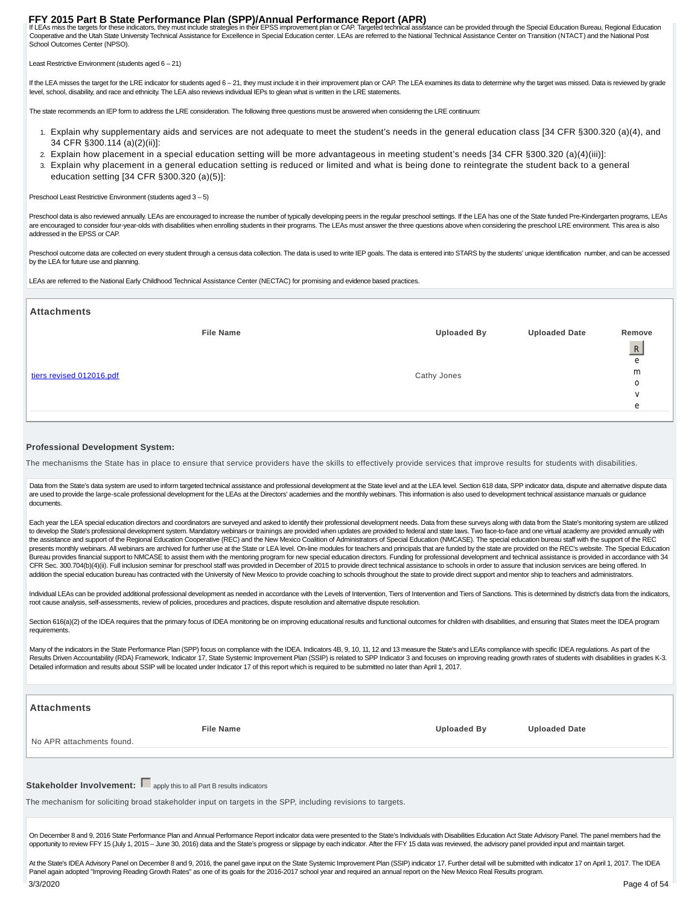If LEAs miss the targets for these indicators, they must include strategies in their EPSS improvement plan or CAP. Targeted technical assistance can be provided through the Special Education Bureau, Regional Education Cooperative and the Utah State University Technical Assistance for Excellence in Special Education center. LEAs are referred to the National Technical Assistance Center on Transition (NTACT) and the National Post School Outcomes Center (NPSO).

Least Restrictive Environment (students aged 6 – 21)

If the LEA misses the target for the LRE indicator for students aged 6 – 21, they must include it in their improvement plan or CAP. The LEA examines its data to determine why the target was missed. Data is reviewed by grade level, school, disability, and race and ethnicity. The LEA also reviews individual IEPs to glean what is written in the LRE statements.

The state recommends an IEP form to address the LRE consideration. The following three questions must be answered when considering the LRE continuum:

1. Explain why supplementary aids and services are not adequate to meet the student's needs in the general education class [34 CFR §300.320 (a)(4), and 34 CFR §300.114 (a)(2)(ii)]:
2. Explain how placement in a special education setting will be more advantageous in meeting student's needs [34 CFR §300.320 (a)(4)(iii)]:
3. Explain why placement in a general education setting is reduced or limited and what is being done to reintegrate the student back to a general education setting [34 CFR §300.320 (a)(5)]:

Preschool Least Restrictive Environment (students aged 3 – 5)

Preschool data is also reviewed annually. LEAs are encouraged to increase the number of typically developing peers in the regular preschool settings. If the LEA has one of the State funded Pre-Kindergarten programs, LEAs are encouraged to consider four-year-olds with disabilities when enrolling students in their programs. The LEAs must answer the three questions above when considering the preschool LRE environment. This area is also addressed in the EPSS or CAP.

Preschool outcome data are collected on every student through a census data collection. The data is used to write IEP goals. The data is entered into STARS by the students' unique identification number, and can be accessed by the LEA for future use and planning.

LEAs are referred to the National Early Childhood Technical Assistance Center (NECTAC) for promising and evidence based practices.

**Attachments**

| File Name | Uploaded By | Uploaded Date | Remove |
|---|---|---|---|
| tiers revised 012016.pdf | Cathy Jones | | Remove |

**Professional Development System:**

The mechanisms the State has in place to ensure that service providers have the skills to effectively provide services that improve results for students with disabilities.

Data from the State's data system are used to inform targeted technical assistance and professional development at the State level and at the LEA level. Section 618 data, SPP indicator data, dispute and alternative dispute data are used to provide the large-scale professional development for the LEAs at the Directors' academies and the monthly webinars. This information is also used to development technical assistance manuals or guidance documents.

Each year the LEA special education directors and coordinators are surveyed and asked to identify their professional development needs. Data from these surveys along with data from the State's monitoring system are utilized to develop the State's professional development system. Mandatory webinars or trainings are provided when updates are provided to federal and state laws. Two face-to-face and one virtual academy are provided annually with the assistance and support of the Regional Education Cooperative (REC) and the New Mexico Coalition of Administrators of Special Education (NMCASE). The special education bureau staff with the support of the REC presents monthly webinars. All webinars are archived for further use at the State or LEA level. On-line modules for teachers and principals that are funded by the state are provided on the REC's website. The Special Education Bureau provides financial support to NMCASE to assist them with the mentoring program for new special education directors. Funding for professional development and technical assistance is provided in accordance with 34 CFR Sec. 300.704(b)(4)(ii). Full inclusion seminar for preschool staff was provided in December of 2015 to provide direct technical assistance to schools in order to assure that inclusion services are being offered. In addition the special education bureau has contracted with the University of New Mexico to provide coaching to schools throughout the state to provide direct support and mentor ship to teachers and administrators.

Individual LEAs can be provided additional professional development as needed in accordance with the Levels of Intervention, Tiers of Intervention and Tiers of Sanctions. This is determined by district's data from the indicators, root cause analysis, self-assessments, review of policies, procedures and practices, dispute resolution and alternative dispute resolution.

Section 616(a)(2) of the IDEA requires that the primary focus of IDEA monitoring be on improving educational results and functional outcomes for children with disabilities, and ensuring that States meet the IDEA program requirements.

Many of the indicators in the State Performance Plan (SPP) focus on compliance with the IDEA. Indicators 4B, 9, 10, 11, 12 and 13 measure the State's and LEA's compliance with specific IDEA regulations. As part of the Results Driven Accountability (RDA) Framework, Indicator 17, State Systemic Improvement Plan (SSIP) is related to SPP Indicator 3 and focuses on improving reading growth rates of students with disabilities in grades K-3. Detailed information and results about SSIP will be located under Indicator 17 of this report which is required to be submitted no later than April 1, 2017.

**Attachments**

| File Name | Uploaded By | Uploaded Date |
|---|---|---|
| No APR attachments found. | | |

**Stakeholder Involvement:** ☐ apply this to all Part B results indicators

The mechanism for soliciting broad stakeholder input on targets in the SPP, including revisions to targets.

On December 8 and 9, 2016 State Performance Plan and Annual Performance Report indicator data were presented to the State's Individuals with Disabilities Education Act State Advisory Panel. The panel members had the opportunity to review FFY 15 (July 1, 2015 – June 30, 2016) data and the State's progress or slippage by each indicator. After the FFY 15 data was reviewed, the advisory panel provided input and maintain target.

At the State's IDEA Advisory Panel on December 8 and 9, 2016, the panel gave input on the State Systemic Improvement Plan (SSIP) indicator 17. Further detail will be submitted with indicator 17 on April 1, 2017. The IDEA Panel again adopted "Improving Reading Growth Rates" as one of its goals for the 2016-2017 school year and required an annual report on the New Mexico Real Results program.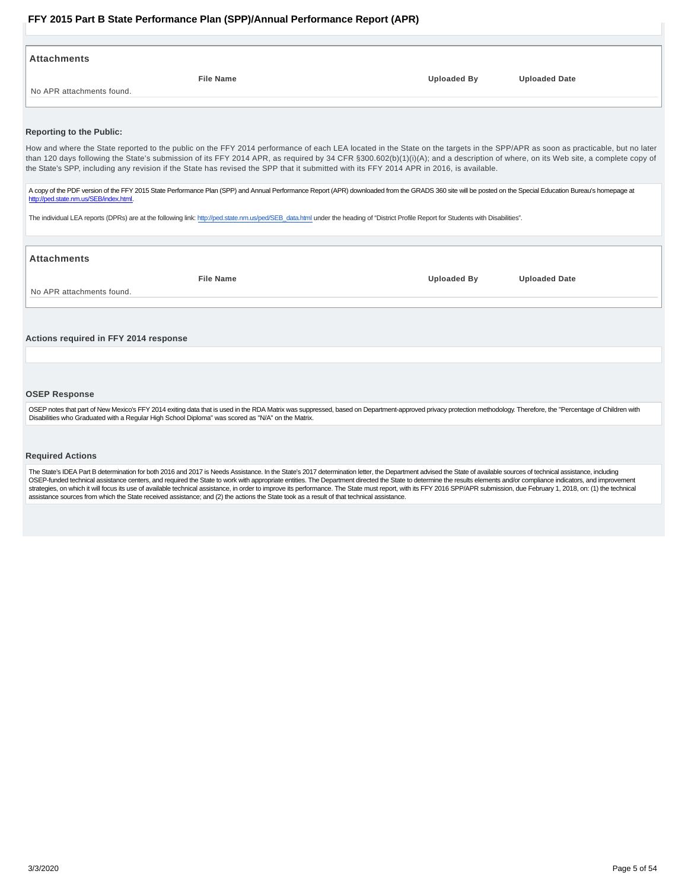## Attachments

| File Name | Uploaded By | Uploaded Date |
| --- | --- | --- |
| No APR attachments found. | | |

### Reporting to the Public:

How and where the State reported to the public on the FFY 2014 performance of each LEA located in the State on the targets in the SPP/APR as soon as practicable, but no later than 120 days following the State's submission of its FFY 2014 APR, as required by 34 CFR §300.602(b)(1)(i)(A); and a description of where, on its Web site, a complete copy of the State's SPP, including any revision if the State has revised the SPP that it submitted with its FFY 2014 APR in 2016, is available.

A copy of the PDF version of the FFY 2015 State Performance Plan (SPP) and Annual Performance Report (APR) downloaded from the GRADS 360 site will be posted on the Special Education Bureau's homepage at http://ped.state.nm.us/SEB/index.html.

The individual LEA reports (DPRs) are at the following link: http://ped.state.nm.us/ped/SEB_data.html under the heading of "District Profile Report for Students with Disabilities".

## Attachments

| File Name | Uploaded By | Uploaded Date |
| --- | --- | --- |
| No APR attachments found. | | |

### Actions required in FFY 2014 response

### OSEP Response

OSEP notes that part of New Mexico's FFY 2014 exiting data that is used in the RDA Matrix was suppressed, based on Department-approved privacy protection methodology. Therefore, the "Percentage of Children with Disabilities who Graduated with a Regular High School Diploma" was scored as "N/A" on the Matrix.

### Required Actions

The State's IDEA Part B determination for both 2016 and 2017 is Needs Assistance. In the State's 2017 determination letter, the Department advised the State of available sources of technical assistance, including OSEP-funded technical assistance centers, and required the State to work with appropriate entities. The Department directed the State to determine the results elements and/or compliance indicators, and improvement strategies, on which it will focus its use of available technical assistance, in order to improve its performance. The State must report, with its FFY 2016 SPP/APR submission, due February 1, 2018, on: (1) the technical assistance sources from which the State received assistance; and (2) the actions the State took as a result of that technical assistance.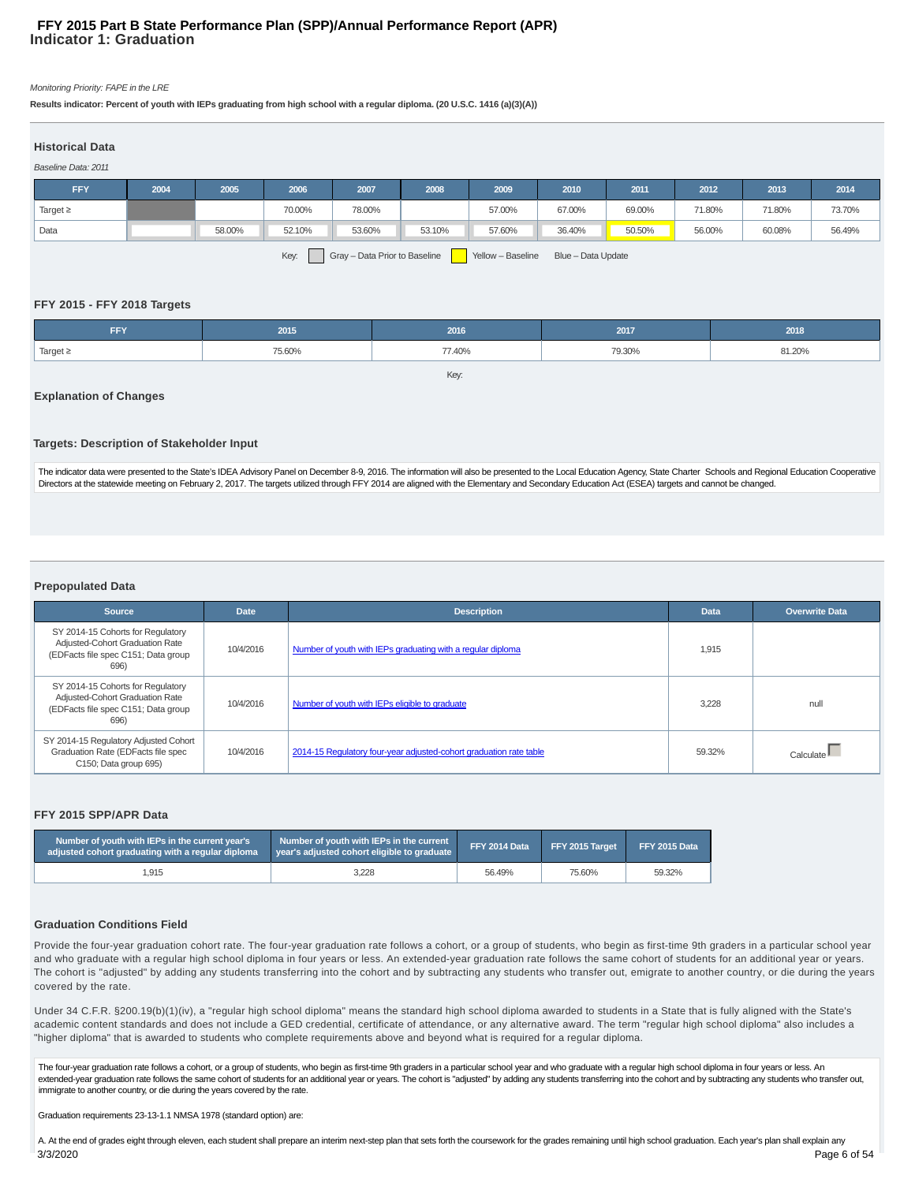# FFY 2015 Part B State Performance Plan (SPP)/Annual Performance Report (APR)
## Indicator 1: Graduation

*Monitoring Priority: FAPE in the LRE*

**Results indicator: Percent of youth with IEPs graduating from high school with a regular diploma. (20 U.S.C. 1416 (a)(3)(A))**

### Historical Data

*Baseline Data: 2011*

| FFY | 2004 | 2005 | 2006 | 2007 | 2008 | 2009 | 2010 | 2011 | 2012 | 2013 | 2014 |
|---|---|---|---|---|---|---|---|---|---|---|---|
| Target ≥ | | | 70.00% | 78.00% | | 57.00% | 67.00% | 69.00% | 71.80% | 71.80% | 73.70% |
| Data | | 58.00% | 52.10% | 53.60% | 53.10% | 57.60% | 36.40% | 50.50% | 56.00% | 60.08% | 56.49% |

Key: Gray – Data Prior to Baseline | Yellow – Baseline | Blue – Data Update

### FFY 2015 - FFY 2018 Targets

| FFY | 2015 | 2016 | 2017 | 2018 |
|---|---|---|---|---|
| Target ≥ | 75.60% | 77.40% | 79.30% | 81.20% |

Key:

### Explanation of Changes

### Targets: Description of Stakeholder Input

The indicator data were presented to the State's IDEA Advisory Panel on December 8-9, 2016. The information will also be presented to the Local Education Agency, State Charter Schools and Regional Education Cooperative Directors at the statewide meeting on February 2, 2017. The targets utilized through FFY 2014 are aligned with the Elementary and Secondary Education Act (ESEA) targets and cannot be changed.

### Prepopulated Data

| Source | Date | Description | Data | Overwrite Data |
|---|---|---|---|---|
| SY 2014-15 Cohorts for Regulatory Adjusted-Cohort Graduation Rate (EDFacts file spec C151; Data group 696) | 10/4/2016 | Number of youth with IEPs graduating with a regular diploma | 1,915 | |
| SY 2014-15 Cohorts for Regulatory Adjusted-Cohort Graduation Rate (EDFacts file spec C151; Data group 696) | 10/4/2016 | Number of youth with IEPs eligible to graduate | 3,228 | null |
| SY 2014-15 Regulatory Adjusted Cohort Graduation Rate (EDFacts file spec C150; Data group 695) | 10/4/2016 | 2014-15 Regulatory four-year adjusted-cohort graduation rate table | 59.32% | Calculate |

### FFY 2015 SPP/APR Data

| Number of youth with IEPs in the current year's adjusted cohort graduating with a regular diploma | Number of youth with IEPs in the current year's adjusted cohort eligible to graduate | FFY 2014 Data | FFY 2015 Target | FFY 2015 Data |
|---|---|---|---|---|
| 1,915 | 3,228 | 56.49% | 75.60% | 59.32% |

### Graduation Conditions Field

Provide the four-year graduation cohort rate. The four-year graduation rate follows a cohort, or a group of students, who begin as first-time 9th graders in a particular school year and who graduate with a regular high school diploma in four years or less. An extended-year graduation rate follows the same cohort of students for an additional year or years. The cohort is "adjusted" by adding any students transferring into the cohort and by subtracting any students who transfer out, emigrate to another country, or die during the years covered by the rate.

Under 34 C.F.R. §200.19(b)(1)(iv), a "regular high school diploma" means the standard high school diploma awarded to students in a State that is fully aligned with the State's academic content standards and does not include a GED credential, certificate of attendance, or any alternative award. The term "regular high school diploma" also includes a "higher diploma" that is awarded to students who complete requirements above and beyond what is required for a regular diploma.

The four-year graduation rate follows a cohort, or a group of students, who begin as first-time 9th graders in a particular school year and who graduate with a regular high school diploma in four years or less. An extended-year graduation rate follows the same cohort of students for an additional year or years. The cohort is "adjusted" by adding any students transferring into the cohort and by subtracting any students who transfer out, immigrate to another country, or die during the years covered by the rate.

Graduation requirements 23-13-1.1 NMSA 1978 (standard option) are:

A. At the end of grades eight through eleven, each student shall prepare an interim next-step plan that sets forth the coursework for the grades remaining until high school graduation. Each year's plan shall explain any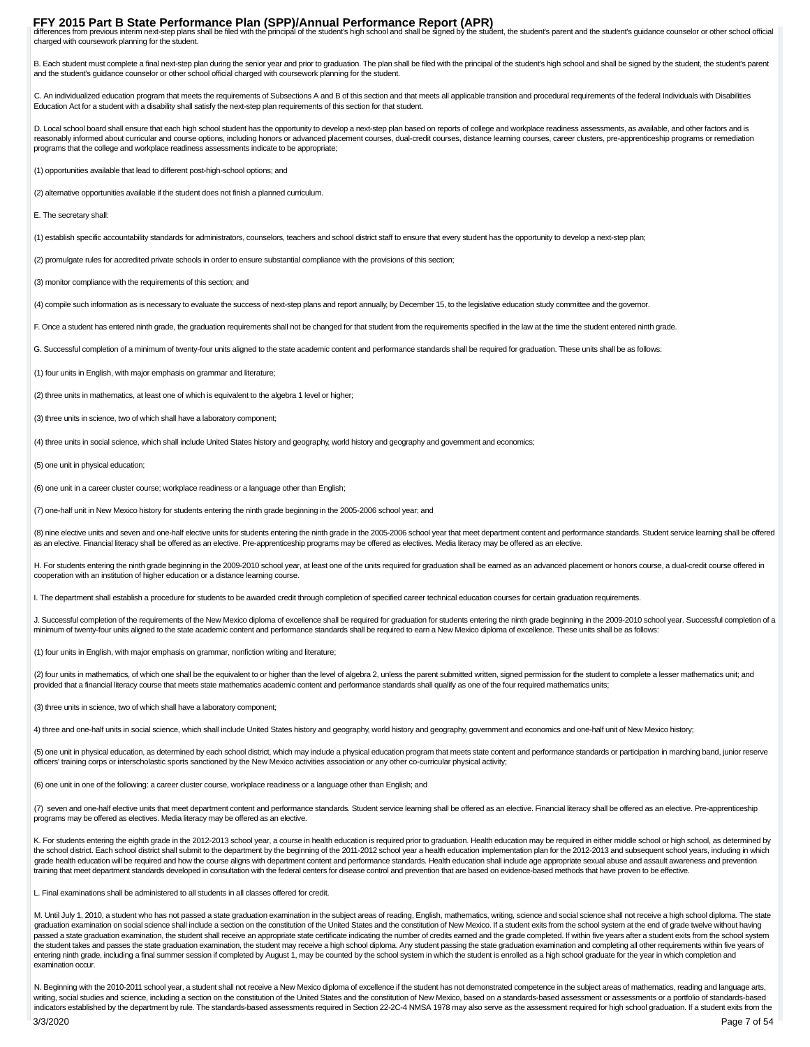differences from previous interim next-step plans shall be filed with the principal of the student's high school and shall be signed by the student, the student's parent and the student's guidance counselor or other school official charged with coursework planning for the student.

B. Each student must complete a final next-step plan during the senior year and prior to graduation. The plan shall be filed with the principal of the student's high school and shall be signed by the student, the student's parent and the student's guidance counselor or other school official charged with coursework planning for the student.

C. An individualized education program that meets the requirements of Subsections A and B of this section and that meets all applicable transition and procedural requirements of the federal Individuals with Disabilities Education Act for a student with a disability shall satisfy the next-step plan requirements of this section for that student.

D. Local school board shall ensure that each high school student has the opportunity to develop a next-step plan based on reports of college and workplace readiness assessments, as available, and other factors and is reasonably informed about curricular and course options, including honors or advanced placement courses, dual-credit courses, distance learning courses, career clusters, pre-apprenticeship programs or remediation programs that the college and workplace readiness assessments indicate to be appropriate;

(1) opportunities available that lead to different post-high-school options; and

(2) alternative opportunities available if the student does not finish a planned curriculum.

E. The secretary shall:

(1) establish specific accountability standards for administrators, counselors, teachers and school district staff to ensure that every student has the opportunity to develop a next-step plan;

(2) promulgate rules for accredited private schools in order to ensure substantial compliance with the provisions of this section;

(3) monitor compliance with the requirements of this section; and

(4) compile such information as is necessary to evaluate the success of next-step plans and report annually, by December 15, to the legislative education study committee and the governor.

F. Once a student has entered ninth grade, the graduation requirements shall not be changed for that student from the requirements specified in the law at the time the student entered ninth grade.

G. Successful completion of a minimum of twenty-four units aligned to the state academic content and performance standards shall be required for graduation. These units shall be as follows:

(1) four units in English, with major emphasis on grammar and literature;

(2) three units in mathematics, at least one of which is equivalent to the algebra 1 level or higher;

(3) three units in science, two of which shall have a laboratory component;

(4) three units in social science, which shall include United States history and geography, world history and geography and government and economics;

(5) one unit in physical education;

(6) one unit in a career cluster course; workplace readiness or a language other than English;

(7) one-half unit in New Mexico history for students entering the ninth grade beginning in the 2005-2006 school year; and

(8) nine elective units and seven and one-half elective units for students entering the ninth grade in the 2005-2006 school year that meet department content and performance standards. Student service learning shall be offered as an elective. Financial literacy shall be offered as an elective. Pre-apprenticeship programs may be offered as electives. Media literacy may be offered as an elective.

H. For students entering the ninth grade beginning in the 2009-2010 school year, at least one of the units required for graduation shall be earned as an advanced placement or honors course, a dual-credit course offered in cooperation with an institution of higher education or a distance learning course.

I. The department shall establish a procedure for students to be awarded credit through completion of specified career technical education courses for certain graduation requirements.

J. Successful completion of the requirements of the New Mexico diploma of excellence shall be required for graduation for students entering the ninth grade beginning in the 2009-2010 school year. Successful completion of a minimum of twenty-four units aligned to the state academic content and performance standards shall be required to earn a New Mexico diploma of excellence. These units shall be as follows:

(1) four units in English, with major emphasis on grammar, nonfiction writing and literature;

(2) four units in mathematics, of which one shall be the equivalent to or higher than the level of algebra 2, unless the parent submitted written, signed permission for the student to complete a lesser mathematics unit; and provided that a financial literacy course that meets state mathematics academic content and performance standards shall qualify as one of the four required mathematics units;

(3) three units in science, two of which shall have a laboratory component;

4) three and one-half units in social science, which shall include United States history and geography, world history and geography, government and economics and one-half unit of New Mexico history;

(5) one unit in physical education, as determined by each school district, which may include a physical education program that meets state content and performance standards or participation in marching band, junior reserve officers' training corps or interscholastic sports sanctioned by the New Mexico activities association or any other co-curricular physical activity;

(6) one unit in one of the following: a career cluster course, workplace readiness or a language other than English; and

(7) seven and one-half elective units that meet department content and performance standards. Student service learning shall be offered as an elective. Financial literacy shall be offered as an elective. Pre-apprenticeship programs may be offered as electives. Media literacy may be offered as an elective.

K. For students entering the eighth grade in the 2012-2013 school year, a course in health education is required prior to graduation. Health education may be required in either middle school or high school, as determined by the school district. Each school district shall submit to the department by the beginning of the 2011-2012 school year a health education implementation plan for the 2012-2013 and subsequent school years, including in which grade health education will be required and how the course aligns with department content and performance standards. Health education shall include age appropriate sexual abuse and assault awareness and prevention training that meet department standards developed in consultation with the federal centers for disease control and prevention that are based on evidence-based methods that have proven to be effective.

L. Final examinations shall be administered to all students in all classes offered for credit.

M. Until July 1, 2010, a student who has not passed a state graduation examination in the subject areas of reading, English, mathematics, writing, science and social science shall not receive a high school diploma. The state graduation examination on social science shall include a section on the constitution of the United States and the constitution of New Mexico. If a student exits from the school system at the end of grade twelve without having passed a state graduation examination, the student shall receive an appropriate state certificate indicating the number of credits earned and the grade completed. If within five years after a student exits from the school system the student takes and passes the state graduation examination, the student may receive a high school diploma. Any student passing the state graduation examination and completing all other requirements within five years of entering ninth grade, including a final summer session if completed by August 1, may be counted by the school system in which the student is enrolled as a high school graduate for the year in which completion and examination occur.

N. Beginning with the 2010-2011 school year, a student shall not receive a New Mexico diploma of excellence if the student has not demonstrated competence in the subject areas of mathematics, reading and language arts, writing, social studies and science, including a section on the constitution of the United States and the constitution of New Mexico, based on a standards-based assessment or assessments or a portfolio of standards-based indicators established by the department by rule. The standards-based assessments required in Section 22-2C-4 NMSA 1978 may also serve as the assessment required for high school graduation. If a student exits from the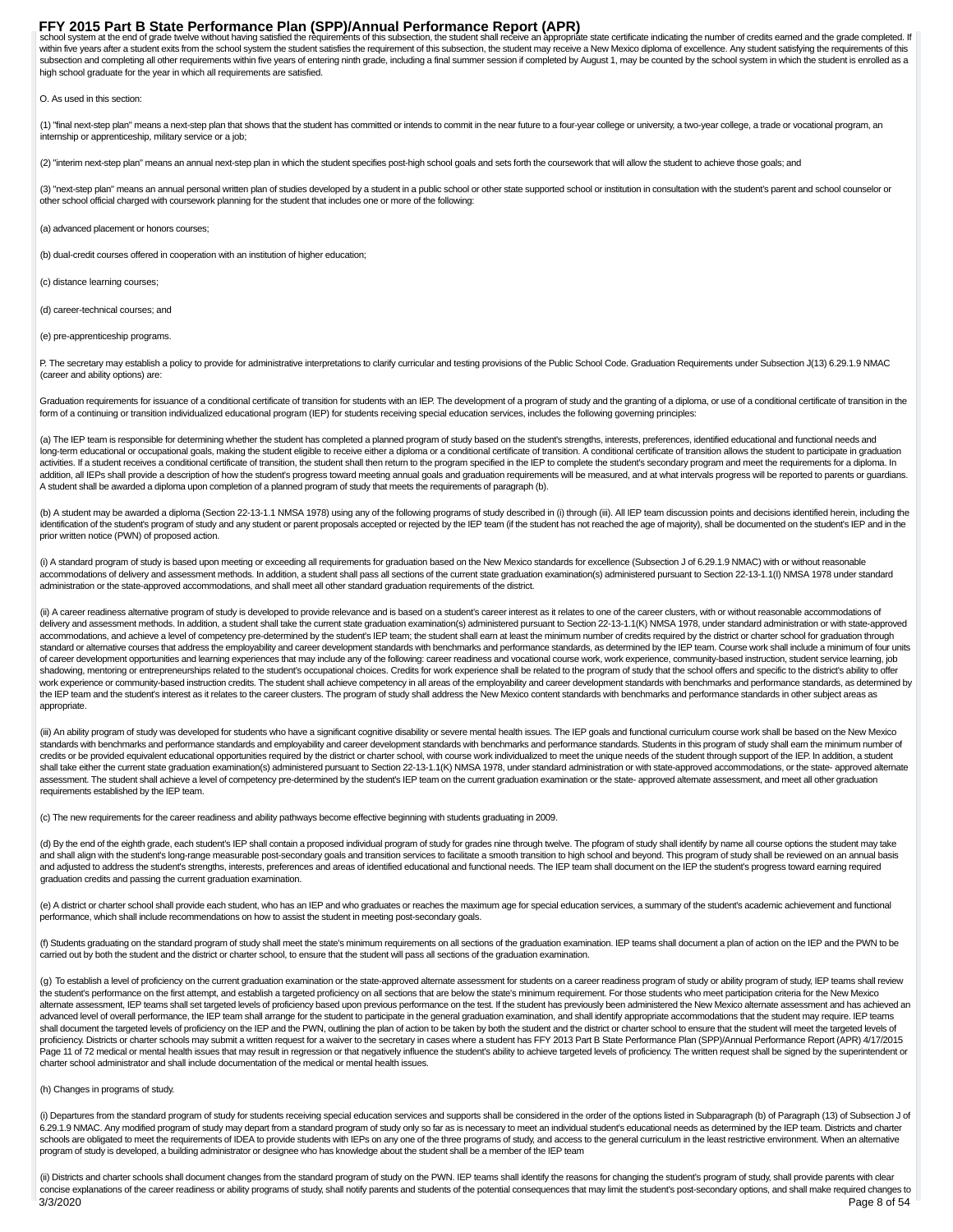school system at the end of grade twelve without having satisfied the requirements of this subsection, the student shall receive an appropriate state certificate indicating the number of credits earned and the grade completed. If within five years after a student exits from the school system the student satisfies the requirement of this subsection, the student may receive a New Mexico diploma of excellence. Any student satisfying the requirements of this subsection and completing all other requirements within five years of entering ninth grade, including a final summer session if completed by August 1, may be counted by the school system in which the student is enrolled as a high school graduate for the year in which all requirements are satisfied.

O. As used in this section:

(1) "final next-step plan" means a next-step plan that shows that the student has committed or intends to commit in the near future to a four-year college or university, a two-year college, a trade or vocational program, an internship or apprenticeship, military service or a job;

(2) "interim next-step plan" means an annual next-step plan in which the student specifies post-high school goals and sets forth the coursework that will allow the student to achieve those goals; and

(3) "next-step plan" means an annual personal written plan of studies developed by a student in a public school or other state supported school or institution in consultation with the student's parent and school counselor or other school official charged with coursework planning for the student that includes one or more of the following:

(a) advanced placement or honors courses;

(b) dual-credit courses offered in cooperation with an institution of higher education;

(c) distance learning courses;

(d) career-technical courses; and

(e) pre-apprenticeship programs.

P. The secretary may establish a policy to provide for administrative interpretations to clarify curricular and testing provisions of the Public School Code. Graduation Requirements under Subsection J(13) 6.29.1.9 NMAC (career and ability options) are:

Graduation requirements for issuance of a conditional certificate of transition for students with an IEP. The development of a program of study and the granting of a diploma, or use of a conditional certificate of transition in the form of a continuing or transition individualized educational program (IEP) for students receiving special education services, includes the following governing principles:

(a) The IEP team is responsible for determining whether the student has completed a planned program of study based on the student's strengths, interests, preferences, identified educational and functional needs and long-term educational or occupational goals, making the student eligible to receive either a diploma or a conditional certificate of transition. A conditional certificate of transition allows the student to participate in graduation activities. If a student receives a conditional certificate of transition, the student shall then return to the program specified in the IEP to complete the student's secondary program and meet the requirements for a diploma. In addition, all IEPs shall provide a description of how the student's progress toward meeting annual goals and graduation requirements will be measured, and at what intervals progress will be reported to parents or guardians. A student shall be awarded a diploma upon completion of a planned program of study that meets the requirements of paragraph (b).

(b) A student may be awarded a diploma (Section 22-13-1.1 NMSA 1978) using any of the following programs of study described in (i) through (iii). All IEP team discussion points and decisions identified herein, including the identification of the student's program of study and any student or parent proposals accepted or rejected by the IEP team (if the student has not reached the age of majority), shall be documented on the student's IEP and in the prior written notice (PWN) of proposed action.

(i) A standard program of study is based upon meeting or exceeding all requirements for graduation based on the New Mexico standards for excellence (Subsection J of 6.29.1.9 NMAC) with or without reasonable accommodations of delivery and assessment methods. In addition, a student shall pass all sections of the current state graduation examination(s) administered pursuant to Section 22-13-1.1(I) NMSA 1978 under standard administration or the state-approved accommodations, and shall meet all other standard graduation requirements of the district.

(ii) A career readiness alternative program of study is developed to provide relevance and is based on a student's career interest as it relates to one of the career clusters, with or without reasonable accommodations of delivery and assessment methods. In addition, a student shall take the current state graduation examination(s) administered pursuant to Section 22-13-1.1(K) NMSA 1978, under standard administration or with state-approved accommodations, and achieve a level of competency pre-determined by the student's IEP team; the student shall earn at least the minimum number of credits required by the district or charter school for graduation through standard or alternative courses that address the employability and career development standards with benchmarks and performance standards, as determined by the IEP team. Course work shall include a minimum of four units of career development opportunities and learning experiences that may include any of the following: career readiness and vocational course work, work experience, community-based instruction, student service learning, job shadowing, mentoring or entrepreneurships related to the student's occupational choices. Credits for work experience shall be related to the program of study that the school offers and specific to the district's ability to offer work experience or community-based instruction credits. The student shall achieve competency in all areas of the employability and career development standards with benchmarks and performance standards, as determined by the IEP team and the student's interest as it relates to the career clusters. The program of study shall address the New Mexico content standards with benchmarks and performance standards in other subject areas as appropriate.

(iii) An ability program of study was developed for students who have a significant cognitive disability or severe mental health issues. The IEP goals and functional curriculum course work shall be based on the New Mexico standards with benchmarks and performance standards and employability and career development standards with benchmarks and performance standards. Students in this program of study shall earn the minimum number of credits or be provided equivalent educational opportunities required by the district or charter school, with course work individualized to meet the unique needs of the student through support of the IEP. In addition, a student shall take either the current state graduation examination(s) administered pursuant to Section 22-13-1.1(K) NMSA 1978, under standard administration or with state-approved accommodations, or the state- approved alternate assessment. The student shall achieve a level of competency pre-determined by the student's IEP team on the current graduation examination or the state- approved alternate assessment, and meet all other graduation requirements established by the IEP team.

(c) The new requirements for the career readiness and ability pathways become effective beginning with students graduating in 2009.

(d) By the end of the eighth grade, each student's IEP shall contain a proposed individual program of study for grades nine through twelve. The pfogram of study shall identify by name all course options the student may take and shall align with the student's long-range measurable post-secondary goals and transition services to facilitate a smooth transition to high school and beyond. This program of study shall be reviewed on an annual basis and adjusted to address the student's strengths, interests, preferences and areas of identified educational and functional needs. The IEP team shall document on the IEP the student's progress toward earning required graduation credits and passing the current graduation examination.

(e) A district or charter school shall provide each student, who has an IEP and who graduates or reaches the maximum age for special education services, a summary of the student's academic achievement and functional performance, which shall include recommendations on how to assist the student in meeting post-secondary goals.

(f) Students graduating on the standard program of study shall meet the state's minimum requirements on all sections of the graduation examination. IEP teams shall document a plan of action on the IEP and the PWN to be carried out by both the student and the district or charter school, to ensure that the student will pass all sections of the graduation examination.

(g) To establish a level of proficiency on the current graduation examination or the state-approved alternate assessment for students on a career readiness program of study or ability program of study, IEP teams shall review the student's performance on the first attempt, and establish a targeted proficiency on all sections that are below the state's minimum requirement. For those students who meet participation criteria for the New Mexico alternate assessment, IEP teams shall set targeted levels of proficiency based upon previous performance on the test. If the student has previously been administered the New Mexico alternate assessment and has achieved an advanced level of overall performance, the IEP team shall arrange for the student to participate in the general graduation examination, and shall identify appropriate accommodations that the student may require. IEP teams shall document the targeted levels of proficiency on the IEP and the PWN, outlining the plan of action to be taken by both the student and the district or charter school to ensure that the student will meet the targeted levels of proficiency. Districts or charter schools may submit a written request for a waiver to the secretary in cases where a student has FFY 2013 Part B State Performance Plan (SPP)/Annual Performance Report (APR) 4/17/2015 Page 11 of 72 medical or mental health issues that may result in regression or that negatively influence the student's ability to achieve targeted levels of proficiency. The written request shall be signed by the superintendent or charter school administrator and shall include documentation of the medical or mental health issues.

(h) Changes in programs of study.

(i) Departures from the standard program of study for students receiving special education services and supports shall be considered in the order of the options listed in Subparagraph (b) of Paragraph (13) of Subsection J of 6.29.1.9 NMAC. Any modified program of study may depart from a standard program of study only so far as is necessary to meet an individual student's educational needs as determined by the IEP team. Districts and charter schools are obligated to meet the requirements of IDEA to provide students with IEPs on any one of the three programs of study, and access to the general curriculum in the least restrictive environment. When an alternative program of study is developed, a building administrator or designee who has knowledge about the student shall be a member of the IEP team

(ii) Districts and charter schools shall document changes from the standard program of study on the PWN. IEP teams shall identify the reasons for changing the student's program of study, shall provide parents with clear concise explanations of the career readiness or ability programs of study, shall notify parents and students of the potential consequences that may limit the student's post-secondary options, and shall make required changes to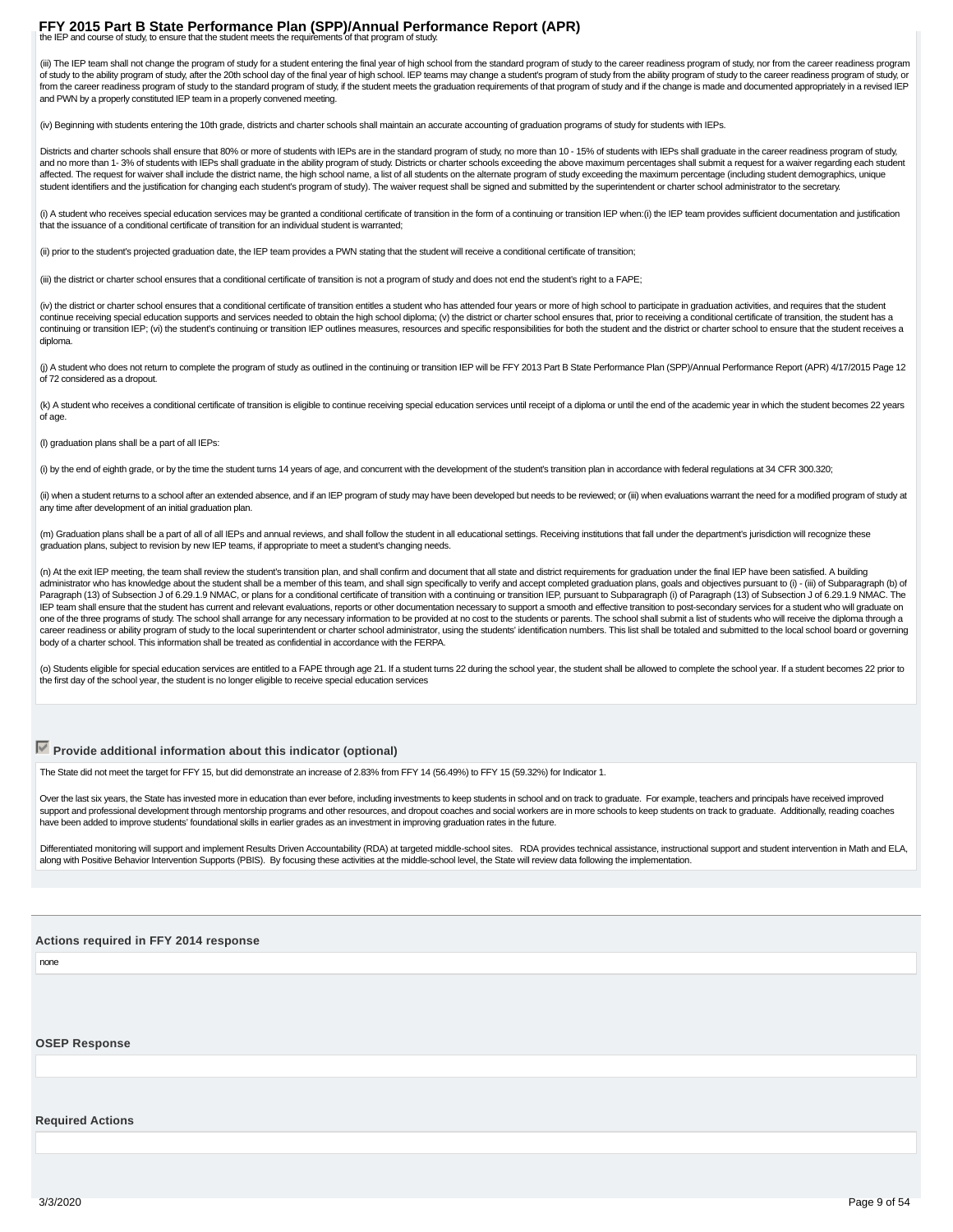the IEP and course of study, to ensure that the student meets the requirements of that program of study.

(iii) The IEP team shall not change the program of study for a student entering the final year of high school from the standard program of study to the career readiness program of study, nor from the career readiness program of study to the ability program of study, after the 20th school day of the final year of high school. IEP teams may change a student's program of study from the ability program of study to the career readiness program of study, or from the career readiness program of study to the standard program of study, if the student meets the graduation requirements of that program of study and if the change is made and documented appropriately in a revised IEP and PWN by a properly constituted IEP team in a properly convened meeting.

(iv) Beginning with students entering the 10th grade, districts and charter schools shall maintain an accurate accounting of graduation programs of study for students with IEPs.

Districts and charter schools shall ensure that 80% or more of students with IEPs are in the standard program of study, no more than 10 - 15% of students with IEPs shall graduate in the career readiness program of study, and no more than 1- 3% of students with IEPs shall graduate in the ability program of study. Districts or charter schools exceeding the above maximum percentages shall submit a request for a waiver regarding each student affected. The request for waiver shall include the district name, the high school name, a list of all students on the alternate program of study exceeding the maximum percentage (including student demographics, unique student identifiers and the justification for changing each student's program of study). The waiver request shall be signed and submitted by the superintendent or charter school administrator to the secretary.

(i) A student who receives special education services may be granted a conditional certificate of transition in the form of a continuing or transition IEP when:(i) the IEP team provides sufficient documentation and justification that the issuance of a conditional certificate of transition for an individual student is warranted;

(ii) prior to the student's projected graduation date, the IEP team provides a PWN stating that the student will receive a conditional certificate of transition;

(iii) the district or charter school ensures that a conditional certificate of transition is not a program of study and does not end the student's right to a FAPE;

(iv) the district or charter school ensures that a conditional certificate of transition entitles a student who has attended four years or more of high school to participate in graduation activities, and requires that the student continue receiving special education supports and services needed to obtain the high school diploma; (v) the district or charter school ensures that, prior to receiving a conditional certificate of transition, the student has a continuing or transition IEP; (vi) the student's continuing or transition IEP outlines measures, resources and specific responsibilities for both the student and the district or charter school to ensure that the student receives a diploma.

(j) A student who does not return to complete the program of study as outlined in the continuing or transition IEP will be FFY 2013 Part B State Performance Plan (SPP)/Annual Performance Report (APR) 4/17/2015 Page 12 of 72 considered as a dropout.

(k) A student who receives a conditional certificate of transition is eligible to continue receiving special education services until receipt of a diploma or until the end of the academic year in which the student becomes 22 years of age.

(l) graduation plans shall be a part of all IEPs:

(i) by the end of eighth grade, or by the time the student turns 14 years of age, and concurrent with the development of the student's transition plan in accordance with federal regulations at 34 CFR 300.320;

(ii) when a student returns to a school after an extended absence, and if an IEP program of study may have been developed but needs to be reviewed; or (iii) when evaluations warrant the need for a modified program of study at any time after development of an initial graduation plan.

(m) Graduation plans shall be a part of all of all IEPs and annual reviews, and shall follow the student in all educational settings. Receiving institutions that fall under the department's jurisdiction will recognize these graduation plans, subject to revision by new IEP teams, if appropriate to meet a student's changing needs.

(n) At the exit IEP meeting, the team shall review the student's transition plan, and shall confirm and document that all state and district requirements for graduation under the final IEP have been satisfied. A building administrator who has knowledge about the student shall be a member of this team, and shall sign specifically to verify and accept completed graduation plans, goals and objectives pursuant to (i) - (iii) of Subparagraph (b) of Paragraph (13) of Subsection J of 6.29.1.9 NMAC, or plans for a conditional certificate of transition with a continuing or transition IEP, pursuant to Subparagraph (i) of Paragraph (13) of Subsection J of 6.29.1.9 NMAC. The IEP team shall ensure that the student has current and relevant evaluations, reports or other documentation necessary to support a smooth and effective transition to post-secondary services for a student who will graduate on one of the three programs of study. The school shall arrange for any necessary information to be provided at no cost to the students or parents. The school shall submit a list of students who will receive the diploma through a career readiness or ability program of study to the local superintendent or charter school administrator, using the students' identification numbers. This list shall be totaled and submitted to the local school board or governing body of a charter school. This information shall be treated as confidential in accordance with the FERPA.

(o) Students eligible for special education services are entitled to a FAPE through age 21. If a student turns 22 during the school year, the student shall be allowed to complete the school year. If a student becomes 22 prior to the first day of the school year, the student is no longer eligible to receive special education services

### ☑ Provide additional information about this indicator (optional)

The State did not meet the target for FFY 15, but did demonstrate an increase of 2.83% from FFY 14 (56.49%) to FFY 15 (59.32%) for Indicator 1.

Over the last six years, the State has invested more in education than ever before, including investments to keep students in school and on track to graduate. For example, teachers and principals have received improved support and professional development through mentorship programs and other resources, and dropout coaches and social workers are in more schools to keep students on track to graduate. Additionally, reading coaches have been added to improve students' foundational skills in earlier grades as an investment in improving graduation rates in the future.

Differentiated monitoring will support and implement Results Driven Accountability (RDA) at targeted middle-school sites. RDA provides technical assistance, instructional support and student intervention in Math and ELA, along with Positive Behavior Intervention Supports (PBIS). By focusing these activities at the middle-school level, the State will review data following the implementation.

### Actions required in FFY 2014 response

none

### OSEP Response

### Required Actions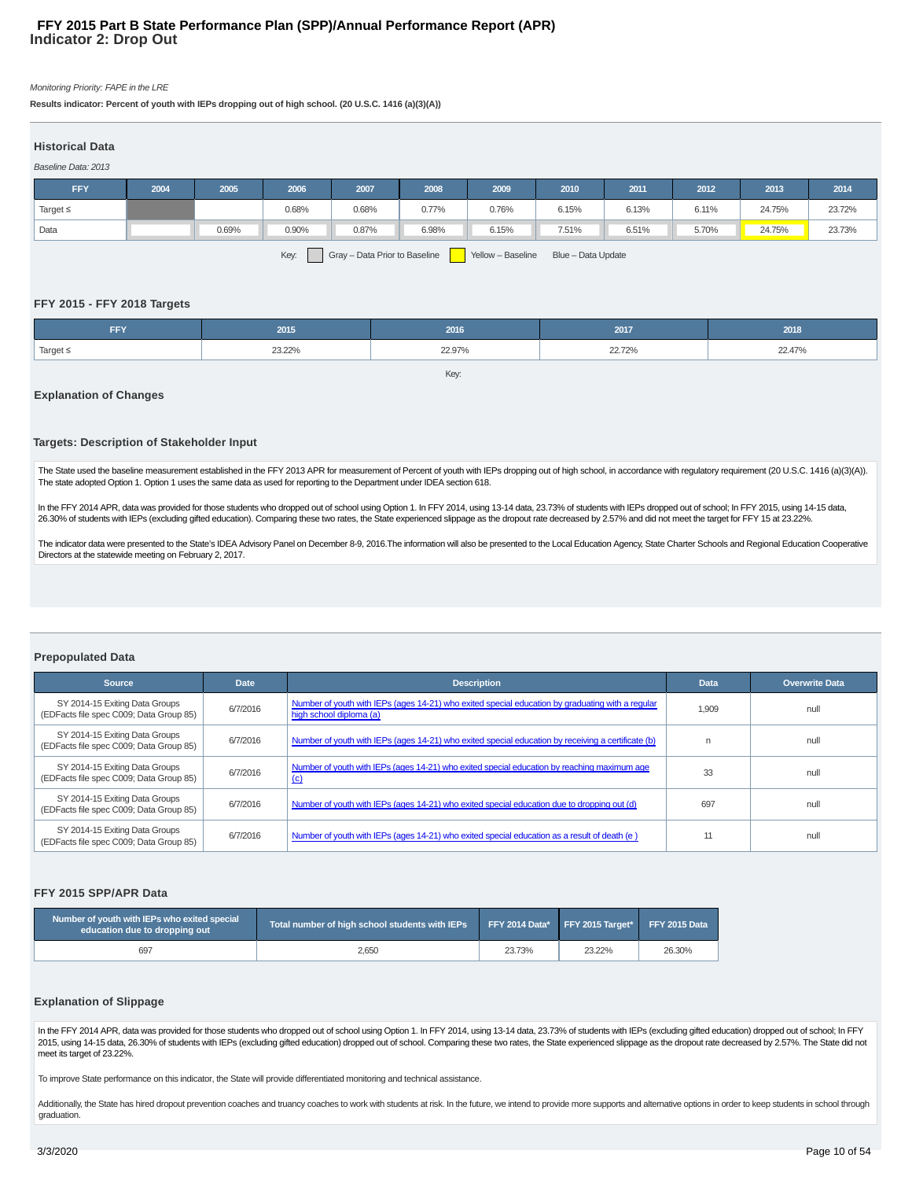# FFY 2015 Part B State Performance Plan (SPP)/Annual Performance Report (APR)

## Indicator 2: Drop Out

*Monitoring Priority: FAPE in the LRE*

**Results indicator: Percent of youth with IEPs dropping out of high school. (20 U.S.C. 1416 (a)(3)(A))**

### Historical Data

*Baseline Data: 2013*

| FFY | 2004 | 2005 | 2006 | 2007 | 2008 | 2009 | 2010 | 2011 | 2012 | 2013 | 2014 |
|---|---|---|---|---|---|---|---|---|---|---|---|
| Target ≤ | | | 0.68% | 0.68% | 0.77% | 0.76% | 6.15% | 6.13% | 6.11% | 24.75% | 23.72% |
| Data | | 0.69% | 0.90% | 0.87% | 6.98% | 6.15% | 7.51% | 6.51% | 5.70% | 24.75% | 23.73% |

Key: Gray – Data Prior to Baseline Yellow – Baseline Blue – Data Update

### FFY 2015 - FFY 2018 Targets

| FFY | 2015 | 2016 | 2017 | 2018 |
|---|---|---|---|---|
| Target ≤ | 23.22% | 22.97% | 22.72% | 22.47% |

Key:

### Explanation of Changes

### Targets: Description of Stakeholder Input

The State used the baseline measurement established in the FFY 2013 APR for measurement of Percent of youth with IEPs dropping out of high school, in accordance with regulatory requirement (20 U.S.C. 1416 (a)(3)(A)). The state adopted Option 1. Option 1 uses the same data as used for reporting to the Department under IDEA section 618.

In the FFY 2014 APR, data was provided for those students who dropped out of school using Option 1. In FFY 2014, using 13-14 data, 23.73% of students with IEPs dropped out of school; In FFY 2015, using 14-15 data, 26.30% of students with IEPs (excluding gifted education). Comparing these two rates, the State experienced slippage as the dropout rate decreased by 2.57% and did not meet the target for FFY 15 at 23.22%.

The indicator data were presented to the State's IDEA Advisory Panel on December 8-9, 2016.The information will also be presented to the Local Education Agency, State Charter Schools and Regional Education Cooperative Directors at the statewide meeting on February 2, 2017.

### Prepopulated Data

| Source | Date | Description | Data | Overwrite Data |
|---|---|---|---|---|
| SY 2014-15 Exiting Data Groups (EDFacts file spec C009; Data Group 85) | 6/7/2016 | Number of youth with IEPs (ages 14-21) who exited special education by graduating with a regular high school diploma (a) | 1,909 | null |
| SY 2014-15 Exiting Data Groups (EDFacts file spec C009; Data Group 85) | 6/7/2016 | Number of youth with IEPs (ages 14-21) who exited special education by receiving a certificate (b) | n | null |
| SY 2014-15 Exiting Data Groups (EDFacts file spec C009; Data Group 85) | 6/7/2016 | Number of youth with IEPs (ages 14-21) who exited special education by reaching maximum age (c) | 33 | null |
| SY 2014-15 Exiting Data Groups (EDFacts file spec C009; Data Group 85) | 6/7/2016 | Number of youth with IEPs (ages 14-21) who exited special education due to dropping out (d) | 697 | null |
| SY 2014-15 Exiting Data Groups (EDFacts file spec C009; Data Group 85) | 6/7/2016 | Number of youth with IEPs (ages 14-21) who exited special education as a result of death (e ) | 11 | null |

### FFY 2015 SPP/APR Data

| Number of youth with IEPs who exited special education due to dropping out | Total number of high school students with IEPs | FFY 2014 Data* | FFY 2015 Target* | FFY 2015 Data |
|---|---|---|---|---|
| 697 | 2,650 | 23.73% | 23.22% | 26.30% |

### Explanation of Slippage

In the FFY 2014 APR, data was provided for those students who dropped out of school using Option 1. In FFY 2014, using 13-14 data, 23.73% of students with IEPs (excluding gifted education) dropped out of school; In FFY 2015, using 14-15 data, 26.30% of students with IEPs (excluding gifted education) dropped out of school. Comparing these two rates, the State experienced slippage as the dropout rate decreased by 2.57%. The State did not meet its target of 23.22%.

To improve State performance on this indicator, the State will provide differentiated monitoring and technical assistance.

Additionally, the State has hired dropout prevention coaches and truancy coaches to work with students at risk. In the future, we intend to provide more supports and alternative options in order to keep students in school through graduation.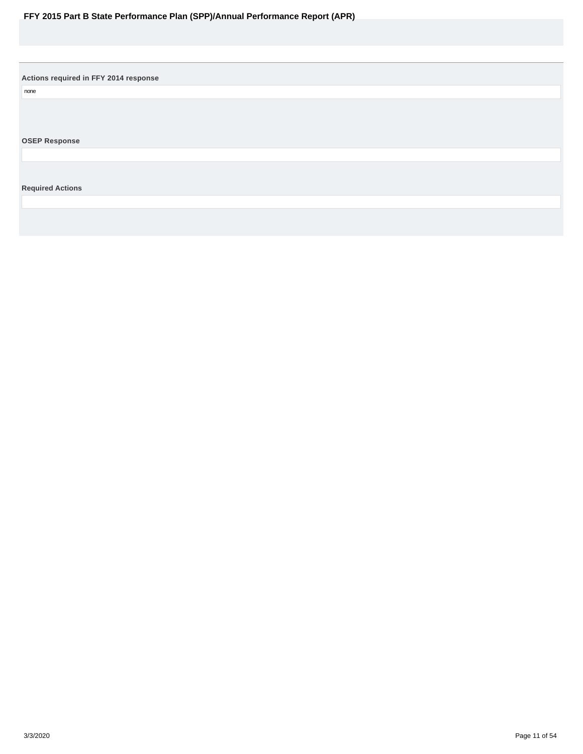**Actions required in FFY 2014 response**

none

**OSEP Response**

**Required Actions**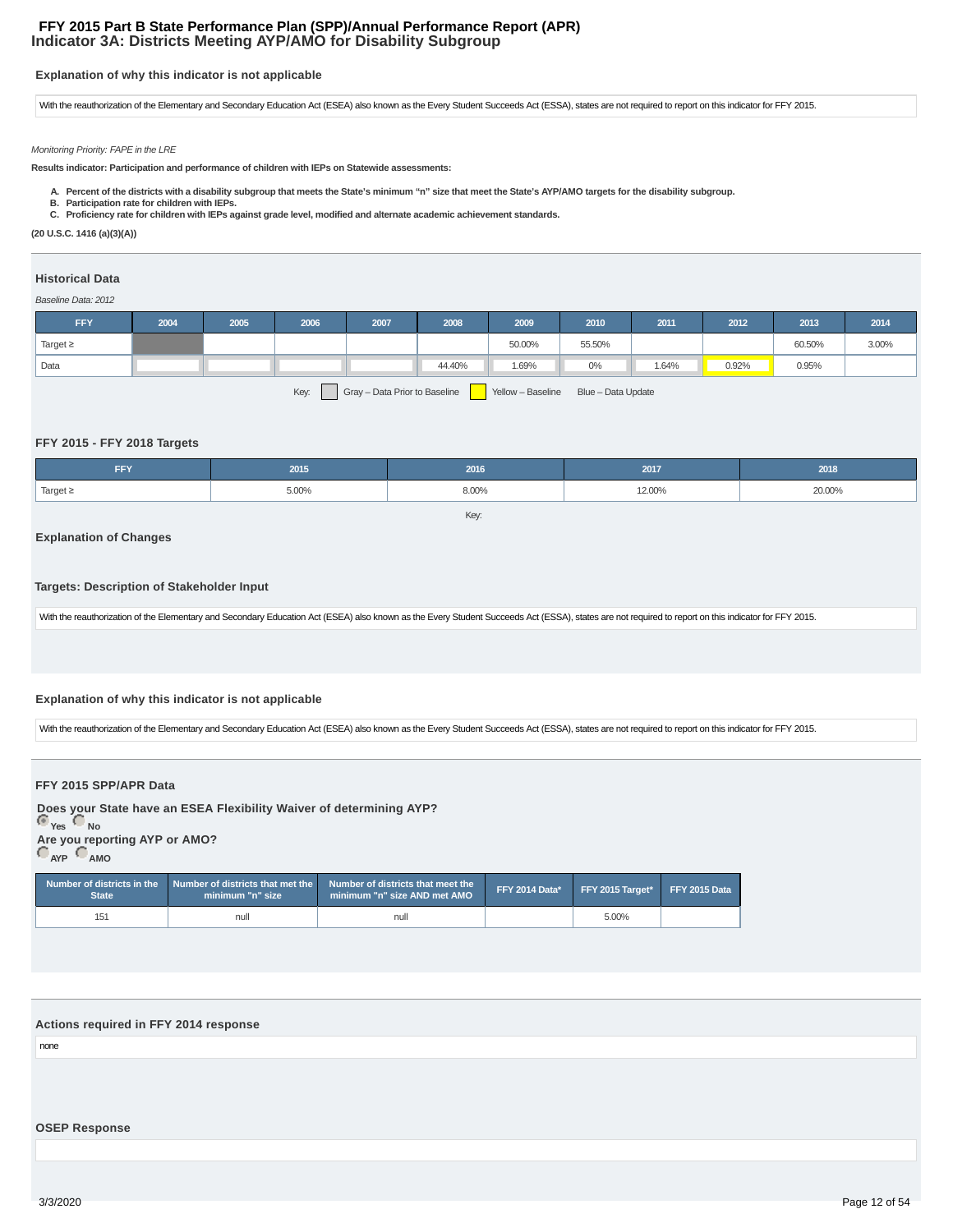# FFY 2015 Part B State Performance Plan (SPP)/Annual Performance Report (APR)
## Indicator 3A: Districts Meeting AYP/AMO for Disability Subgroup

### Explanation of why this indicator is not applicable

With the reauthorization of the Elementary and Secondary Education Act (ESEA) also known as the Every Student Succeeds Act (ESSA), states are not required to report on this indicator for FFY 2015.

*Monitoring Priority: FAPE in the LRE*

**Results indicator: Participation and performance of children with IEPs on Statewide assessments:**

**A. Percent of the districts with a disability subgroup that meets the State's minimum "n" size that meet the State's AYP/AMO targets for the disability subgroup.**
**B. Participation rate for children with IEPs.**
**C. Proficiency rate for children with IEPs against grade level, modified and alternate academic achievement standards.**

**(20 U.S.C. 1416 (a)(3)(A))**

### Historical Data

*Baseline Data: 2012*

| FFY | 2004 | 2005 | 2006 | 2007 | 2008 | 2009 | 2010 | 2011 | 2012 | 2013 | 2014 |
|---|---|---|---|---|---|---|---|---|---|---|---|
| Target ≥ | | | | | | 50.00% | 55.50% | | | 60.50% | 3.00% |
| Data | | | | | 44.40% | 1.69% | 0% | 1.64% | 0.92% | 0.95% | |

Key: Gray – Data Prior to Baseline; Yellow – Baseline; Blue – Data Update

### FFY 2015 - FFY 2018 Targets

| FFY | 2015 | 2016 | 2017 | 2018 |
|---|---|---|---|---|
| Target ≥ | 5.00% | 8.00% | 12.00% | 20.00% |

Key:

### Explanation of Changes

### Targets: Description of Stakeholder Input

With the reauthorization of the Elementary and Secondary Education Act (ESEA) also known as the Every Student Succeeds Act (ESSA), states are not required to report on this indicator for FFY 2015.

### Explanation of why this indicator is not applicable

With the reauthorization of the Elementary and Secondary Education Act (ESEA) also known as the Every Student Succeeds Act (ESSA), states are not required to report on this indicator for FFY 2015.

### FFY 2015 SPP/APR Data

**Does your State have an ESEA Flexibility Waiver of determining AYP?**
Yes No

**Are you reporting AYP or AMO?**
AYP AMO

| Number of districts in the State | Number of districts that met the minimum "n" size | Number of districts that meet the minimum "n" size AND met AMO | FFY 2014 Data* | FFY 2015 Target* | FFY 2015 Data |
|---|---|---|---|---|---|
| 151 | null | null | | 5.00% | |

### Actions required in FFY 2014 response

none

### OSEP Response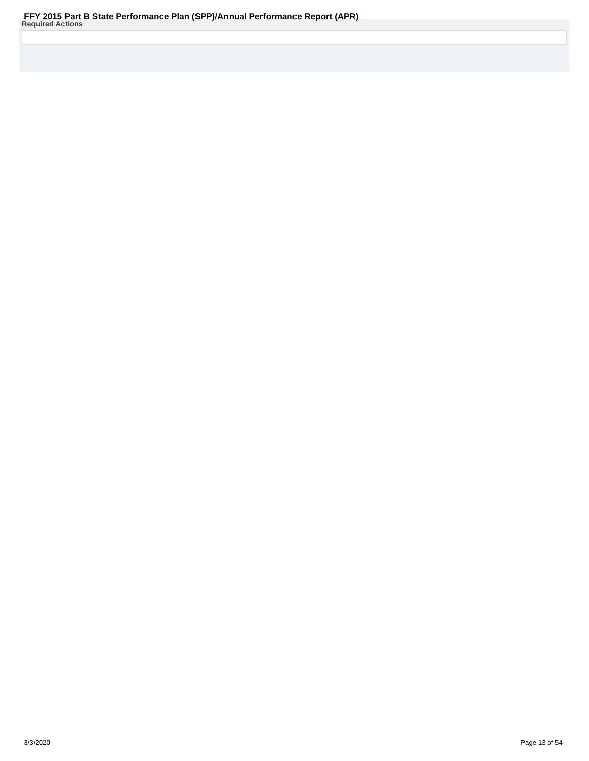**Required Actions**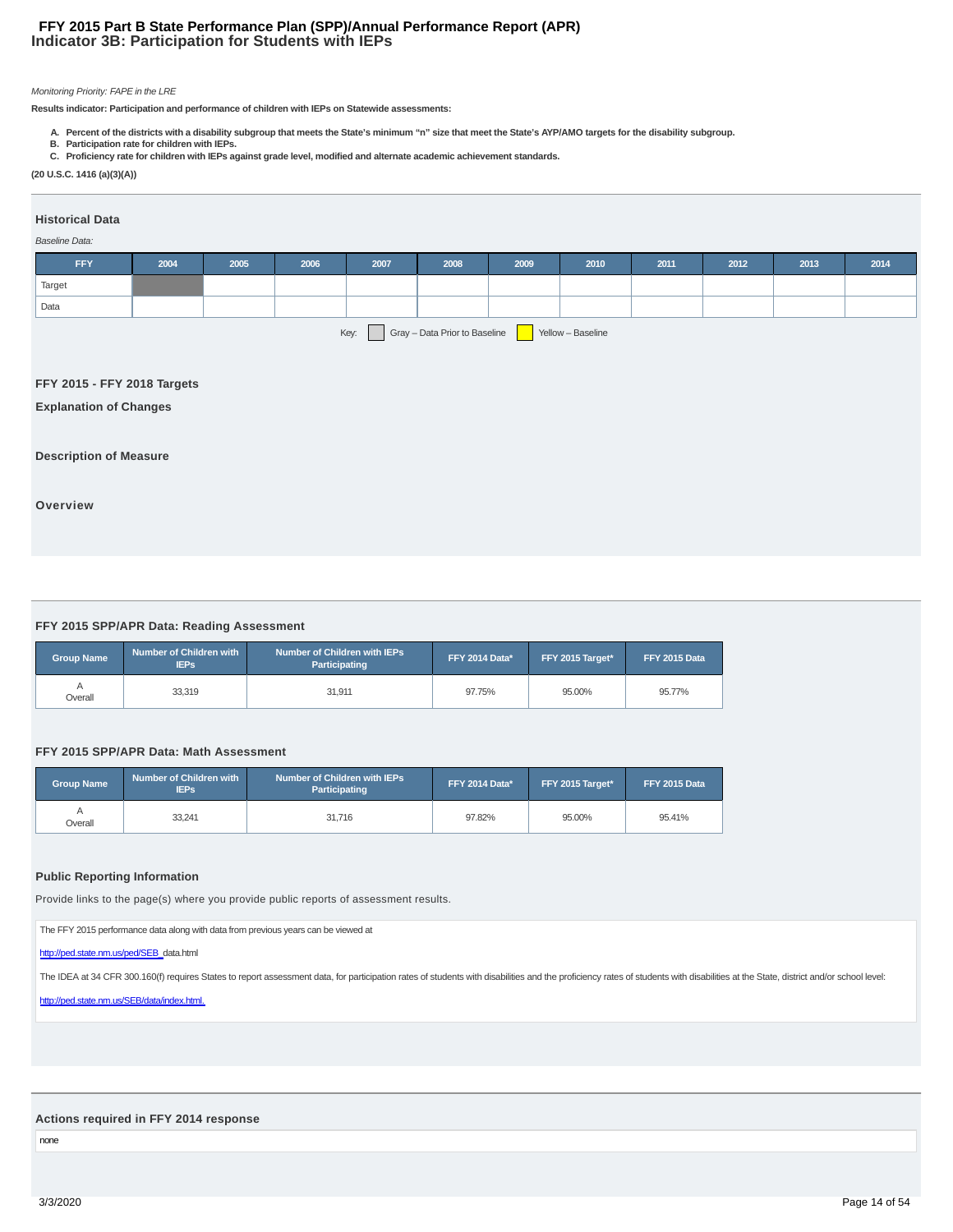# FFY 2015 Part B State Performance Plan (SPP)/Annual Performance Report (APR)
## Indicator 3B: Participation for Students with IEPs

*Monitoring Priority: FAPE in the LRE*

**Results indicator: Participation and performance of children with IEPs on Statewide assessments:**

A. **Percent of the districts with a disability subgroup that meets the State's minimum "n" size that meet the State's AYP/AMO targets for the disability subgroup.**
B. **Participation rate for children with IEPs.**
C. **Proficiency rate for children with IEPs against grade level, modified and alternate academic achievement standards.**

**(20 U.S.C. 1416 (a)(3)(A))**

### Historical Data

*Baseline Data:*

| FFY | 2004 | 2005 | 2006 | 2007 | 2008 | 2009 | 2010 | 2011 | 2012 | 2013 | 2014 |
|---|---|---|---|---|---|---|---|---|---|---|---|
| Target | | | | | | | | | | | |
| Data | | | | | | | | | | | |

Key: Gray – Data Prior to Baseline; Yellow – Baseline

### FFY 2015 - FFY 2018 Targets

### Explanation of Changes

### Description of Measure

### Overview

### FFY 2015 SPP/APR Data: Reading Assessment

| Group Name | Number of Children with IEPs | Number of Children with IEPs Participating | FFY 2014 Data* | FFY 2015 Target* | FFY 2015 Data |
|---|---|---|---|---|---|
| A Overall | 33,319 | 31,911 | 97.75% | 95.00% | 95.77% |

### FFY 2015 SPP/APR Data: Math Assessment

| Group Name | Number of Children with IEPs | Number of Children with IEPs Participating | FFY 2014 Data* | FFY 2015 Target* | FFY 2015 Data |
|---|---|---|---|---|---|
| A Overall | 33,241 | 31,716 | 97.82% | 95.00% | 95.41% |

### Public Reporting Information

Provide links to the page(s) where you provide public reports of assessment results.

The FFY 2015 performance data along with data from previous years can be viewed at

http://ped.state.nm.us/ped/SEB_data.html

The IDEA at 34 CFR 300.160(f) requires States to report assessment data, for participation rates of students with disabilities and the proficiency rates of students with disabilities at the State, district and/or school level:

http://ped.state.nm.us/SEB/data/index.html.

### Actions required in FFY 2014 response

none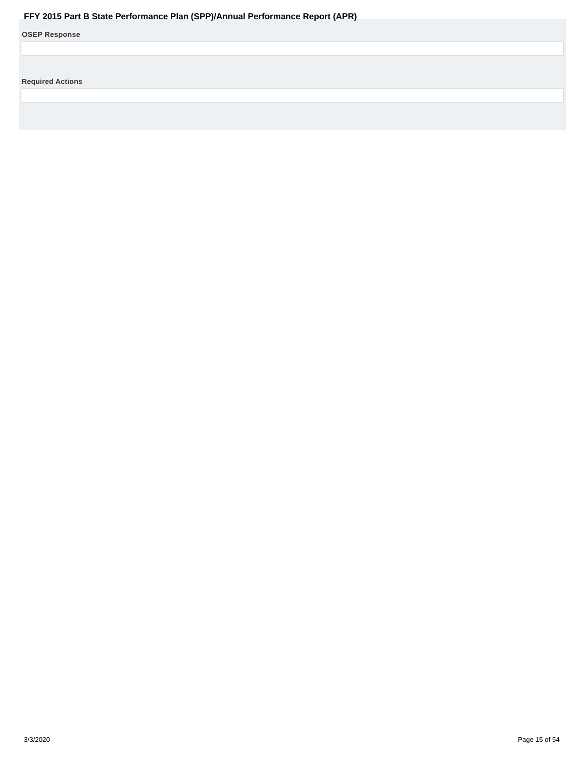## OSEP Response

## Required Actions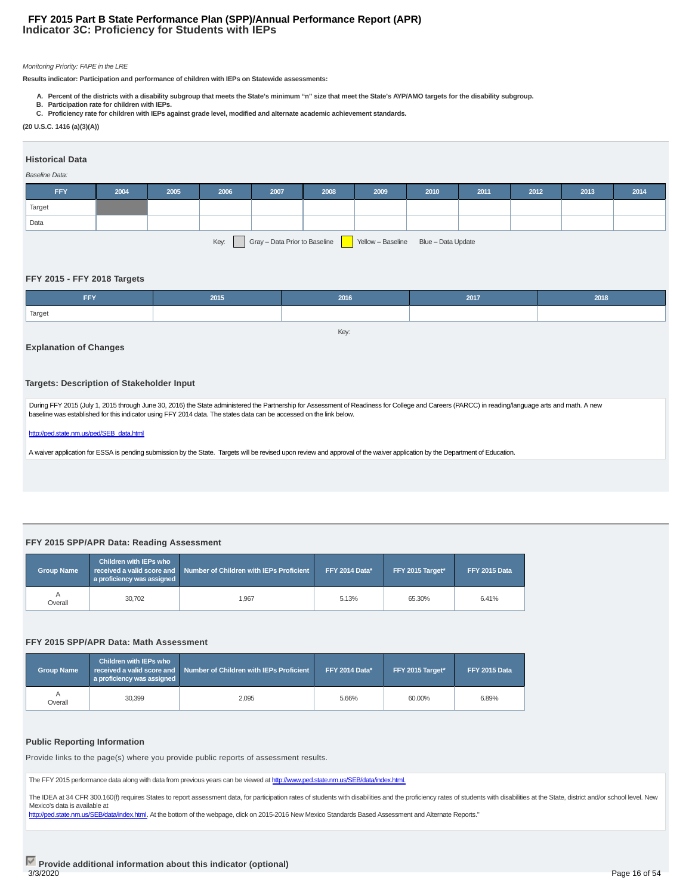# FFY 2015 Part B State Performance Plan (SPP)/Annual Performance Report (APR)
## Indicator 3C: Proficiency for Students with IEPs

*Monitoring Priority: FAPE in the LRE*

**Results indicator: Participation and performance of children with IEPs on Statewide assessments:**

**A. Percent of the districts with a disability subgroup that meets the State's minimum "n" size that meet the State's AYP/AMO targets for the disability subgroup.**
**B. Participation rate for children with IEPs.**
**C. Proficiency rate for children with IEPs against grade level, modified and alternate academic achievement standards.**

**(20 U.S.C. 1416 (a)(3)(A))**

### Historical Data

*Baseline Data:*

| FFY | 2004 | 2005 | 2006 | 2007 | 2008 | 2009 | 2010 | 2011 | 2012 | 2013 | 2014 |
|---|---|---|---|---|---|---|---|---|---|---|---|
| Target | | | | | | | | | | | |
| Data | | | | | | | | | | | |

Key: Gray – Data Prior to Baseline; Yellow – Baseline; Blue – Data Update

### FFY 2015 - FFY 2018 Targets

| FFY | 2015 | 2016 | 2017 | 2018 |
|---|---|---|---|---|
| Target | | | | |

Key:

### Explanation of Changes

### Targets: Description of Stakeholder Input

During FFY 2015 (July 1, 2015 through June 30, 2016) the State administered the Partnership for Assessment of Readiness for College and Careers (PARCC) in reading/language arts and math. A new baseline was established for this indicator using FFY 2014 data. The states data can be accessed on the link below.

http://ped.state.nm.us/ped/SEB_data.html

A waiver application for ESSA is pending submission by the State. Targets will be revised upon review and approval of the waiver application by the Department of Education.

### FFY 2015 SPP/APR Data: Reading Assessment

| Group Name | Children with IEPs who received a valid score and a proficiency was assigned | Number of Children with IEPs Proficient | FFY 2014 Data* | FFY 2015 Target* | FFY 2015 Data |
|---|---|---|---|---|---|
| A Overall | 30,702 | 1,967 | 5.13% | 65.30% | 6.41% |

### FFY 2015 SPP/APR Data: Math Assessment

| Group Name | Children with IEPs who received a valid score and a proficiency was assigned | Number of Children with IEPs Proficient | FFY 2014 Data* | FFY 2015 Target* | FFY 2015 Data |
|---|---|---|---|---|---|
| A Overall | 30,399 | 2,095 | 5.66% | 60.00% | 6.89% |

### Public Reporting Information

Provide links to the page(s) where you provide public reports of assessment results.

The FFY 2015 performance data along with data from previous years can be viewed at http://www.ped.state.nm.us/SEB/data/index.html.

The IDEA at 34 CFR 300.160(f) requires States to report assessment data, for participation rates of students with disabilities and the proficiency rates of students with disabilities at the State, district and/or school level. New Mexico's data is available at
http://ped.state.nm.us/SEB/data/index.html. At the bottom of the webpage, click on 2015-2016 New Mexico Standards Based Assessment and Alternate Reports."

**Provide additional information about this indicator (optional)**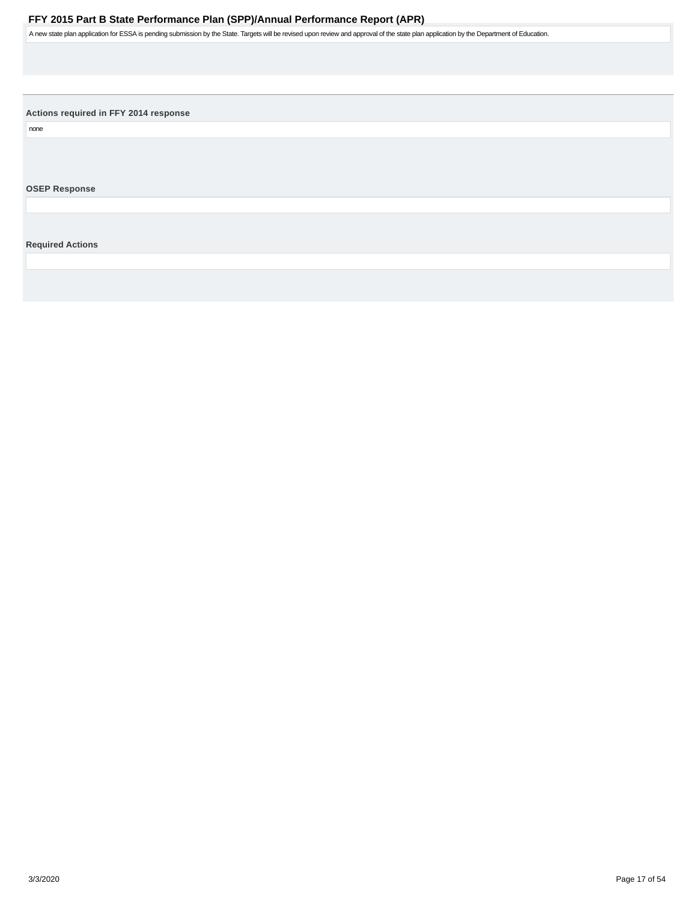A new state plan application for ESSA is pending submission by the State. Targets will be revised upon review and approval of the state plan application by the Department of Education.

**Actions required in FFY 2014 response**

none

**OSEP Response**

**Required Actions**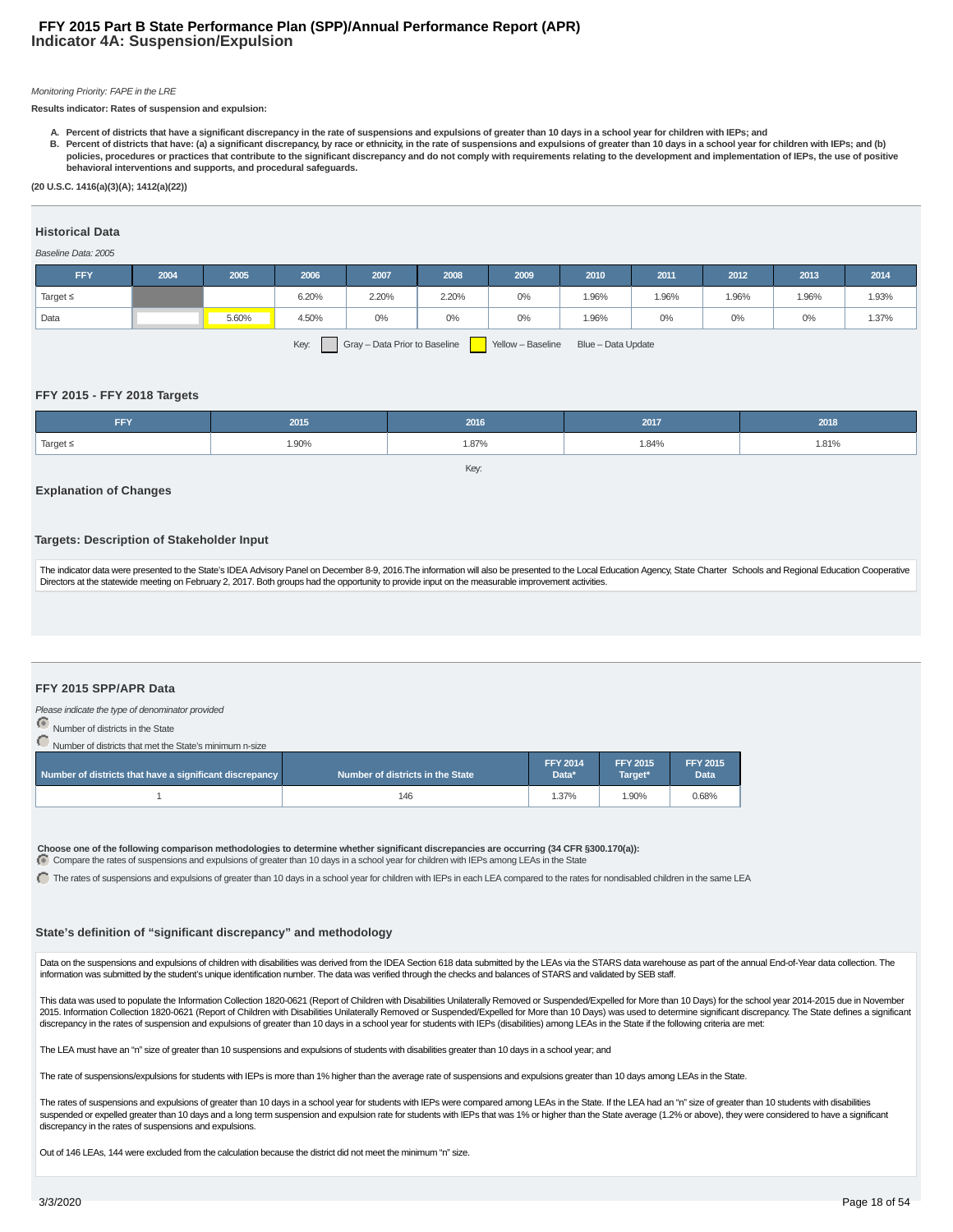# FFY 2015 Part B State Performance Plan (SPP)/Annual Performance Report (APR)
## Indicator 4A: Suspension/Expulsion

*Monitoring Priority: FAPE in the LRE*

**Results indicator: Rates of suspension and expulsion:**

A. **Percent of districts that have a significant discrepancy in the rate of suspensions and expulsions of greater than 10 days in a school year for children with IEPs; and**
B. **Percent of districts that have: (a) a significant discrepancy, by race or ethnicity, in the rate of suspensions and expulsions of greater than 10 days in a school year for children with IEPs; and (b) policies, procedures or practices that contribute to the significant discrepancy and do not comply with requirements relating to the development and implementation of IEPs, the use of positive behavioral interventions and supports, and procedural safeguards.**

**(20 U.S.C. 1416(a)(3)(A); 1412(a)(22))**

### Historical Data

*Baseline Data: 2005*

| FFY | 2004 | 2005 | 2006 | 2007 | 2008 | 2009 | 2010 | 2011 | 2012 | 2013 | 2014 |
|---|---|---|---|---|---|---|---|---|---|---|---|
| Target ≤ | | | 6.20% | 2.20% | 2.20% | 0% | 1.96% | 1.96% | 1.96% | 1.96% | 1.93% |
| Data | | 5.60% | 4.50% | 0% | 0% | 0% | 1.96% | 0% | 0% | 0% | 1.37% |

Key: Gray – Data Prior to Baseline | Yellow – Baseline | Blue – Data Update

### FFY 2015 - FFY 2018 Targets

| FFY | 2015 | 2016 | 2017 | 2018 |
|---|---|---|---|---|
| Target ≤ | 1.90% | 1.87% | 1.84% | 1.81% |

Key:

### Explanation of Changes

### Targets: Description of Stakeholder Input

The indicator data were presented to the State's IDEA Advisory Panel on December 8-9, 2016.The information will also be presented to the Local Education Agency, State Charter Schools and Regional Education Cooperative Directors at the statewide meeting on February 2, 2017. Both groups had the opportunity to provide input on the measurable improvement activities.

### FFY 2015 SPP/APR Data

*Please indicate the type of denominator provided*

- (selected) Number of districts in the State
- Number of districts that met the State's minimum n-size

| Number of districts that have a significant discrepancy | Number of districts in the State | FFY 2014 Data* | FFY 2015 Target* | FFY 2015 Data |
|---|---|---|---|---|
| 1 | 146 | 1.37% | 1.90% | 0.68% |

**Choose one of the following comparison methodologies to determine whether significant discrepancies are occurring (34 CFR §300.170(a)):**

- (selected) Compare the rates of suspensions and expulsions of greater than 10 days in a school year for children with IEPs among LEAs in the State
- The rates of suspensions and expulsions of greater than 10 days in a school year for children with IEPs in each LEA compared to the rates for nondisabled children in the same LEA

### State's definition of "significant discrepancy" and methodology

Data on the suspensions and expulsions of children with disabilities was derived from the IDEA Section 618 data submitted by the LEAs via the STARS data warehouse as part of the annual End-of-Year data collection. The information was submitted by the student's unique identification number. The data was verified through the checks and balances of STARS and validated by SEB staff.

This data was used to populate the Information Collection 1820-0621 (Report of Children with Disabilities Unilaterally Removed or Suspended/Expelled for More than 10 Days) for the school year 2014-2015 due in November 2015. Information Collection 1820-0621 (Report of Children with Disabilities Unilaterally Removed or Suspended/Expelled for More than 10 Days) was used to determine significant discrepancy. The State defines a significant discrepancy in the rates of suspension and expulsions of greater than 10 days in a school year for students with IEPs (disabilities) among LEAs in the State if the following criteria are met:

The LEA must have an "n" size of greater than 10 suspensions and expulsions of students with disabilities greater than 10 days in a school year; and

The rate of suspensions/expulsions for students with IEPs is more than 1% higher than the average rate of suspensions and expulsions greater than 10 days among LEAs in the State.

The rates of suspensions and expulsions of greater than 10 days in a school year for students with IEPs were compared among LEAs in the State. If the LEA had an "n" size of greater than 10 students with disabilities suspended or expelled greater than 10 days and a long term suspension and expulsion rate for students with IEPs that was 1% or higher than the State average (1.2% or above), they were considered to have a significant discrepancy in the rates of suspensions and expulsions.

Out of 146 LEAs, 144 were excluded from the calculation because the district did not meet the minimum "n" size.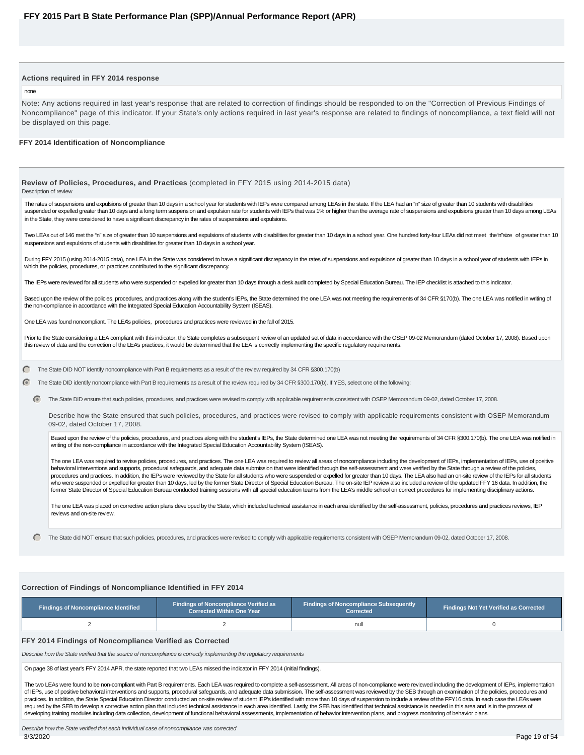### Actions required in FFY 2014 response

none

Note: Any actions required in last year's response that are related to correction of findings should be responded to on the "Correction of Previous Findings of Noncompliance" page of this indicator. If your State's only actions required in last year's response are related to findings of noncompliance, a text field will not be displayed on this page.

### FFY 2014 Identification of Noncompliance

**Review of Policies, Procedures, and Practices** (completed in FFY 2015 using 2014-2015 data)

Description of review

The rates of suspensions and expulsions of greater than 10 days in a school year for students with IEPs were compared among LEAs in the state. If the LEA had an "n" size of greater than 10 students with disabilities suspended or expelled greater than 10 days and a long term suspension and expulsion rate for students with IEPs that was 1% or higher than the average rate of suspensions and expulsions greater than 10 days among LEAs in the State, they were considered to have a significant discrepancy in the rates of suspensions and expulsions.

Two LEAs out of 146 met the "n" size of greater than 10 suspensions and expulsions of students with disabilities for greater than 10 days in a school year. One hundred forty-four LEAs did not meet the"n"size of greater than 10 suspensions and expulsions of students with disabilities for greater than 10 days in a school year.

During FFY 2015 (using 2014-2015 data), one LEA in the State was considered to have a significant discrepancy in the rates of suspensions and expulsions of greater than 10 days in a school year of students with IEPs in which the policies, procedures, or practices contributed to the significant discrepancy.

The IEPs were reviewed for all students who were suspended or expelled for greater than 10 days through a desk audit completed by Special Education Bureau. The IEP checklist is attached to this indicator.

Based upon the review of the policies, procedures, and practices along with the student's IEPs, the State determined the one LEA was not meeting the requirements of 34 CFR §170(b). The one LEA was notified in writing of the non-compliance in accordance with the Integrated Special Education Accountability System (ISEAS).

One LEA was found noncompliant. The LEA's policies, procedures and practices were reviewed in the fall of 2015.

Prior to the State considering a LEA compliant with this indicator, the State completes a subsequent review of an updated set of data in accordance with the OSEP 09-02 Memorandum (dated October 17, 2008). Based upon this review of data and the correction of the LEA's practices, it would be determined that the LEA is correctly implementing the specific regulatory requirements.

- ○ The State DID NOT identify noncompliance with Part B requirements as a result of the review required by 34 CFR §300.170(b)
- ● The State DID identify noncompliance with Part B requirements as a result of the review required by 34 CFR §300.170(b). If YES, select one of the following:
  - ● The State DID ensure that such policies, procedures, and practices were revised to comply with applicable requirements consistent with OSEP Memorandum 09-02, dated October 17, 2008.

    Describe how the State ensured that such policies, procedures, and practices were revised to comply with applicable requirements consistent with OSEP Memorandum 09-02, dated October 17, 2008.

    Based upon the review of the policies, procedures, and practices along with the student's IEPs, the State determined one LEA was not meeting the requirements of 34 CFR §300.170(b). The one LEA was notified in writing of the non-compliance in accordance with the Integrated Special Education Accountability System (ISEAS).

    The one LEA was required to revise policies, procedures, and practices. The one LEA was required to review all areas of noncompliance including the development of IEPs, implementation of IEPs, use of positive behavioral interventions and supports, procedural safeguards, and adequate data submission that were identified through the self-assessment and were verified by the State through a review of the policies, procedures and practices. In addition, the IEPs were reviewed by the State for all students who were suspended or expelled for greater than 10 days. The LEA also had an on-site review of the IEPs for all students who were suspended or expelled for greater than 10 days, led by the former State Director of Special Education Bureau. The on-site IEP review also included a review of the updated FFY 16 data. In addition, the former State Director of Special Education Bureau conducted training sessions with all special education teams from the LEA's middle school on correct procedures for implementing disciplinary actions.

    The one LEA was placed on corrective action plans developed by the State, which included technical assistance in each area identified by the self-assessment, policies, procedures and practices reviews, IEP reviews and on-site review.
  - ○ The State did NOT ensure that such policies, procedures, and practices were revised to comply with applicable requirements consistent with OSEP Memorandum 09-02, dated October 17, 2008.

### Correction of Findings of Noncompliance Identified in FFY 2014

| Findings of Noncompliance Identified | Findings of Noncompliance Verified as Corrected Within One Year | Findings of Noncompliance Subsequently Corrected | Findings Not Yet Verified as Corrected |
|---|---|---|---|
| 2 | 2 | null | 0 |

### FFY 2014 Findings of Noncompliance Verified as Corrected

*Describe how the State verified that the source of noncompliance is correctly implementing the regulatory requirements*

On page 38 of last year's FFY 2014 APR, the state reported that two LEAs missed the indicator in FFY 2014 (initial findings).

The two LEAs were found to be non-compliant with Part B requirements. Each LEA was required to complete a self-assessment. All areas of non-compliance were reviewed including the development of IEPs, implementation of IEPs, use of positive behavioral interventions and supports, procedural safeguards, and adequate data submission. The self-assessment was reviewed by the SEB through an examination of the policies, procedures and practices. In addition, the State Special Education Director conducted an on-site review of student IEP's identified with more than 10 days of suspension to include a review of the FFY16 data. In each case the LEA's were required by the SEB to develop a corrective action plan that included technical assistance in each area identified. Lastly, the SEB has identified that technical assistance is needed in this area and is in the process of developing training modules including data collection, development of functional behavioral assessments, implementation of behavior intervention plans, and progress monitoring of behavior plans.

*Describe how the State verified that each individual case of noncompliance was corrected*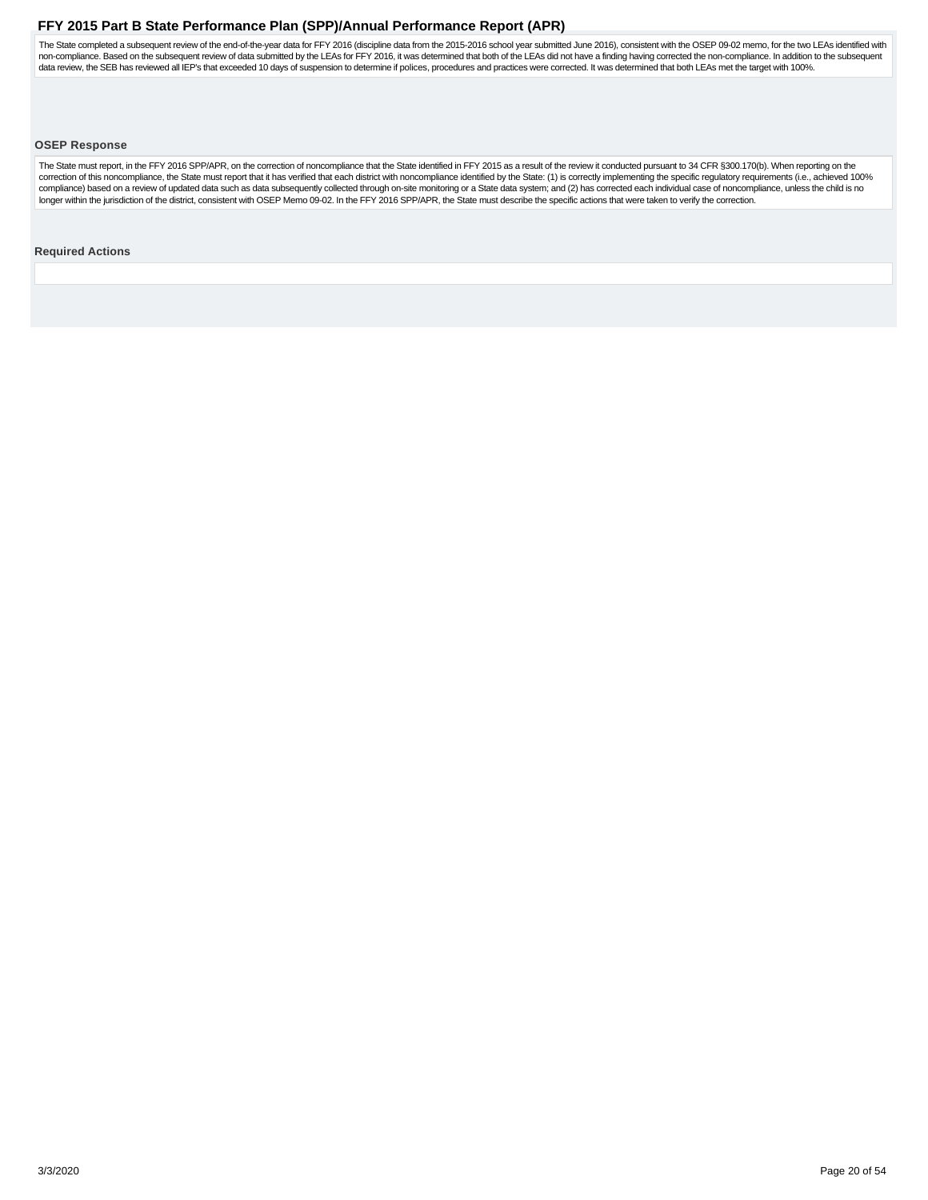The State completed a subsequent review of the end-of-the-year data for FFY 2016 (discipline data from the 2015-2016 school year submitted June 2016), consistent with the OSEP 09-02 memo, for the two LEAs identified with non-compliance. Based on the subsequent review of data submitted by the LEAs for FFY 2016, it was determined that both of the LEAs did not have a finding having corrected the non-compliance. In addition to the subsequent data review, the SEB has reviewed all IEP's that exceeded 10 days of suspension to determine if polices, procedures and practices were corrected. It was determined that both LEAs met the target with 100%.

### OSEP Response

The State must report, in the FFY 2016 SPP/APR, on the correction of noncompliance that the State identified in FFY 2015 as a result of the review it conducted pursuant to 34 CFR §300.170(b). When reporting on the correction of this noncompliance, the State must report that it has verified that each district with noncompliance identified by the State: (1) is correctly implementing the specific regulatory requirements (i.e., achieved 100% compliance) based on a review of updated data such as data subsequently collected through on-site monitoring or a State data system; and (2) has corrected each individual case of noncompliance, unless the child is no longer within the jurisdiction of the district, consistent with OSEP Memo 09-02. In the FFY 2016 SPP/APR, the State must describe the specific actions that were taken to verify the correction.

### Required Actions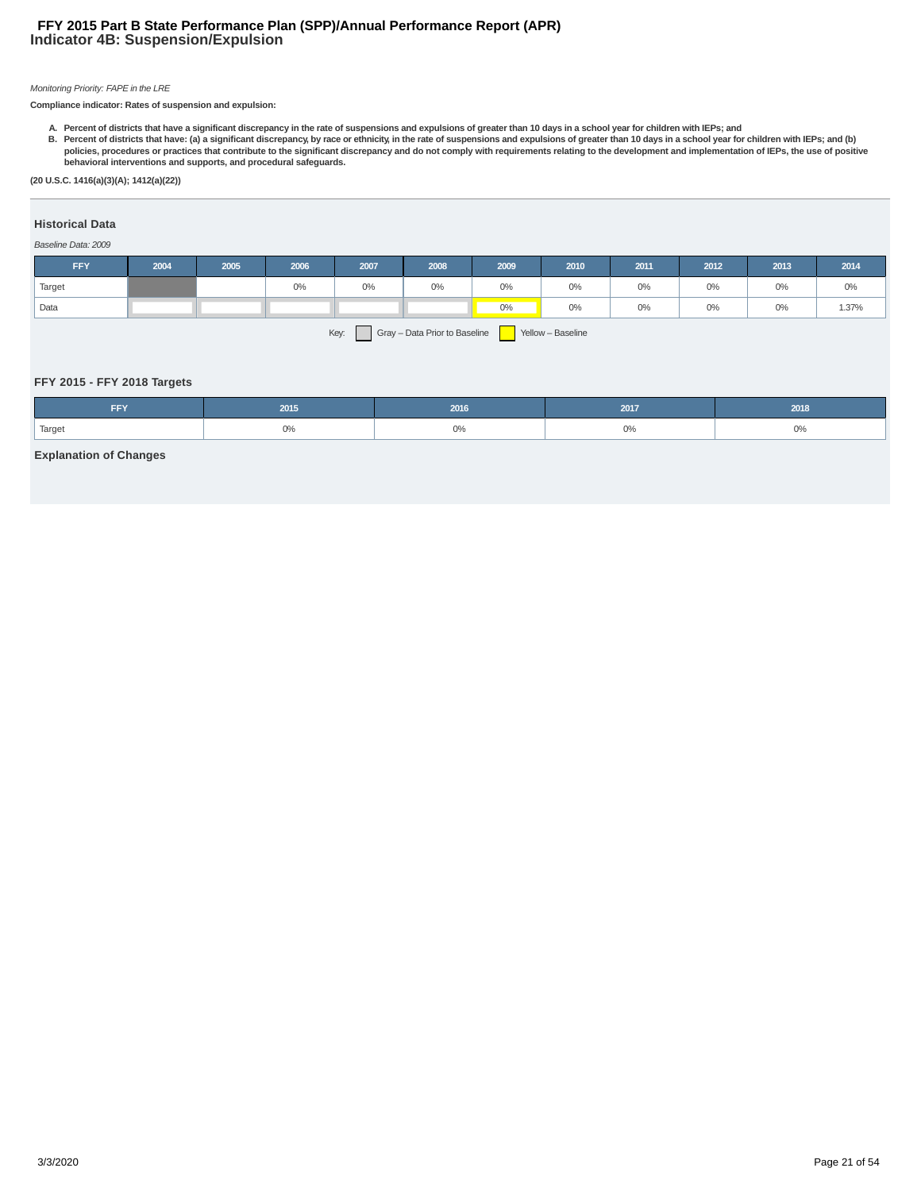# FFY 2015 Part B State Performance Plan (SPP)/Annual Performance Report (APR)
## Indicator 4B: Suspension/Expulsion

*Monitoring Priority: FAPE in the LRE*

**Compliance indicator: Rates of suspension and expulsion:**

- **A. Percent of districts that have a significant discrepancy in the rate of suspensions and expulsions of greater than 10 days in a school year for children with IEPs; and**
- **B. Percent of districts that have: (a) a significant discrepancy, by race or ethnicity, in the rate of suspensions and expulsions of greater than 10 days in a school year for children with IEPs; and (b) policies, procedures or practices that contribute to the significant discrepancy and do not comply with requirements relating to the development and implementation of IEPs, the use of positive behavioral interventions and supports, and procedural safeguards.**

**(20 U.S.C. 1416(a)(3)(A); 1412(a)(22))**

### Historical Data

*Baseline Data: 2009*

| FFY | 2004 | 2005 | 2006 | 2007 | 2008 | 2009 | 2010 | 2011 | 2012 | 2013 | 2014 |
|---|---|---|---|---|---|---|---|---|---|---|---|
| Target | | | 0% | 0% | 0% | 0% | 0% | 0% | 0% | 0% | 0% |
| Data | | | | | | 0% | 0% | 0% | 0% | 0% | 1.37% |

Key: Gray – Data Prior to Baseline; Yellow – Baseline

### FFY 2015 - FFY 2018 Targets

| FFY | 2015 | 2016 | 2017 | 2018 |
|---|---|---|---|---|
| Target | 0% | 0% | 0% | 0% |

### Explanation of Changes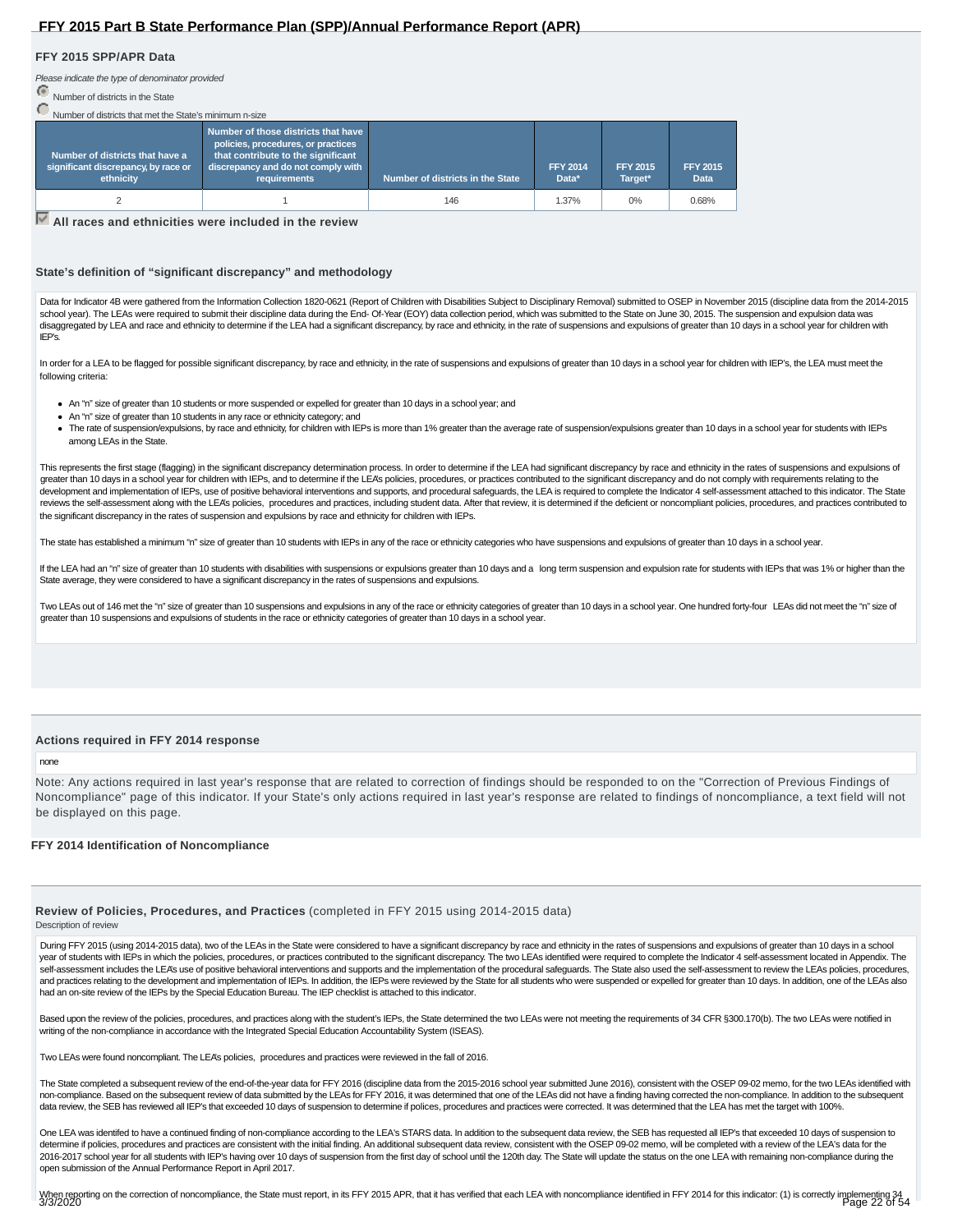## FFY 2015 SPP/APR Data

*Please indicate the type of denominator provided*

- (selected) Number of districts in the State
- Number of districts that met the State's minimum n-size

| Number of districts that have a significant discrepancy, by race or ethnicity | Number of those districts that have policies, procedures, or practices that contribute to the significant discrepancy and do not comply with requirements | Number of districts in the State | FFY 2014 Data* | FFY 2015 Target* | FFY 2015 Data |
|---|---|---|---|---|---|
| 2 | 1 | 146 | 1.37% | 0% | 0.68% |

☑ **All races and ethnicities were included in the review**

### State's definition of "significant discrepancy" and methodology

Data for Indicator 4B were gathered from the Information Collection 1820-0621 (Report of Children with Disabilities Subject to Disciplinary Removal) submitted to OSEP in November 2015 (discipline data from the 2014-2015 school year). The LEAs were required to submit their discipline data during the End- Of-Year (EOY) data collection period, which was submitted to the State on June 30, 2015. The suspension and expulsion data was disaggregated by LEA and race and ethnicity to determine if the LEA had a significant discrepancy, by race and ethnicity, in the rate of suspensions and expulsions of greater than 10 days in a school year for children with IEP's.

In order for a LEA to be flagged for possible significant discrepancy, by race and ethnicity, in the rate of suspensions and expulsions of greater than 10 days in a school year for children with IEP's, the LEA must meet the following criteria:

- An "n" size of greater than 10 students or more suspended or expelled for greater than 10 days in a school year; and
- An "n" size of greater than 10 students in any race or ethnicity category; and
- The rate of suspension/expulsions, by race and ethnicity, for children with IEPs is more than 1% greater than the average rate of suspension/expulsions greater than 10 days in a school year for students with IEPs among LEAs in the State.

This represents the first stage (flagging) in the significant discrepancy determination process. In order to determine if the LEA had significant discrepancy by race and ethnicity in the rates of suspensions and expulsions of greater than 10 days in a school year for children with IEPs, and to determine if the LEA's policies, procedures, or practices contributed to the significant discrepancy and do not comply with requirements relating to the development and implementation of IEPs, use of positive behavioral interventions and supports, and procedural safeguards, the LEA is required to complete the Indicator 4 self-assessment attached to this indicator. The State reviews the self-assessment along with the LEA's policies, procedures and practices, including student data. After that review, it is determined if the deficient or noncompliant policies, procedures, and practices contributed to the significant discrepancy in the rates of suspension and expulsions by race and ethnicity for children with IEPs.

The state has established a minimum "n" size of greater than 10 students with IEPs in any of the race or ethnicity categories who have suspensions and expulsions of greater than 10 days in a school year.

If the LEA had an "n" size of greater than 10 students with disabilities with suspensions or expulsions greater than 10 days and a long term suspension and expulsion rate for students with IEPs that was 1% or higher than the State average, they were considered to have a significant discrepancy in the rates of suspensions and expulsions.

Two LEAs out of 146 met the "n" size of greater than 10 suspensions and expulsions in any of the race or ethnicity categories of greater than 10 days in a school year. One hundred forty-four LEAs did not meet the "n" size of greater than 10 suspensions and expulsions of students in the race or ethnicity categories of greater than 10 days in a school year.

### Actions required in FFY 2014 response

none

Note: Any actions required in last year's response that are related to correction of findings should be responded to on the "Correction of Previous Findings of Noncompliance" page of this indicator. If your State's only actions required in last year's response are related to findings of noncompliance, a text field will not be displayed on this page.

### FFY 2014 Identification of Noncompliance

### Review of Policies, Procedures, and Practices (completed in FFY 2015 using 2014-2015 data)

Description of review

During FFY 2015 (using 2014-2015 data), two of the LEAs in the State were considered to have a significant discrepancy by race and ethnicity in the rates of suspensions and expulsions of greater than 10 days in a school year of students with IEPs in which the policies, procedures, or practices contributed to the significant discrepancy. The two LEAs identified were required to complete the Indicator 4 self-assessment located in Appendix. The self-assessment includes the LEA's use of positive behavioral interventions and supports and the implementation of the procedural safeguards. The State also used the self-assessment to review the LEA's policies, procedures, and practices relating to the development and implementation of IEPs. In addition, the IEPs were reviewed by the State for all students who were suspended or expelled for greater than 10 days. In addition, one of the LEAs also had an on-site review of the IEPs by the Special Education Bureau. The IEP checklist is attached to this indicator.

Based upon the review of the policies, procedures, and practices along with the student's IEPs, the State determined the two LEAs were not meeting the requirements of 34 CFR §300.170(b). The two LEAs were notified in writing of the non-compliance in accordance with the Integrated Special Education Accountability System (ISEAS).

Two LEAs were found noncompliant. The LEA's policies, procedures and practices were reviewed in the fall of 2016.

The State completed a subsequent review of the end-of-the-year data for FFY 2016 (discipline data from the 2015-2016 school year submitted June 2016), consistent with the OSEP 09-02 memo, for the two LEAs identified with non-compliance. Based on the subsequent review of data submitted by the LEAs for FFY 2016, it was determined that one of the LEAs did not have a finding having corrected the non-compliance. In addition to the subsequent data review, the SEB has reviewed all IEP's that exceeded 10 days of suspension to determine if polices, procedures and practices were corrected. It was determined that the LEA has met the target with 100%.

One LEA was identifed to have a continued finding of non-compliance according to the LEA's STARS data. In addition to the subsequent data review, the SEB has requested all IEP's that exceeded 10 days of suspension to determine if policies, procedures and practices are consistent with the initial finding. An additional subsequent data review, consistent with the OSEP 09-02 memo, will be completed with a review of the LEA's data for the 2016-2017 school year for all students with IEP's having over 10 days of suspension from the first day of school until the 120th day. The State will update the status on the one LEA with remaining non-compliance during the open submission of the Annual Performance Report in April 2017.

When reporting on the correction of noncompliance, the State must report, in its FFY 2015 APR, that it has verified that each LEA with noncompliance identified in FFY 2014 for this indicator: (1) is correctly implementing 34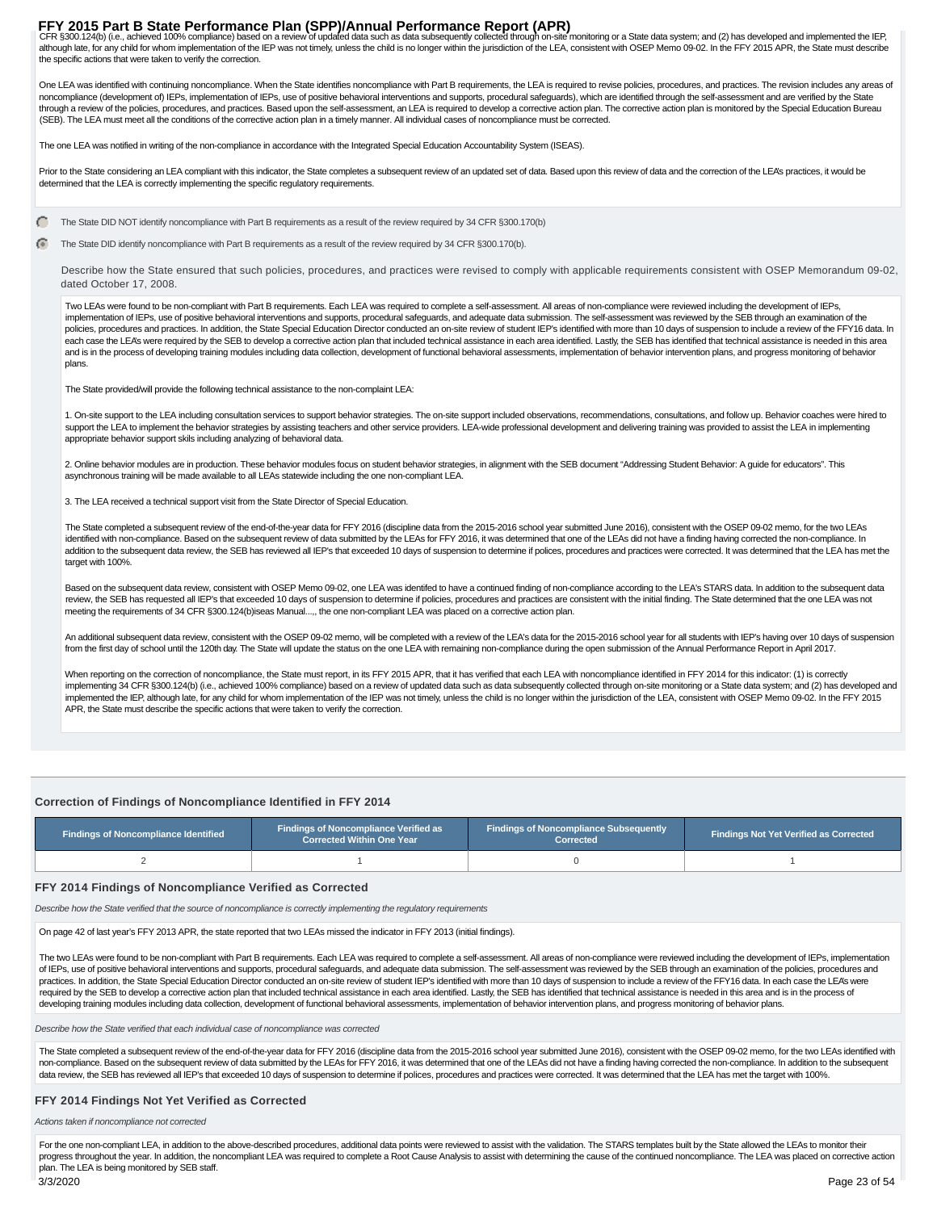CFR §300.124(b) (i.e., achieved 100% compliance) based on a review of updated data such as data subsequently collected through on-site monitoring or a State data system; and (2) has developed and implemented the IEP, although late, for any child for whom implementation of the IEP was not timely, unless the child is no longer within the jurisdiction of the LEA, consistent with OSEP Memo 09-02. In the FFY 2015 APR, the State must describe the specific actions that were taken to verify the correction.

One LEA was identified with continuing noncompliance. When the State identifies noncompliance with Part B requirements, the LEA is required to revise policies, procedures, and practices. The revision includes any areas of noncompliance (development of) IEPs, implementation of IEPs, use of positive behavioral interventions and supports, procedural safeguards), which are identified through the self-assessment and are verified by the State through a review of the policies, procedures, and practices. Based upon the self-assessment, an LEA is required to develop a corrective action plan. The corrective action plan is monitored by the Special Education Bureau (SEB). The LEA must meet all the conditions of the corrective action plan in a timely manner. All individual cases of noncompliance must be corrected.

The one LEA was notified in writing of the non-compliance in accordance with the Integrated Special Education Accountability System (ISEAS).

Prior to the State considering an LEA compliant with this indicator, the State completes a subsequent review of an updated set of data. Based upon this review of data and the correction of the LEA's practices, it would be determined that the LEA is correctly implementing the specific regulatory requirements.

- The State DID NOT identify noncompliance with Part B requirements as a result of the review required by 34 CFR §300.170(b)
- The State DID identify noncompliance with Part B requirements as a result of the review required by 34 CFR §300.170(b).

Describe how the State ensured that such policies, procedures, and practices were revised to comply with applicable requirements consistent with OSEP Memorandum 09-02, dated October 17, 2008.

Two LEAs were found to be non-compliant with Part B requirements. Each LEA was required to complete a self-assessment. All areas of non-compliance were reviewed including the development of IEPs, implementation of IEPs, use of positive behavioral interventions and supports, procedural safeguards, and adequate data submission. The self-assessment was reviewed by the SEB through an examination of the policies, procedures and practices. In addition, the State Special Education Director conducted an on-site review of student IEP's identified with more than 10 days of suspension to include a review of the FFY16 data. In each case the LEA's were required by the SEB to develop a corrective action plan that included technical assistance in each area identified. Lastly, the SEB has identified that technical assistance is needed in this area and is in the process of developing training modules including data collection, development of functional behavioral assessments, implementation of behavior intervention plans, and progress monitoring of behavior plans.

The State provided/will provide the following technical assistance to the non-complaint LEA:

1. On-site support to the LEA including consultation services to support behavior strategies. The on-site support included observations, recommendations, consultations, and follow up. Behavior coaches were hired to support the LEA to implement the behavior strategies by assisting teachers and other service providers. LEA-wide professional development and delivering training was provided to assist the LEA in implementing appropriate behavior support skils including analyzing of behavioral data.

2. Online behavior modules are in production. These behavior modules focus on student behavior strategies, in alignment with the SEB document "Addressing Student Behavior: A guide for educators". This asynchronous training will be made available to all LEAs statewide including the one non-compliant LEA.

3. The LEA received a technical support visit from the State Director of Special Education.

The State completed a subsequent review of the end-of-the-year data for FFY 2016 (discipline data from the 2015-2016 school year submitted June 2016), consistent with the OSEP 09-02 memo, for the two LEAs identified with non-compliance. Based on the subsequent review of data submitted by the LEAs for FFY 2016, it was determined that one of the LEAs did not have a finding having corrected the non-compliance. In addition to the subsequent data review, the SEB has reviewed all IEP's that exceeded 10 days of suspension to determine if polices, procedures and practices were corrected. It was determined that the LEA has met the target with 100%.

Based on the subsequent data review, consistent with OSEP Memo 09-02, one LEA was identifed to have a continued finding of non-compliance according to the LEA's STARS data. In addition to the subsequent data review, the SEB has requested all IEP's that exceeded 10 days of suspension to determine if policies, procedures and practices are consistent with the initial finding. The State determined that the one LEA was not meeting the requirements of 34 CFR §300.124(b)iseas Manual...., the one non-compliant LEA was placed on a corrective action plan.

An additional subsequent data review, consistent with the OSEP 09-02 memo, will be completed with a review of the LEA's data for the 2015-2016 school year for all students with IEP's having over 10 days of suspension from the first day of school until the 120th day. The State will update the status on the one LEA with remaining non-compliance during the open submission of the Annual Performance Report in April 2017.

When reporting on the correction of noncompliance, the State must report, in its FFY 2015 APR, that it has verified that each LEA with noncompliance identified in FFY 2014 for this indicator: (1) is correctly implementing 34 CFR §300.124(b) (i.e., achieved 100% compliance) based on a review of updated data such as data subsequently collected through on-site monitoring or a State data system; and (2) has developed and implemented the IEP, although late, for any child for whom implementation of the IEP was not timely, unless the child is no longer within the jurisdiction of the LEA, consistent with OSEP Memo 09-02. In the FFY 2015 APR, the State must describe the specific actions that were taken to verify the correction.

### Correction of Findings of Noncompliance Identified in FFY 2014

| Findings of Noncompliance Identified | Findings of Noncompliance Verified as Corrected Within One Year | Findings of Noncompliance Subsequently Corrected | Findings Not Yet Verified as Corrected |
|---|---|---|---|
| 2 | 1 | 0 | 1 |

### FFY 2014 Findings of Noncompliance Verified as Corrected

*Describe how the State verified that the source of noncompliance is correctly implementing the regulatory requirements*

On page 42 of last year's FFY 2013 APR, the state reported that two LEAs missed the indicator in FFY 2013 (initial findings).

The two LEAs were found to be non-compliant with Part B requirements. Each LEA was required to complete a self-assessment. All areas of non-compliance were reviewed including the development of IEPs, implementation of IEPs, use of positive behavioral interventions and supports, procedural safeguards, and adequate data submission. The self-assessment was reviewed by the SEB through an examination of the policies, procedures and practices. In addition, the State Special Education Director conducted an on-site review of student IEP's identified with more than 10 days of suspension to include a review of the FFY16 data. In each case the LEA's were required by the SEB to develop a corrective action plan that included technical assistance in each area identified. Lastly, the SEB has identified that technical assistance is needed in this area and is in the process of developing training modules including data collection, development of functional behavioral assessments, implementation of behavior intervention plans, and progress monitoring of behavior plans.

*Describe how the State verified that each individual case of noncompliance was corrected*

The State completed a subsequent review of the end-of-the-year data for FFY 2016 (discipline data from the 2015-2016 school year submitted June 2016), consistent with the OSEP 09-02 memo, for the two LEAs identified with non-compliance. Based on the subsequent review of data submitted by the LEAs for FFY 2016, it was determined that one of the LEAs did not have a finding having corrected the non-compliance. In addition to the subsequent data review, the SEB has reviewed all IEP's that exceeded 10 days of suspension to determine if polices, procedures and practices were corrected. It was determined that the LEA has met the target with 100%.

### FFY 2014 Findings Not Yet Verified as Corrected

*Actions taken if noncompliance not corrected*

For the one non-compliant LEA, in addition to the above-described procedures, additional data points were reviewed to assist with the validation. The STARS templates built by the State allowed the LEAs to monitor their progress throughout the year. In addition, the noncompliant LEA was required to complete a Root Cause Analysis to assist with determining the cause of the continued noncompliance. The LEA was placed on corrective action plan. The LEA is being monitored by SEB staff.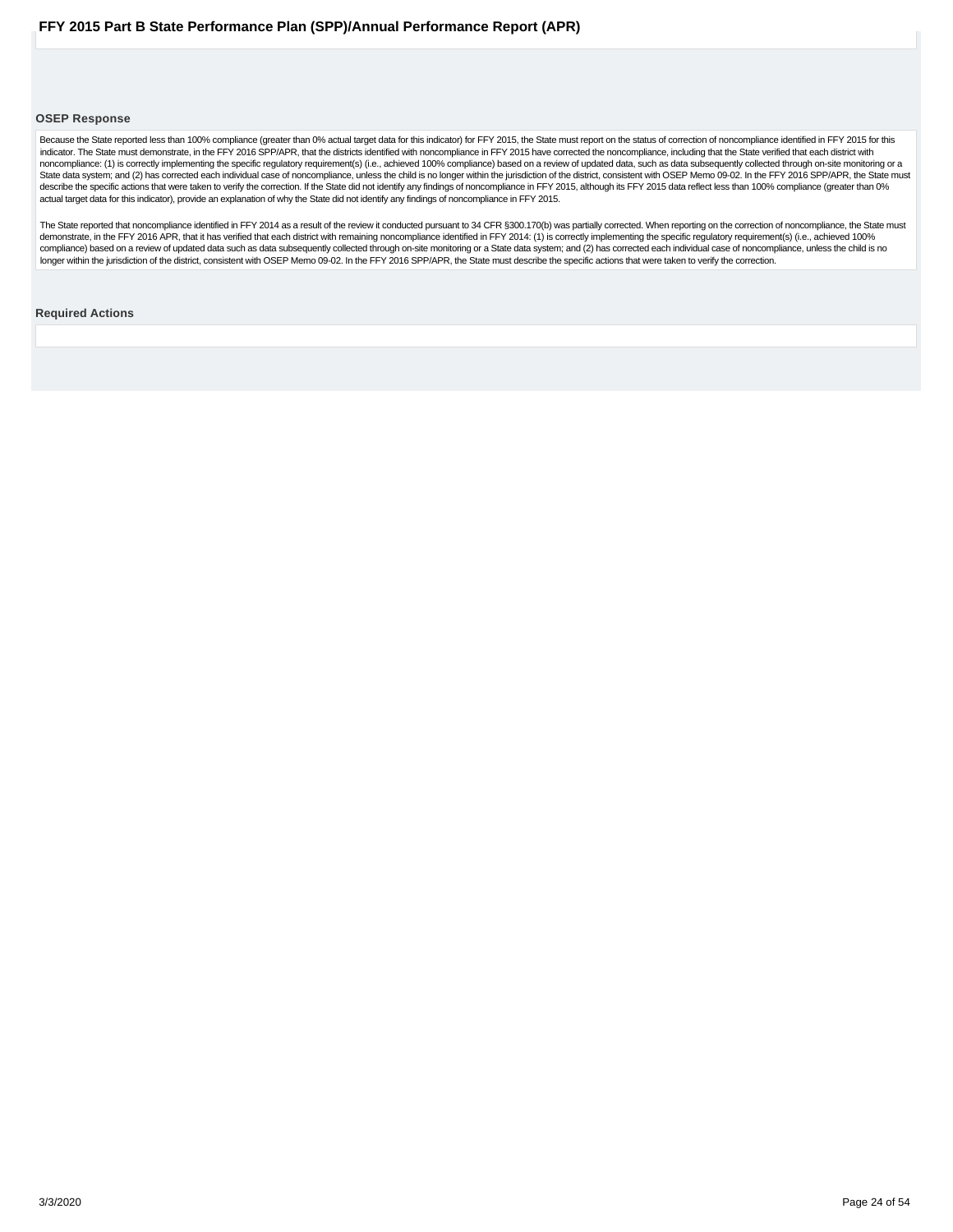### OSEP Response

Because the State reported less than 100% compliance (greater than 0% actual target data for this indicator) for FFY 2015, the State must report on the status of correction of noncompliance identified in FFY 2015 for this indicator. The State must demonstrate, in the FFY 2016 SPP/APR, that the districts identified with noncompliance in FFY 2015 have corrected the noncompliance, including that the State verified that each district with noncompliance: (1) is correctly implementing the specific regulatory requirement(s) (i.e., achieved 100% compliance) based on a review of updated data, such as data subsequently collected through on-site monitoring or a State data system; and (2) has corrected each individual case of noncompliance, unless the child is no longer within the jurisdiction of the district, consistent with OSEP Memo 09-02. In the FFY 2016 SPP/APR, the State must describe the specific actions that were taken to verify the correction. If the State did not identify any findings of noncompliance in FFY 2015, although its FFY 2015 data reflect less than 100% compliance (greater than 0% actual target data for this indicator), provide an explanation of why the State did not identify any findings of noncompliance in FFY 2015.

The State reported that noncompliance identified in FFY 2014 as a result of the review it conducted pursuant to 34 CFR §300.170(b) was partially corrected. When reporting on the correction of noncompliance, the State must demonstrate, in the FFY 2016 APR, that it has verified that each district with remaining noncompliance identified in FFY 2014: (1) is correctly implementing the specific regulatory requirement(s) (i.e., achieved 100% compliance) based on a review of updated data such as data subsequently collected through on-site monitoring or a State data system; and (2) has corrected each individual case of noncompliance, unless the child is no longer within the jurisdiction of the district, consistent with OSEP Memo 09-02. In the FFY 2016 SPP/APR, the State must describe the specific actions that were taken to verify the correction.

### Required Actions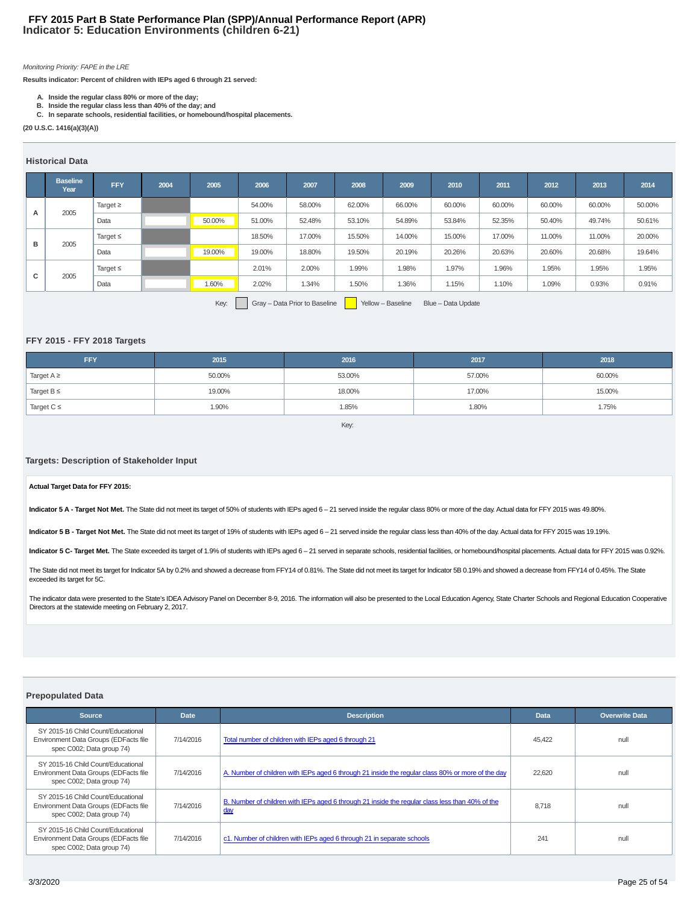# FFY 2015 Part B State Performance Plan (SPP)/Annual Performance Report (APR)
## Indicator 5: Education Environments (children 6-21)

*Monitoring Priority: FAPE in the LRE*

**Results indicator: Percent of children with IEPs aged 6 through 21 served:**

- **A. Inside the regular class 80% or more of the day;**
- **B. Inside the regular class less than 40% of the day; and**
- **C. In separate schools, residential facilities, or homebound/hospital placements.**

**(20 U.S.C. 1416(a)(3)(A))**

### Historical Data

| | Baseline Year | FFY | 2004 | 2005 | 2006 | 2007 | 2008 | 2009 | 2010 | 2011 | 2012 | 2013 | 2014 |
|---|---|---|---|---|---|---|---|---|---|---|---|---|---|
| A | 2005 | Target ≥ | | | 54.00% | 58.00% | 62.00% | 66.00% | 60.00% | 60.00% | 60.00% | 60.00% | 50.00% |
| | | Data | | 50.00% | 51.00% | 52.48% | 53.10% | 54.89% | 53.84% | 52.35% | 50.40% | 49.74% | 50.61% |
| B | 2005 | Target ≤ | | | 18.50% | 17.00% | 15.50% | 14.00% | 15.00% | 17.00% | 11.00% | 11.00% | 20.00% |
| | | Data | | 19.00% | 19.00% | 18.80% | 19.50% | 20.19% | 20.26% | 20.63% | 20.60% | 20.68% | 19.64% |
| C | 2005 | Target ≤ | | | 2.01% | 2.00% | 1.99% | 1.98% | 1.97% | 1.96% | 1.95% | 1.95% | 1.95% |
| | | Data | | 1.60% | 2.02% | 1.34% | 1.50% | 1.36% | 1.15% | 1.10% | 1.09% | 0.93% | 0.91% |

Key: Gray – Data Prior to Baseline   Yellow – Baseline   Blue – Data Update

### FFY 2015 - FFY 2018 Targets

| FFY | 2015 | 2016 | 2017 | 2018 |
|---|---|---|---|---|
| Target A ≥ | 50.00% | 53.00% | 57.00% | 60.00% |
| Target B ≤ | 19.00% | 18.00% | 17.00% | 15.00% |
| Target C ≤ | 1.90% | 1.85% | 1.80% | 1.75% |

Key:

### Targets: Description of Stakeholder Input

**Actual Target Data for FFY 2015:**

**Indicator 5 A - Target Not Met.** The State did not meet its target of 50% of students with IEPs aged 6 – 21 served inside the regular class 80% or more of the day. Actual data for FFY 2015 was 49.80%.

**Indicator 5 B - Target Not Met.** The State did not meet its target of 19% of students with IEPs aged 6 – 21 served inside the regular class less than 40% of the day. Actual data for FFY 2015 was 19.19%.

**Indicator 5 C- Target Met.** The State exceeded its target of 1.9% of students with IEPs aged 6 – 21 served in separate schools, residential facilities, or homebound/hospital placements. Actual data for FFY 2015 was 0.92%.

The State did not meet its target for Indicator 5A by 0.2% and showed a decrease from FFY14 of 0.81%. The State did not meet its target for Indicator 5B 0.19% and showed a decrease from FFY14 of 0.45%. The State exceeded its target for 5C.

The indicator data were presented to the State's IDEA Advisory Panel on December 8-9, 2016. The information will also be presented to the Local Education Agency, State Charter Schools and Regional Education Cooperative Directors at the statewide meeting on February 2, 2017.

### Prepopulated Data

| Source | Date | Description | Data | Overwrite Data |
|---|---|---|---|---|
| SY 2015-16 Child Count/Educational Environment Data Groups (EDFacts file spec C002; Data group 74) | 7/14/2016 | Total number of children with IEPs aged 6 through 21 | 45,422 | null |
| SY 2015-16 Child Count/Educational Environment Data Groups (EDFacts file spec C002; Data group 74) | 7/14/2016 | A. Number of children with IEPs aged 6 through 21 inside the regular class 80% or more of the day | 22,620 | null |
| SY 2015-16 Child Count/Educational Environment Data Groups (EDFacts file spec C002; Data group 74) | 7/14/2016 | B. Number of children with IEPs aged 6 through 21 inside the regular class less than 40% of the day | 8,718 | null |
| SY 2015-16 Child Count/Educational Environment Data Groups (EDFacts file spec C002; Data group 74) | 7/14/2016 | c1. Number of children with IEPs aged 6 through 21 in separate schools | 241 | null |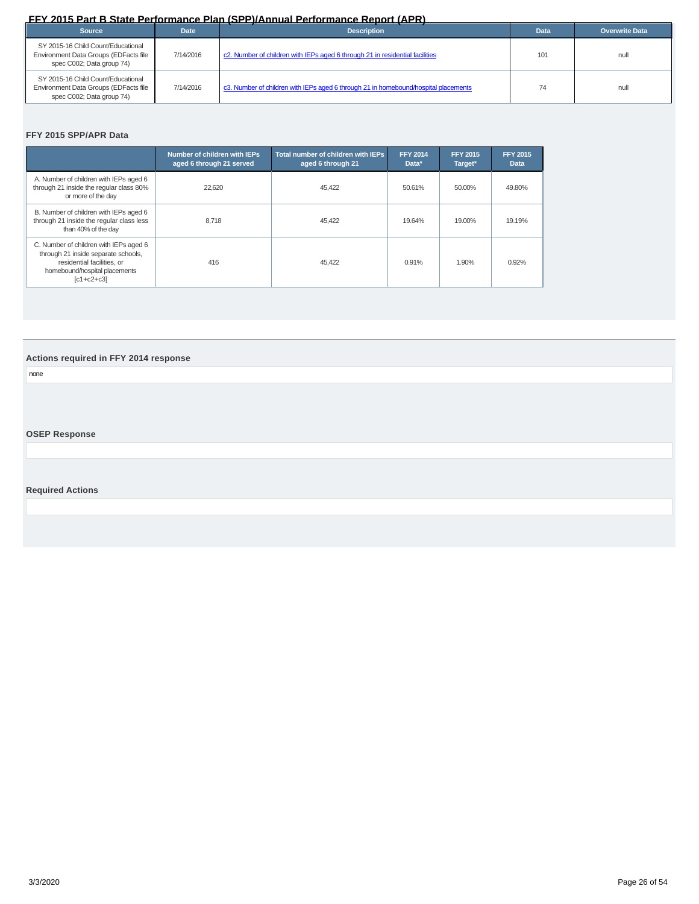| Source | Date | Description | Data | Overwrite Data |
|---|---|---|---|---|
| SY 2015-16 Child Count/Educational Environment Data Groups (EDFacts file spec C002; Data group 74) | 7/14/2016 | c2. Number of children with IEPs aged 6 through 21 in residential facilities | 101 | null |
| SY 2015-16 Child Count/Educational Environment Data Groups (EDFacts file spec C002; Data group 74) | 7/14/2016 | c3. Number of children with IEPs aged 6 through 21 in homebound/hospital placements | 74 | null |

### FFY 2015 SPP/APR Data

| | Number of children with IEPs aged 6 through 21 served | Total number of children with IEPs aged 6 through 21 | FFY 2014 Data* | FFY 2015 Target* | FFY 2015 Data |
|---|---|---|---|---|---|
| A. Number of children with IEPs aged 6 through 21 inside the regular class 80% or more of the day | 22,620 | 45,422 | 50.61% | 50.00% | 49.80% |
| B. Number of children with IEPs aged 6 through 21 inside the regular class less than 40% of the day | 8,718 | 45,422 | 19.64% | 19.00% | 19.19% |
| C. Number of children with IEPs aged 6 through 21 inside separate schools, residential facilities, or homebound/hospital placements [c1+c2+c3] | 416 | 45,422 | 0.91% | 1.90% | 0.92% |

### Actions required in FFY 2014 response

none

### OSEP Response

### Required Actions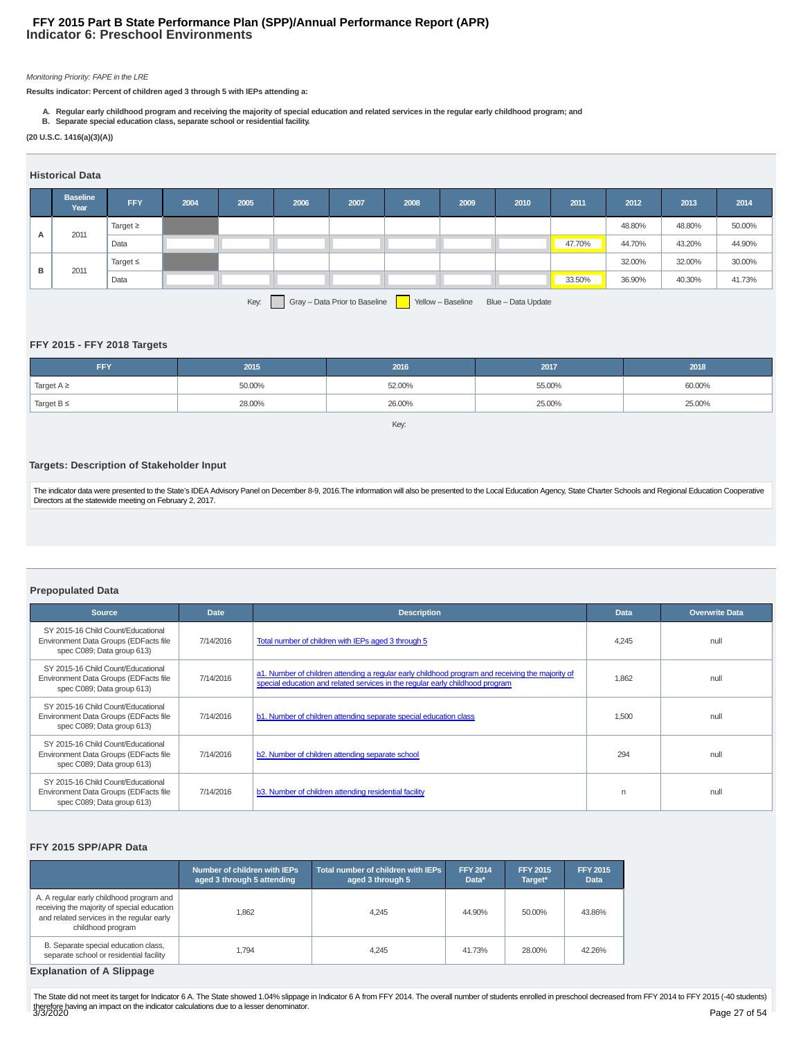# FFY 2015 Part B State Performance Plan (SPP)/Annual Performance Report (APR)
## Indicator 6: Preschool Environments

*Monitoring Priority: FAPE in the LRE*

**Results indicator: Percent of children aged 3 through 5 with IEPs attending a:**

**A. Regular early childhood program and receiving the majority of special education and related services in the regular early childhood program; and**
**B. Separate special education class, separate school or residential facility.**

**(20 U.S.C. 1416(a)(3)(A))**

### Historical Data

| | Baseline Year | FFY | 2004 | 2005 | 2006 | 2007 | 2008 | 2009 | 2010 | 2011 | 2012 | 2013 | 2014 |
|---|---|---|---|---|---|---|---|---|---|---|---|---|---|
| A | 2011 | Target ≥ | | | | | | | | | 48.80% | 48.80% | 50.00% |
| | | Data | | | | | | | | 47.70% | 44.70% | 43.20% | 44.90% |
| B | 2011 | Target ≤ | | | | | | | | | 32.00% | 32.00% | 30.00% |
| | | Data | | | | | | | | 33.50% | 36.90% | 40.30% | 41.73% |

Key: Gray – Data Prior to Baseline; Yellow – Baseline; Blue – Data Update

### FFY 2015 - FFY 2018 Targets

| FFY | 2015 | 2016 | 2017 | 2018 |
|---|---|---|---|---|
| Target A ≥ | 50.00% | 52.00% | 55.00% | 60.00% |
| Target B ≤ | 28.00% | 26.00% | 25.00% | 25.00% |

Key:

### Targets: Description of Stakeholder Input

The indicator data were presented to the State's IDEA Advisory Panel on December 8-9, 2016.The information will also be presented to the Local Education Agency, State Charter Schools and Regional Education Cooperative Directors at the statewide meeting on February 2, 2017.

### Prepopulated Data

| Source | Date | Description | Data | Overwrite Data |
|---|---|---|---|---|
| SY 2015-16 Child Count/Educational Environment Data Groups (EDFacts file spec C089; Data group 613) | 7/14/2016 | Total number of children with IEPs aged 3 through 5 | 4,245 | null |
| SY 2015-16 Child Count/Educational Environment Data Groups (EDFacts file spec C089; Data group 613) | 7/14/2016 | a1. Number of children attending a regular early childhood program and receiving the majority of special education and related services in the regular early childhood program | 1,862 | null |
| SY 2015-16 Child Count/Educational Environment Data Groups (EDFacts file spec C089; Data group 613) | 7/14/2016 | b1. Number of children attending separate special education class | 1,500 | null |
| SY 2015-16 Child Count/Educational Environment Data Groups (EDFacts file spec C089; Data group 613) | 7/14/2016 | b2. Number of children attending separate school | 294 | null |
| SY 2015-16 Child Count/Educational Environment Data Groups (EDFacts file spec C089; Data group 613) | 7/14/2016 | b3. Number of children attending residential facility | n | null |

### FFY 2015 SPP/APR Data

| | Number of children with IEPs aged 3 through 5 attending | Total number of children with IEPs aged 3 through 5 | FFY 2014 Data* | FFY 2015 Target* | FFY 2015 Data |
|---|---|---|---|---|---|
| A. A regular early childhood program and receiving the majority of special education and related services in the regular early childhood program | 1,862 | 4,245 | 44.90% | 50.00% | 43.86% |
| B. Separate special education class, separate school or residential facility | 1,794 | 4,245 | 41.73% | 28.00% | 42.26% |

### Explanation of A Slippage

The State did not meet its target for Indicator 6 A. The State showed 1.04% slippage in Indicator 6 A from FFY 2014. The overall number of students enrolled in preschool decreased from FFY 2014 to FFY 2015 (-40 students) therefore having an impact on the indicator calculations due to a lesser denominator.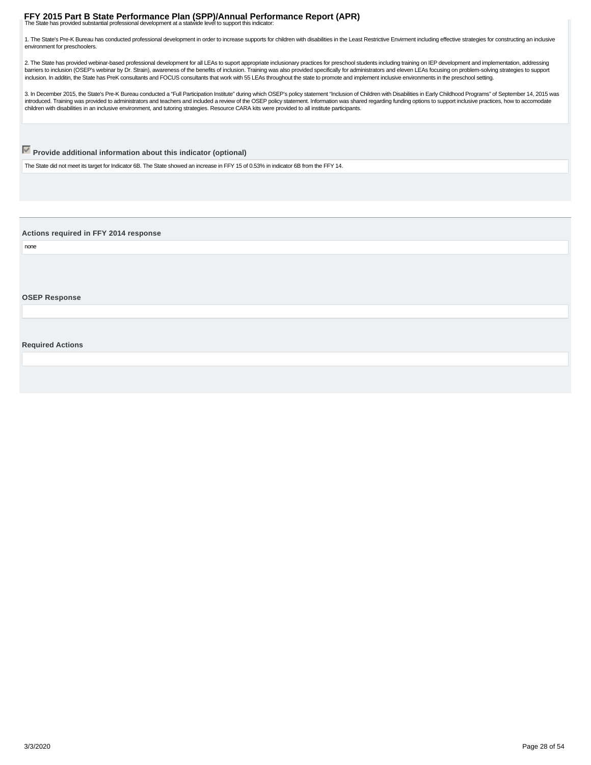The State has provided substantial professional development at a statwide level to support this indicator:

1. The State's Pre-K Bureau has conducted professional development in order to increase supports for children with disabilities in the Least Restrictive Envirment including effective strategies for constructing an inclusive environment for preschoolers.

2. The State has provided webinar-based professional development for all LEAs to suport appropriate inclusionary practices for preschool students including training on IEP development and implementation, addressing barriers to inclusion (OSEP's webinar by Dr. Strain), awareness of the benefits of inclusion. Training was also provided specifically for administrators and eleven LEAs focusing on problem-solving strategies to support inclusion. In additin, the State has PreK consultants and FOCUS consultants that work with 55 LEAs throughout the state to promote and implement inclusive environments in the preschool setting.

3. In December 2015, the State's Pre-K Bureau conducted a "Full Participation Institute" during which OSEP's policy statement "Inclusion of Children with Disabilities in Early Childhood Programs" of September 14, 2015 was introduced. Training was provided to administrators and teachers and included a review of the OSEP policy statement. Information was shared regarding funding options to support inclusive practices, how to accomodate children with disabilities in an inclusive environment, and tutoring strategies. Resource CARA kits were provided to all institute participants.

☑ **Provide additional information about this indicator (optional)**

The State did not meet its target for Indicator 6B. The State showed an increase in FFY 15 of 0.53% in indicator 6B from the FFY 14.

**Actions required in FFY 2014 response**

none

**OSEP Response**

**Required Actions**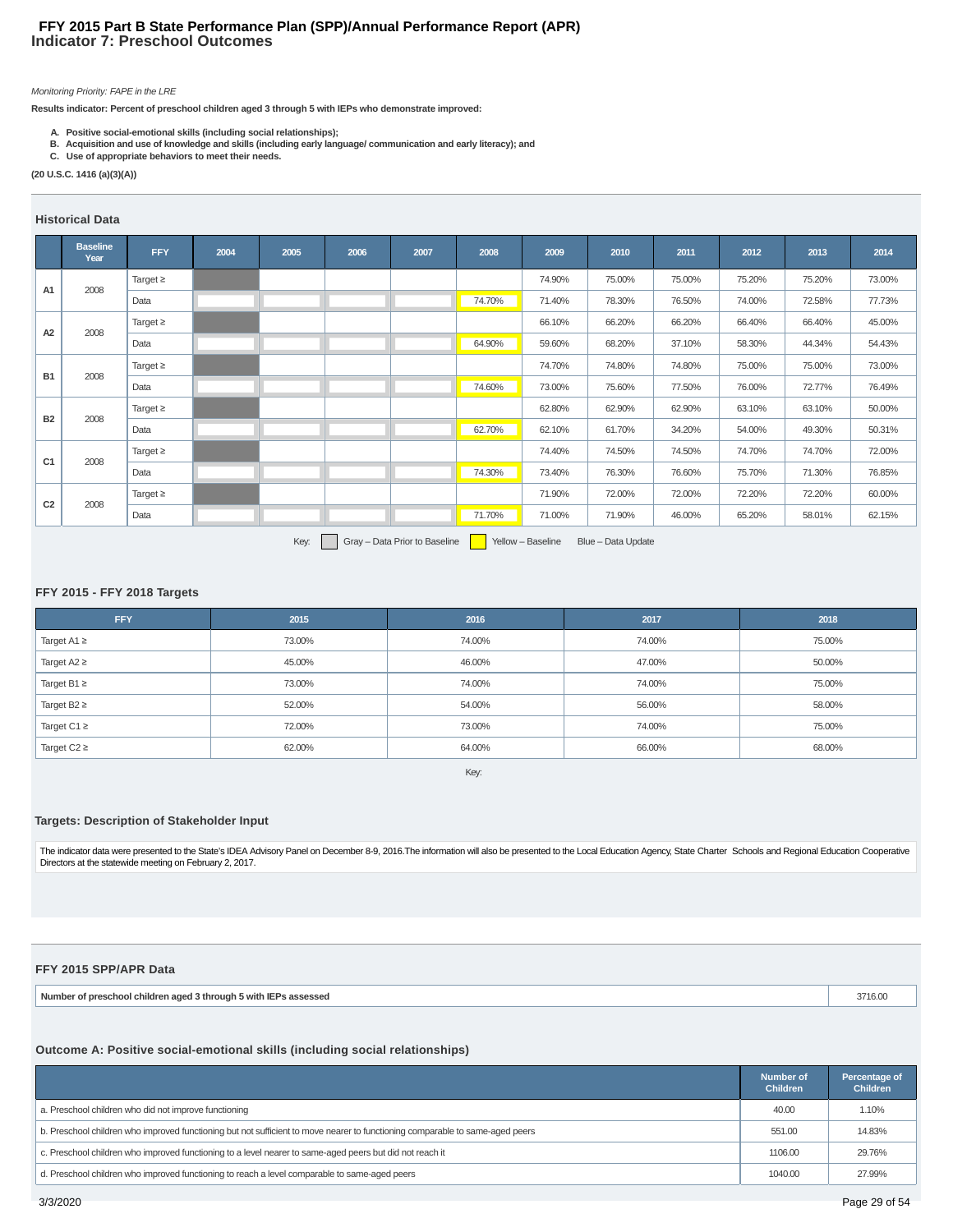# FFY 2015 Part B State Performance Plan (SPP)/Annual Performance Report (APR)
## Indicator 7: Preschool Outcomes

*Monitoring Priority: FAPE in the LRE*

**Results indicator: Percent of preschool children aged 3 through 5 with IEPs who demonstrate improved:**

- **A. Positive social-emotional skills (including social relationships);**
- **B. Acquisition and use of knowledge and skills (including early language/ communication and early literacy); and**
- **C. Use of appropriate behaviors to meet their needs.**

**(20 U.S.C. 1416 (a)(3)(A))**

### Historical Data

| | Baseline Year | FFY | 2004 | 2005 | 2006 | 2007 | 2008 | 2009 | 2010 | 2011 | 2012 | 2013 | 2014 |
|---|---|---|---|---|---|---|---|---|---|---|---|---|---|
| A1 | 2008 | Target ≥ | | | | | | 74.90% | 75.00% | 75.00% | 75.20% | 75.20% | 73.00% |
| | | Data | | | | | 74.70% | 71.40% | 78.30% | 76.50% | 74.00% | 72.58% | 77.73% |
| A2 | 2008 | Target ≥ | | | | | | 66.10% | 66.20% | 66.20% | 66.40% | 66.40% | 45.00% |
| | | Data | | | | | 64.90% | 59.60% | 68.20% | 37.10% | 58.30% | 44.34% | 54.43% |
| B1 | 2008 | Target ≥ | | | | | | 74.70% | 74.80% | 74.80% | 75.00% | 75.00% | 73.00% |
| | | Data | | | | | 74.60% | 73.00% | 75.60% | 77.50% | 76.00% | 72.77% | 76.49% |
| B2 | 2008 | Target ≥ | | | | | | 62.80% | 62.90% | 62.90% | 63.10% | 63.10% | 50.00% |
| | | Data | | | | | 62.70% | 62.10% | 61.70% | 34.20% | 54.00% | 49.30% | 50.31% |
| C1 | 2008 | Target ≥ | | | | | | 74.40% | 74.50% | 74.50% | 74.70% | 74.70% | 72.00% |
| | | Data | | | | | 74.30% | 73.40% | 76.30% | 76.60% | 75.70% | 71.30% | 76.85% |
| C2 | 2008 | Target ≥ | | | | | | 71.90% | 72.00% | 72.00% | 72.20% | 72.20% | 60.00% |
| | | Data | | | | | 71.70% | 71.00% | 71.90% | 46.00% | 65.20% | 58.01% | 62.15% |

Key: Gray – Data Prior to Baseline Yellow – Baseline Blue – Data Update

### FFY 2015 - FFY 2018 Targets

| FFY | 2015 | 2016 | 2017 | 2018 |
|---|---|---|---|---|
| Target A1 ≥ | 73.00% | 74.00% | 74.00% | 75.00% |
| Target A2 ≥ | 45.00% | 46.00% | 47.00% | 50.00% |
| Target B1 ≥ | 73.00% | 74.00% | 74.00% | 75.00% |
| Target B2 ≥ | 52.00% | 54.00% | 56.00% | 58.00% |
| Target C1 ≥ | 72.00% | 73.00% | 74.00% | 75.00% |
| Target C2 ≥ | 62.00% | 64.00% | 66.00% | 68.00% |

Key:

### Targets: Description of Stakeholder Input

The indicator data were presented to the State's IDEA Advisory Panel on December 8-9, 2016.The information will also be presented to the Local Education Agency, State Charter Schools and Regional Education Cooperative Directors at the statewide meeting on February 2, 2017.

### FFY 2015 SPP/APR Data

| Number of preschool children aged 3 through 5 with IEPs assessed | 3716.00 |
|---|---|

### Outcome A: Positive social-emotional skills (including social relationships)

| | Number of Children | Percentage of Children |
|---|---|---|
| a. Preschool children who did not improve functioning | 40.00 | 1.10% |
| b. Preschool children who improved functioning but not sufficient to move nearer to functioning comparable to same-aged peers | 551.00 | 14.83% |
| c. Preschool children who improved functioning to a level nearer to same-aged peers but did not reach it | 1106.00 | 29.76% |
| d. Preschool children who improved functioning to reach a level comparable to same-aged peers | 1040.00 | 27.99% |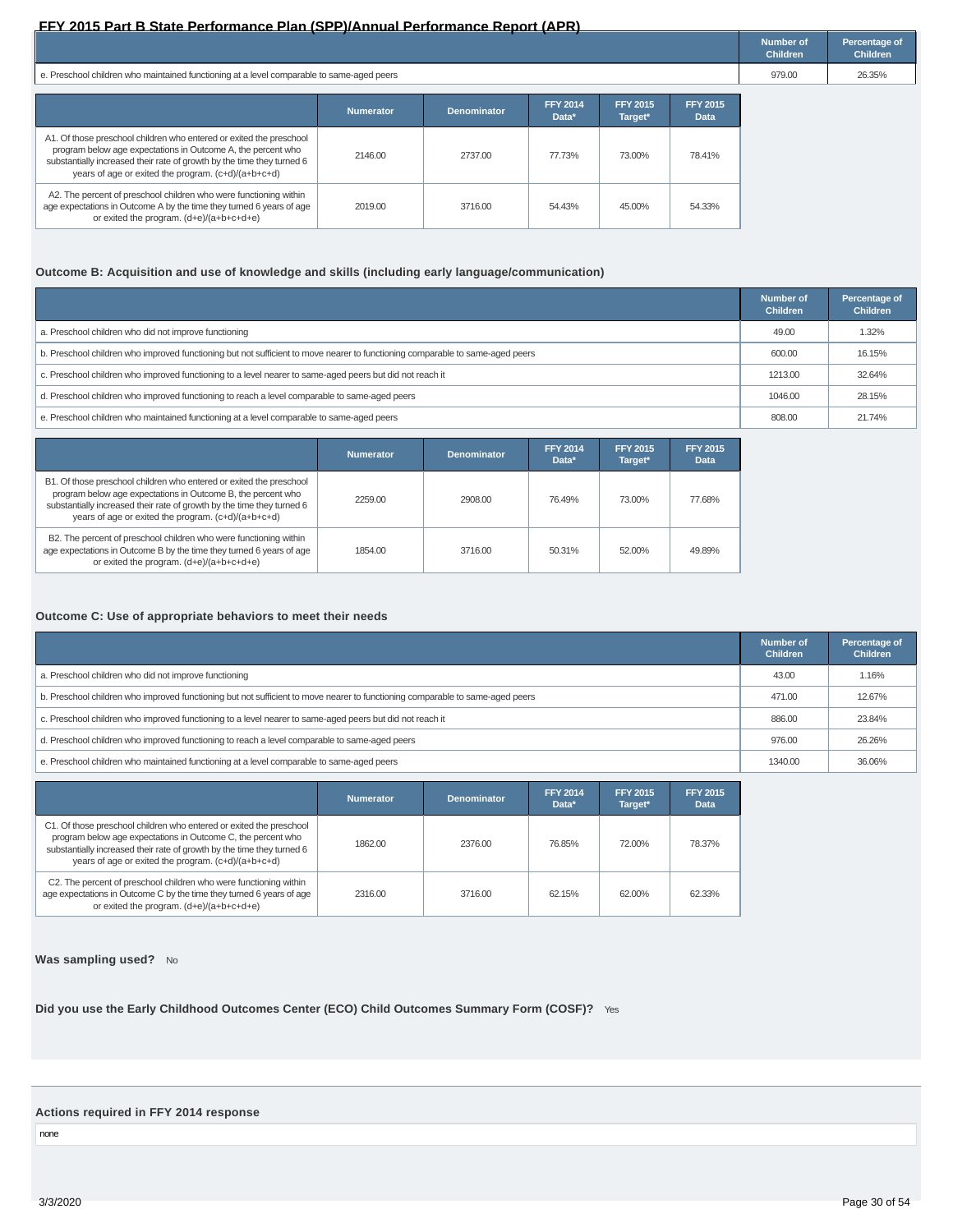| | Number of Children | Percentage of Children |
|---|---|---|
| e. Preschool children who maintained functioning at a level comparable to same-aged peers | 979.00 | 26.35% |

| | Numerator | Denominator | FFY 2014 Data* | FFY 2015 Target* | FFY 2015 Data |
|---|---|---|---|---|---|
| A1. Of those preschool children who entered or exited the preschool program below age expectations in Outcome A, the percent who substantially increased their rate of growth by the time they turned 6 years of age or exited the program. (c+d)/(a+b+c+d) | 2146.00 | 2737.00 | 77.73% | 73.00% | 78.41% |
| A2. The percent of preschool children who were functioning within age expectations in Outcome A by the time they turned 6 years of age or exited the program. (d+e)/(a+b+c+d+e) | 2019.00 | 3716.00 | 54.43% | 45.00% | 54.33% |

### Outcome B: Acquisition and use of knowledge and skills (including early language/communication)

| | Number of Children | Percentage of Children |
|---|---|---|
| a. Preschool children who did not improve functioning | 49.00 | 1.32% |
| b. Preschool children who improved functioning but not sufficient to move nearer to functioning comparable to same-aged peers | 600.00 | 16.15% |
| c. Preschool children who improved functioning to a level nearer to same-aged peers but did not reach it | 1213.00 | 32.64% |
| d. Preschool children who improved functioning to reach a level comparable to same-aged peers | 1046.00 | 28.15% |
| e. Preschool children who maintained functioning at a level comparable to same-aged peers | 808.00 | 21.74% |

| | Numerator | Denominator | FFY 2014 Data* | FFY 2015 Target* | FFY 2015 Data |
|---|---|---|---|---|---|
| B1. Of those preschool children who entered or exited the preschool program below age expectations in Outcome B, the percent who substantially increased their rate of growth by the time they turned 6 years of age or exited the program. (c+d)/(a+b+c+d) | 2259.00 | 2908.00 | 76.49% | 73.00% | 77.68% |
| B2. The percent of preschool children who were functioning within age expectations in Outcome B by the time they turned 6 years of age or exited the program. (d+e)/(a+b+c+d+e) | 1854.00 | 3716.00 | 50.31% | 52.00% | 49.89% |

### Outcome C: Use of appropriate behaviors to meet their needs

| | Number of Children | Percentage of Children |
|---|---|---|
| a. Preschool children who did not improve functioning | 43.00 | 1.16% |
| b. Preschool children who improved functioning but not sufficient to move nearer to functioning comparable to same-aged peers | 471.00 | 12.67% |
| c. Preschool children who improved functioning to a level nearer to same-aged peers but did not reach it | 886.00 | 23.84% |
| d. Preschool children who improved functioning to reach a level comparable to same-aged peers | 976.00 | 26.26% |
| e. Preschool children who maintained functioning at a level comparable to same-aged peers | 1340.00 | 36.06% |

| | Numerator | Denominator | FFY 2014 Data* | FFY 2015 Target* | FFY 2015 Data |
|---|---|---|---|---|---|
| C1. Of those preschool children who entered or exited the preschool program below age expectations in Outcome C, the percent who substantially increased their rate of growth by the time they turned 6 years of age or exited the program. (c+d)/(a+b+c+d) | 1862.00 | 2376.00 | 76.85% | 72.00% | 78.37% |
| C2. The percent of preschool children who were functioning within age expectations in Outcome C by the time they turned 6 years of age or exited the program. (d+e)/(a+b+c+d+e) | 2316.00 | 3716.00 | 62.15% | 62.00% | 62.33% |

**Was sampling used?** No

**Did you use the Early Childhood Outcomes Center (ECO) Child Outcomes Summary Form (COSF)?** Yes

### Actions required in FFY 2014 response

none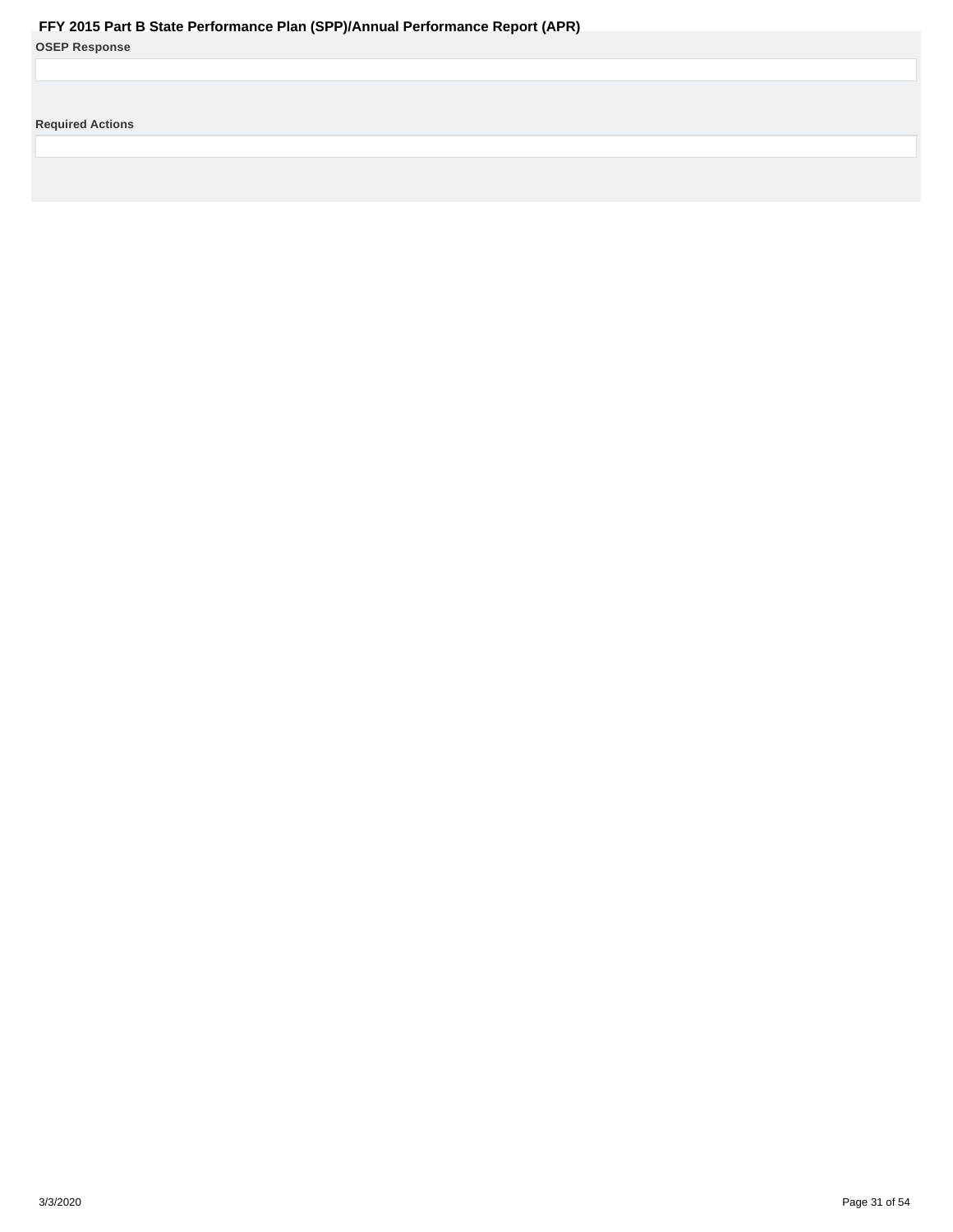**OSEP Response**

**Required Actions**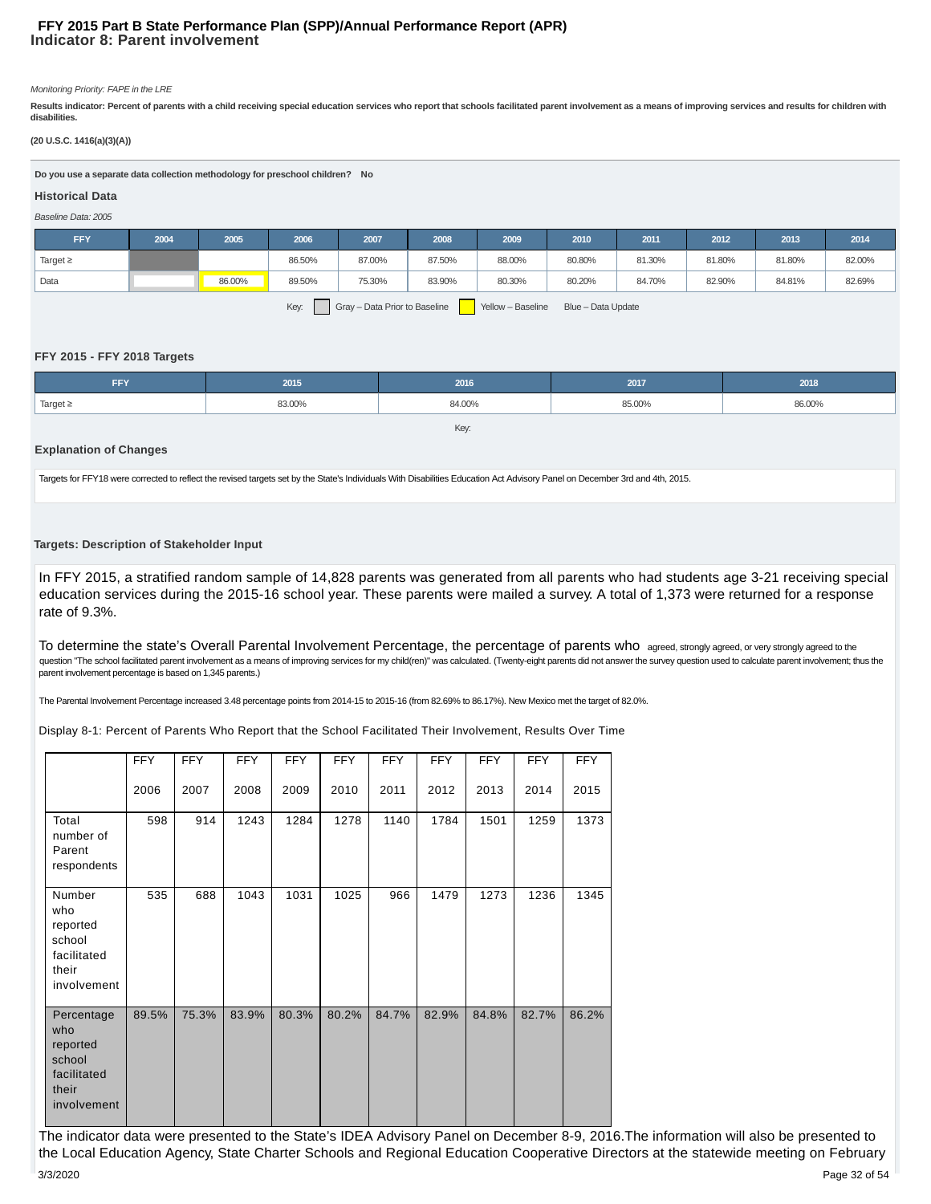# FFY 2015 Part B State Performance Plan (SPP)/Annual Performance Report (APR)

## Indicator 8: Parent involvement

*Monitoring Priority: FAPE in the LRE*

**Results indicator: Percent of parents with a child receiving special education services who report that schools facilitated parent involvement as a means of improving services and results for children with disabilities.**

**(20 U.S.C. 1416(a)(3)(A))**

**Do you use a separate data collection methodology for preschool children? No**

### Historical Data

*Baseline Data: 2005*

| FFY | 2004 | 2005 | 2006 | 2007 | 2008 | 2009 | 2010 | 2011 | 2012 | 2013 | 2014 |
|---|---|---|---|---|---|---|---|---|---|---|---|
| Target ≥ | | | 86.50% | 87.00% | 87.50% | 88.00% | 80.80% | 81.30% | 81.80% | 81.80% | 82.00% |
| Data | | 86.00% | 89.50% | 75.30% | 83.90% | 80.30% | 80.20% | 84.70% | 82.90% | 84.81% | 82.69% |

Key: Gray – Data Prior to Baseline Yellow – Baseline Blue – Data Update

### FFY 2015 - FFY 2018 Targets

| FFY | 2015 | 2016 | 2017 | 2018 |
|---|---|---|---|---|
| Target ≥ | 83.00% | 84.00% | 85.00% | 86.00% |

Key:

### Explanation of Changes

Targets for FFY18 were corrected to reflect the revised targets set by the State's Individuals With Disabilities Education Act Advisory Panel on December 3rd and 4th, 2015.

### Targets: Description of Stakeholder Input

In FFY 2015, a stratified random sample of 14,828 parents was generated from all parents who had students age 3-21 receiving special education services during the 2015-16 school year. These parents were mailed a survey. A total of 1,373 were returned for a response rate of 9.3%.

To determine the state's Overall Parental Involvement Percentage, the percentage of parents who agreed, strongly agreed, or very strongly agreed to the question "The school facilitated parent involvement as a means of improving services for my child(ren)" was calculated. (Twenty-eight parents did not answer the survey question used to calculate parent involvement; thus the parent involvement percentage is based on 1,345 parents.)

The Parental Involvement Percentage increased 3.48 percentage points from 2014-15 to 2015-16 (from 82.69% to 86.17%). New Mexico met the target of 82.0%.

Display 8-1: Percent of Parents Who Report that the School Facilitated Their Involvement, Results Over Time

| | FFY 2006 | FFY 2007 | FFY 2008 | FFY 2009 | FFY 2010 | FFY 2011 | FFY 2012 | FFY 2013 | FFY 2014 | FFY 2015 |
|---|---|---|---|---|---|---|---|---|---|---|
| Total number of Parent respondents | 598 | 914 | 1243 | 1284 | 1278 | 1140 | 1784 | 1501 | 1259 | 1373 |
| Number who reported school facilitated their involvement | 535 | 688 | 1043 | 1031 | 1025 | 966 | 1479 | 1273 | 1236 | 1345 |
| Percentage who reported school facilitated their involvement | 89.5% | 75.3% | 83.9% | 80.3% | 80.2% | 84.7% | 82.9% | 84.8% | 82.7% | 86.2% |

The indicator data were presented to the State's IDEA Advisory Panel on December 8-9, 2016.The information will also be presented to the Local Education Agency, State Charter Schools and Regional Education Cooperative Directors at the statewide meeting on February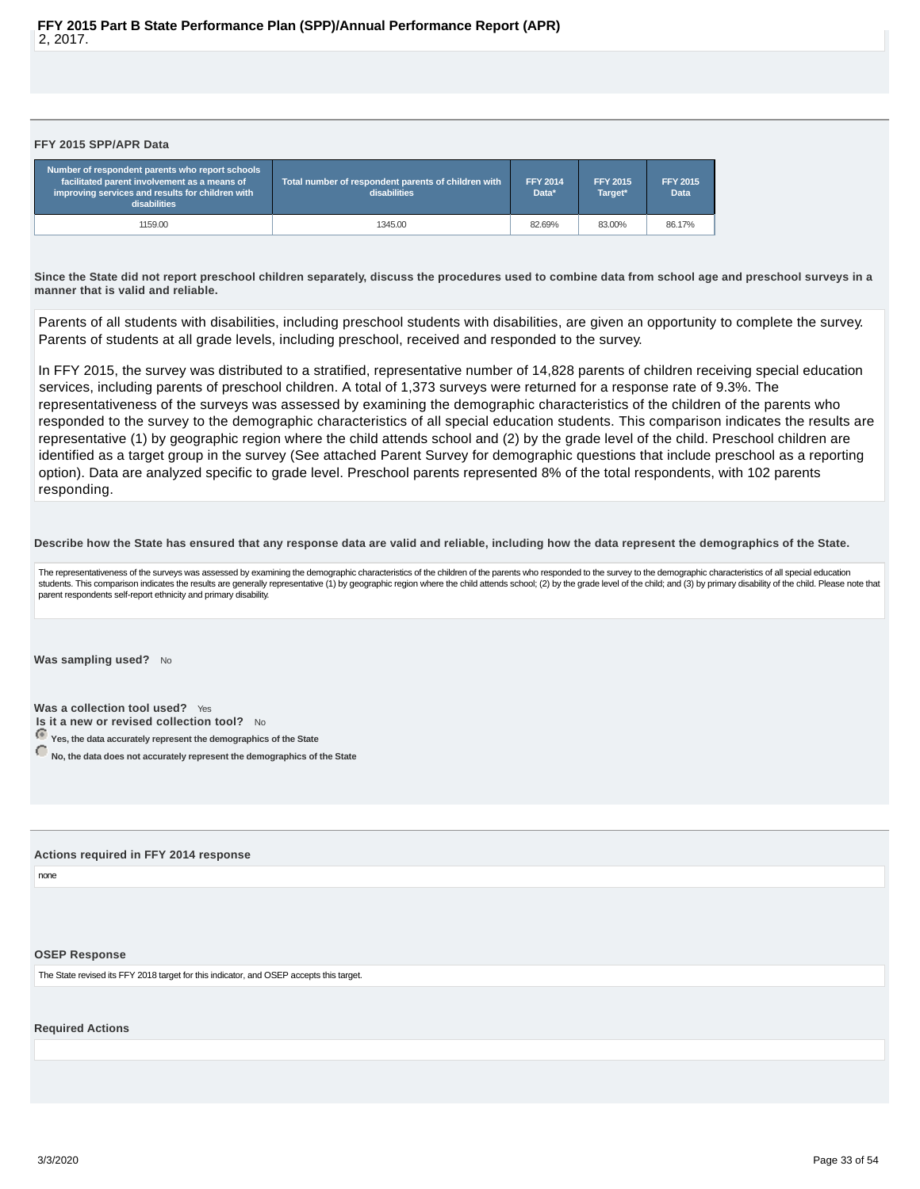2, 2017.

### FFY 2015 SPP/APR Data

| Number of respondent parents who report schools facilitated parent involvement as a means of improving services and results for children with disabilities | Total number of respondent parents of children with disabilities | FFY 2014 Data* | FFY 2015 Target* | FFY 2015 Data |
|---|---|---|---|---|
| 1159.00 | 1345.00 | 82.69% | 83.00% | 86.17% |

**Since the State did not report preschool children separately, discuss the procedures used to combine data from school age and preschool surveys in a manner that is valid and reliable.**

Parents of all students with disabilities, including preschool students with disabilities, are given an opportunity to complete the survey. Parents of students at all grade levels, including preschool, received and responded to the survey.

In FFY 2015, the survey was distributed to a stratified, representative number of 14,828 parents of children receiving special education services, including parents of preschool children. A total of 1,373 surveys were returned for a response rate of 9.3%. The representativeness of the surveys was assessed by examining the demographic characteristics of the children of the parents who responded to the survey to the demographic characteristics of all special education students. This comparison indicates the results are representative (1) by geographic region where the child attends school and (2) by the grade level of the child. Preschool children are identified as a target group in the survey (See attached Parent Survey for demographic questions that include preschool as a reporting option). Data are analyzed specific to grade level. Preschool parents represented 8% of the total respondents, with 102 parents responding.

**Describe how the State has ensured that any response data are valid and reliable, including how the data represent the demographics of the State.**

The representativeness of the surveys was assessed by examining the demographic characteristics of the children of the parents who responded to the survey to the demographic characteristics of all special education students. This comparison indicates the results are generally representative (1) by geographic region where the child attends school; (2) by the grade level of the child; and (3) by primary disability of the child. Please note that parent respondents self-report ethnicity and primary disability.

**Was sampling used?** No

**Was a collection tool used?** Yes

**Is it a new or revised collection tool?** No

- (selected) **Yes, the data accurately represent the demographics of the State**
- **No, the data does not accurately represent the demographics of the State**

### Actions required in FFY 2014 response

none

### OSEP Response

The State revised its FFY 2018 target for this indicator, and OSEP accepts this target.

### Required Actions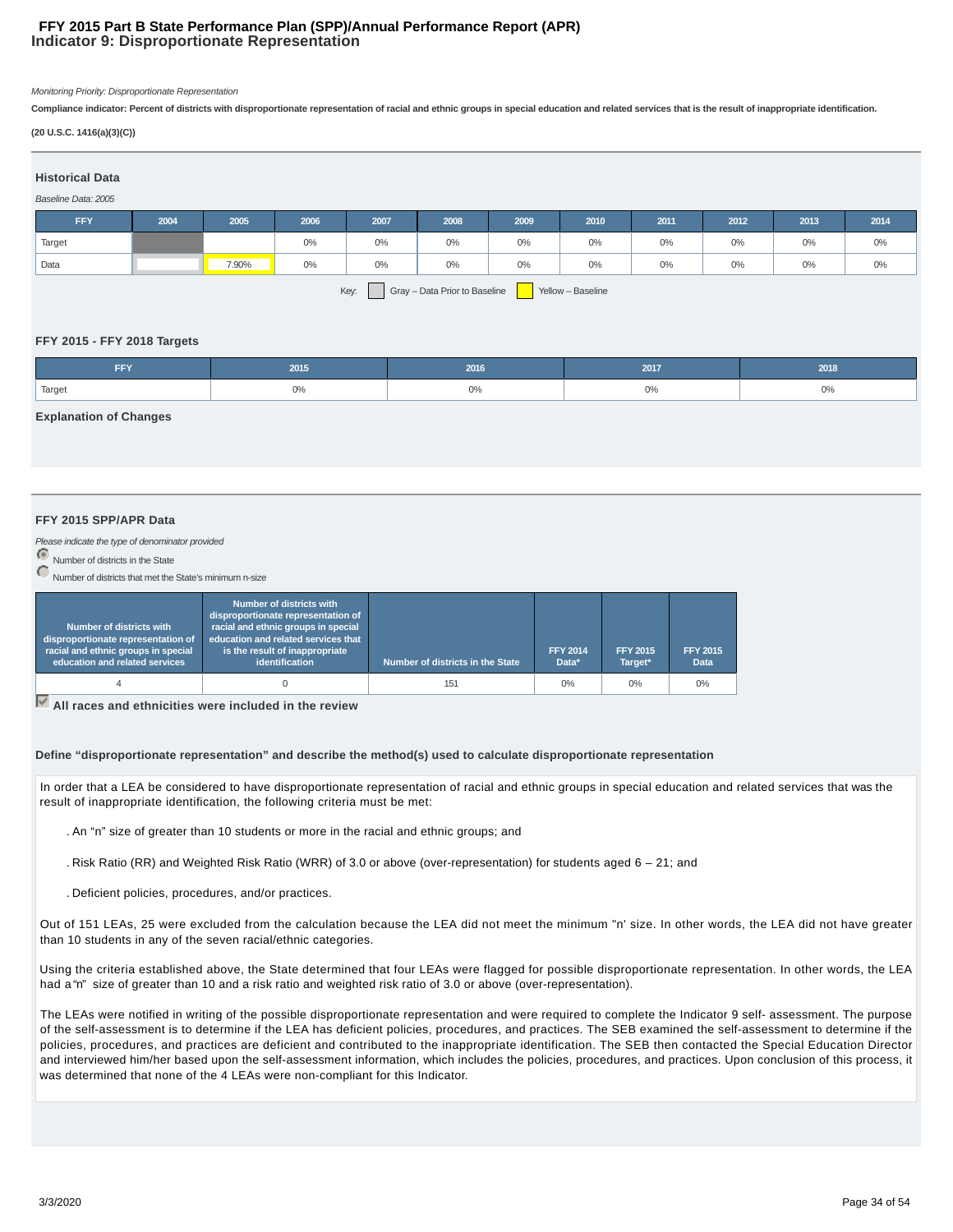# FFY 2015 Part B State Performance Plan (SPP)/Annual Performance Report (APR)
## Indicator 9: Disproportionate Representation

*Monitoring Priority: Disproportionate Representation*

**Compliance indicator: Percent of districts with disproportionate representation of racial and ethnic groups in special education and related services that is the result of inappropriate identification.**

**(20 U.S.C. 1416(a)(3)(C))**

### Historical Data

*Baseline Data: 2005*

| FFY | 2004 | 2005 | 2006 | 2007 | 2008 | 2009 | 2010 | 2011 | 2012 | 2013 | 2014 |
|---|---|---|---|---|---|---|---|---|---|---|---|
| Target | | | 0% | 0% | 0% | 0% | 0% | 0% | 0% | 0% | 0% |
| Data | | 7.90% | 0% | 0% | 0% | 0% | 0% | 0% | 0% | 0% | 0% |

Key: Gray – Data Prior to Baseline    Yellow – Baseline

### FFY 2015 - FFY 2018 Targets

| FFY | 2015 | 2016 | 2017 | 2018 |
|---|---|---|---|---|
| Target | 0% | 0% | 0% | 0% |

### Explanation of Changes

### FFY 2015 SPP/APR Data

*Please indicate the type of denominator provided*

- (selected) Number of districts in the State
- Number of districts that met the State's minimum n-size

| Number of districts with disproportionate representation of racial and ethnic groups in special education and related services | Number of districts with disproportionate representation of racial and ethnic groups in special education and related services that is the result of inappropriate identification | Number of districts in the State | FFY 2014 Data* | FFY 2015 Target* | FFY 2015 Data |
|---|---|---|---|---|---|
| 4 | 0 | 151 | 0% | 0% | 0% |

☑ **All races and ethnicities were included in the review**

**Define "disproportionate representation" and describe the method(s) used to calculate disproportionate representation**

In order that a LEA be considered to have disproportionate representation of racial and ethnic groups in special education and related services that was the result of inappropriate identification, the following criteria must be met:

. An "n" size of greater than 10 students or more in the racial and ethnic groups; and

. Risk Ratio (RR) and Weighted Risk Ratio (WRR) of 3.0 or above (over-representation) for students aged 6 – 21; and

. Deficient policies, procedures, and/or practices.

Out of 151 LEAs, 25 were excluded from the calculation because the LEA did not meet the minimum "n' size. In other words, the LEA did not have greater than 10 students in any of the seven racial/ethnic categories.

Using the criteria established above, the State determined that four LEAs were flagged for possible disproportionate representation. In other words, the LEA had a "n" size of greater than 10 and a risk ratio and weighted risk ratio of 3.0 or above (over-representation).

The LEAs were notified in writing of the possible disproportionate representation and were required to complete the Indicator 9 self- assessment. The purpose of the self-assessment is to determine if the LEA has deficient policies, procedures, and practices. The SEB examined the self-assessment to determine if the policies, procedures, and practices are deficient and contributed to the inappropriate identification. The SEB then contacted the Special Education Director and interviewed him/her based upon the self-assessment information, which includes the policies, procedures, and practices. Upon conclusion of this process, it was determined that none of the 4 LEAs were non-compliant for this Indicator.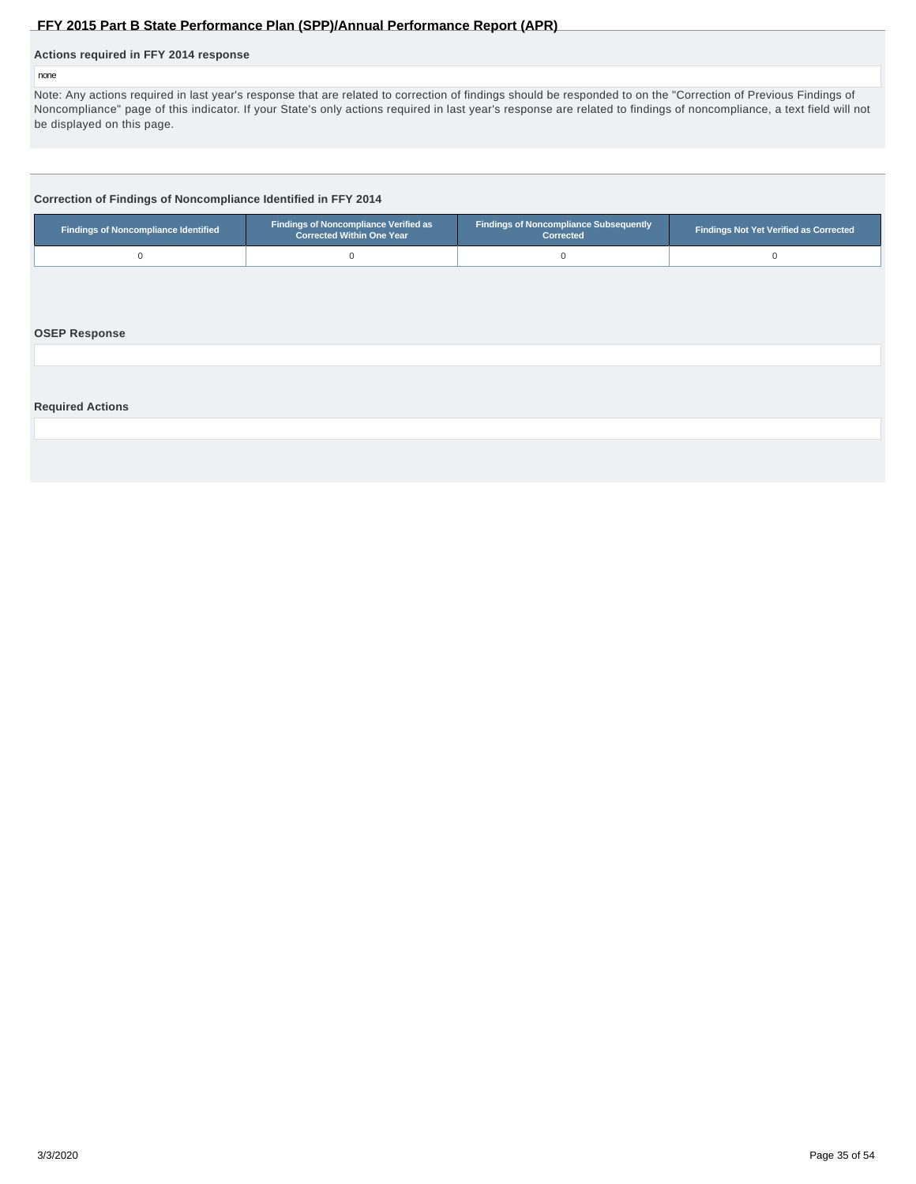### Actions required in FFY 2014 response

none

Note: Any actions required in last year's response that are related to correction of findings should be responded to on the "Correction of Previous Findings of Noncompliance" page of this indicator. If your State's only actions required in last year's response are related to findings of noncompliance, a text field will not be displayed on this page.

### Correction of Findings of Noncompliance Identified in FFY 2014

| Findings of Noncompliance Identified | Findings of Noncompliance Verified as Corrected Within One Year | Findings of Noncompliance Subsequently Corrected | Findings Not Yet Verified as Corrected |
|---|---|---|---|
| 0 | 0 | 0 | 0 |

### OSEP Response

### Required Actions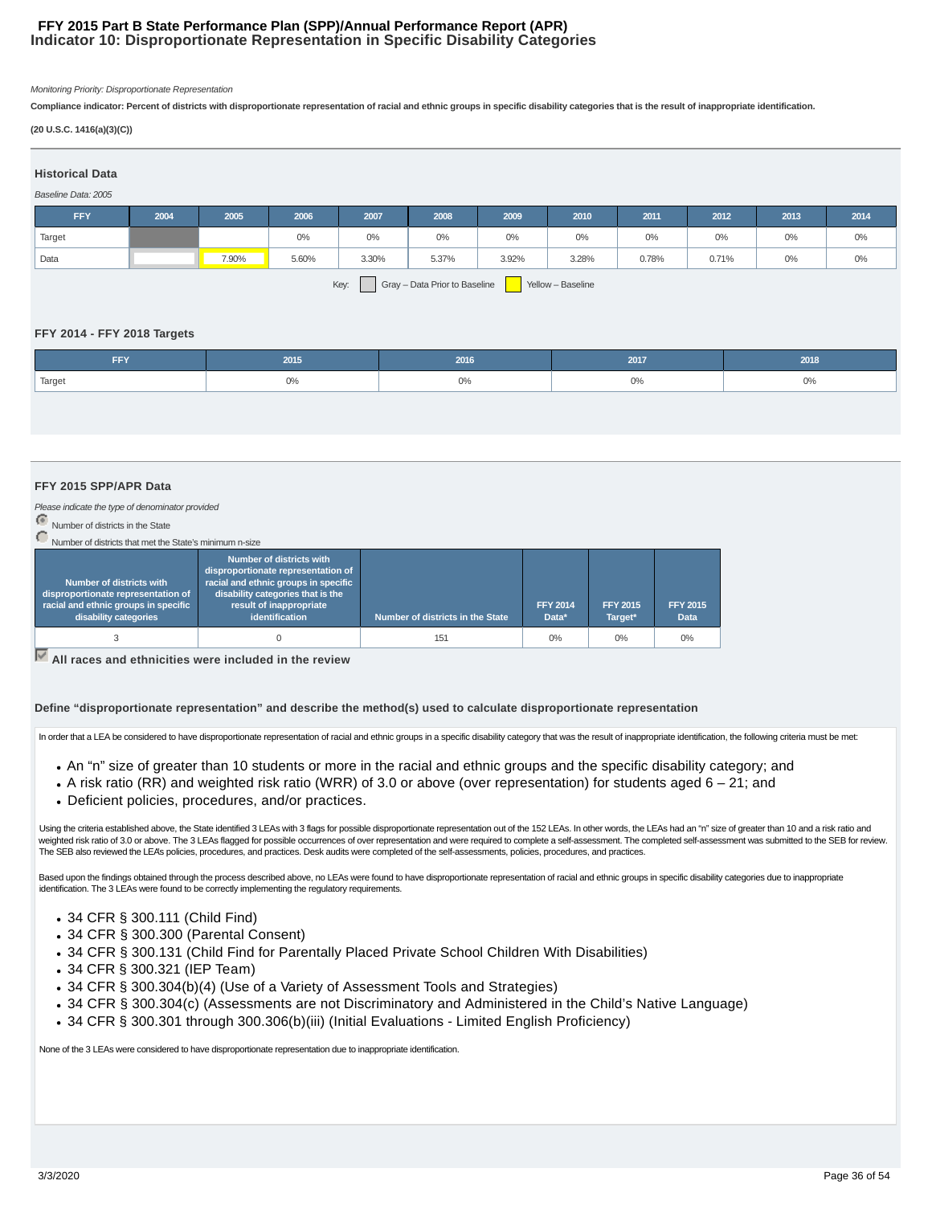# FFY 2015 Part B State Performance Plan (SPP)/Annual Performance Report (APR)
## Indicator 10: Disproportionate Representation in Specific Disability Categories

*Monitoring Priority: Disproportionate Representation*

**Compliance indicator: Percent of districts with disproportionate representation of racial and ethnic groups in specific disability categories that is the result of inappropriate identification.**

**(20 U.S.C. 1416(a)(3)(C))**

### Historical Data

*Baseline Data: 2005*

| FFY | 2004 | 2005 | 2006 | 2007 | 2008 | 2009 | 2010 | 2011 | 2012 | 2013 | 2014 |
|---|---|---|---|---|---|---|---|---|---|---|---|
| Target | | | 0% | 0% | 0% | 0% | 0% | 0% | 0% | 0% | 0% |
| Data | | 7.90% | 5.60% | 3.30% | 5.37% | 3.92% | 3.28% | 0.78% | 0.71% | 0% | 0% |

Key: Gray – Data Prior to Baseline; Yellow – Baseline

### FFY 2014 - FFY 2018 Targets

| FFY | 2015 | 2016 | 2017 | 2018 |
|---|---|---|---|---|
| Target | 0% | 0% | 0% | 0% |

### FFY 2015 SPP/APR Data

*Please indicate the type of denominator provided*

- (selected) Number of districts in the State
- Number of districts that met the State's minimum n-size

| Number of districts with disproportionate representation of racial and ethnic groups in specific disability categories | Number of districts with disproportionate representation of racial and ethnic groups in specific disability categories that is the result of inappropriate identification | Number of districts in the State | FFY 2014 Data* | FFY 2015 Target* | FFY 2015 Data |
|---|---|---|---|---|---|
| 3 | 0 | 151 | 0% | 0% | 0% |

☑ **All races and ethnicities were included in the review**

#### Define "disproportionate representation" and describe the method(s) used to calculate disproportionate representation

In order that a LEA be considered to have disproportionate representation of racial and ethnic groups in a specific disability category that was the result of inappropriate identification, the following criteria must be met:

- An "n" size of greater than 10 students or more in the racial and ethnic groups and the specific disability category; and
- A risk ratio (RR) and weighted risk ratio (WRR) of 3.0 or above (over representation) for students aged 6 – 21; and
- Deficient policies, procedures, and/or practices.

Using the criteria established above, the State identified 3 LEAs with 3 flags for possible disproportionate representation out of the 152 LEAs. In other words, the LEAs had an "n" size of greater than 10 and a risk ratio and weighted risk ratio of 3.0 or above. The 3 LEAs flagged for possible occurrences of over representation and were required to complete a self-assessment. The completed self-assessment was submitted to the SEB for review. The SEB also reviewed the LEAs policies, procedures, and practices. Desk audits were completed of the self-assessments, policies, procedures, and practices.

Based upon the findings obtained through the process described above, no LEAs were found to have disproportionate representation of racial and ethnic groups in specific disability categories due to inappropriate identification. The 3 LEAs were found to be correctly implementing the regulatory requirements.

- 34 CFR § 300.111 (Child Find)
- 34 CFR § 300.300 (Parental Consent)
- 34 CFR § 300.131 (Child Find for Parentally Placed Private School Children With Disabilities)
- 34 CFR § 300.321 (IEP Team)
- 34 CFR § 300.304(b)(4) (Use of a Variety of Assessment Tools and Strategies)
- 34 CFR § 300.304(c) (Assessments are not Discriminatory and Administered in the Child's Native Language)
- 34 CFR § 300.301 through 300.306(b)(iii) (Initial Evaluations - Limited English Proficiency)

None of the 3 LEAs were considered to have disproportionate representation due to inappropriate identification.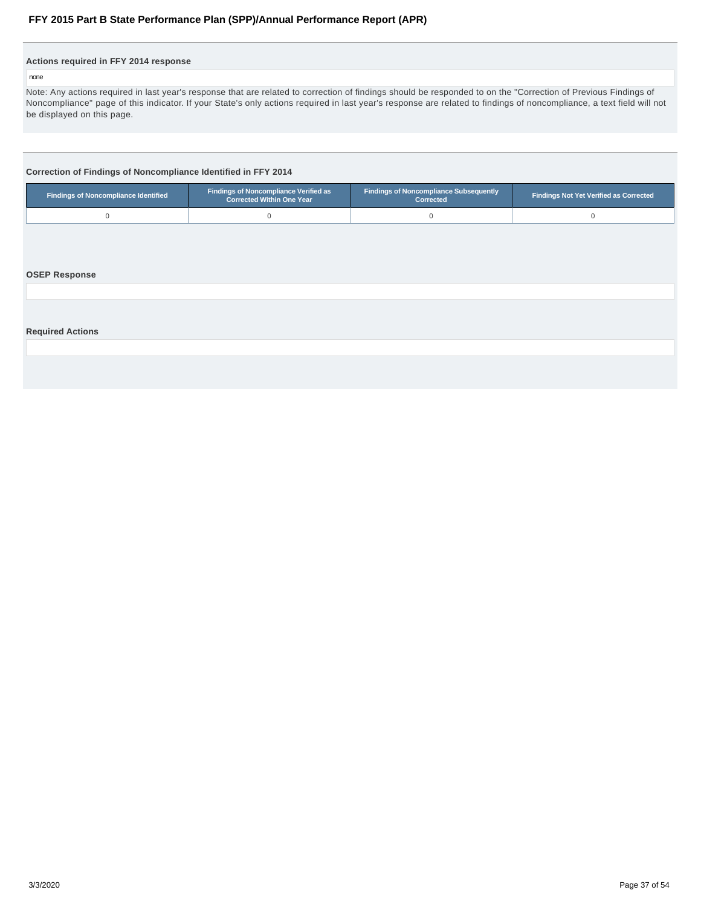### Actions required in FFY 2014 response

none

Note: Any actions required in last year's response that are related to correction of findings should be responded to on the "Correction of Previous Findings of Noncompliance" page of this indicator. If your State's only actions required in last year's response are related to findings of noncompliance, a text field will not be displayed on this page.

### Correction of Findings of Noncompliance Identified in FFY 2014

| Findings of Noncompliance Identified | Findings of Noncompliance Verified as Corrected Within One Year | Findings of Noncompliance Subsequently Corrected | Findings Not Yet Verified as Corrected |
|---|---|---|---|
| 0 | 0 | 0 | 0 |

### OSEP Response

### Required Actions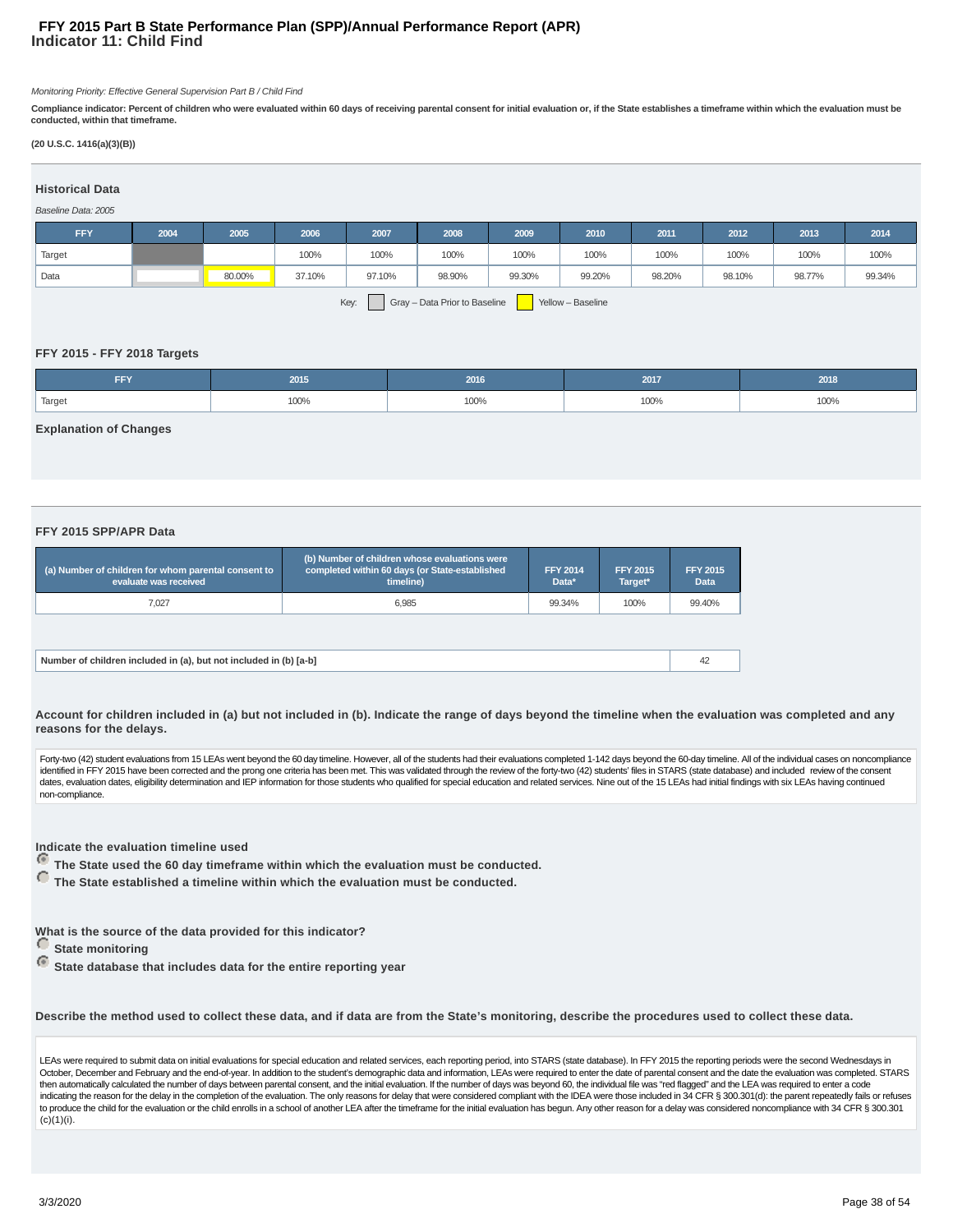# FFY 2015 Part B State Performance Plan (SPP)/Annual Performance Report (APR)
## Indicator 11: Child Find

*Monitoring Priority: Effective General Supervision Part B / Child Find*

**Compliance indicator: Percent of children who were evaluated within 60 days of receiving parental consent for initial evaluation or, if the State establishes a timeframe within which the evaluation must be conducted, within that timeframe.**

**(20 U.S.C. 1416(a)(3)(B))**

### Historical Data

*Baseline Data: 2005*

| FFY | 2004 | 2005 | 2006 | 2007 | 2008 | 2009 | 2010 | 2011 | 2012 | 2013 | 2014 |
|---|---|---|---|---|---|---|---|---|---|---|---|
| Target | | | 100% | 100% | 100% | 100% | 100% | 100% | 100% | 100% | 100% |
| Data | | 80.00% | 37.10% | 97.10% | 98.90% | 99.30% | 99.20% | 98.20% | 98.10% | 98.77% | 99.34% |

Key: Gray – Data Prior to Baseline; Yellow – Baseline

### FFY 2015 - FFY 2018 Targets

| FFY | 2015 | 2016 | 2017 | 2018 |
|---|---|---|---|---|
| Target | 100% | 100% | 100% | 100% |

### Explanation of Changes

### FFY 2015 SPP/APR Data

| (a) Number of children for whom parental consent to evaluate was received | (b) Number of children whose evaluations were completed within 60 days (or State-established timeline) | FFY 2014 Data* | FFY 2015 Target* | FFY 2015 Data |
|---|---|---|---|---|
| 7,027 | 6,985 | 99.34% | 100% | 99.40% |

| Number of children included in (a), but not included in (b) [a-b] | 42 |
|---|---|

**Account for children included in (a) but not included in (b). Indicate the range of days beyond the timeline when the evaluation was completed and any reasons for the delays.**

Forty-two (42) student evaluations from 15 LEAs went beyond the 60 day timeline. However, all of the students had their evaluations completed 1-142 days beyond the 60-day timeline. All of the individual cases on noncompliance identified in FFY 2015 have been corrected and the prong one criteria has been met. This was validated through the review of the forty-two (42) students' files in STARS (state database) and included review of the consent dates, evaluation dates, eligibility determination and IEP information for those students who qualified for special education and related services. Nine out of the 15 LEAs had initial findings with six LEAs having continued non-compliance.

**Indicate the evaluation timeline used**

- (selected) **The State used the 60 day timeframe within which the evaluation must be conducted.**
- **The State established a timeline within which the evaluation must be conducted.**

**What is the source of the data provided for this indicator?**

- **State monitoring**
- (selected) **State database that includes data for the entire reporting year**

**Describe the method used to collect these data, and if data are from the State's monitoring, describe the procedures used to collect these data.**

LEAs were required to submit data on initial evaluations for special education and related services, each reporting period, into STARS (state database). In FFY 2015 the reporting periods were the second Wednesdays in October, December and February and the end-of-year. In addition to the student's demographic data and information, LEAs were required to enter the date of parental consent and the date the evaluation was completed. STARS then automatically calculated the number of days between parental consent, and the initial evaluation. If the number of days was beyond 60, the individual file was "red flagged" and the LEA was required to enter a code indicating the reason for the delay in the completion of the evaluation. The only reasons for delay that were considered compliant with the IDEA were those included in 34 CFR § 300.301(d): the parent repeatedly fails or refuses to produce the child for the evaluation or the child enrolls in a school of another LEA after the timeframe for the initial evaluation has begun. Any other reason for a delay was considered noncompliance with 34 CFR § 300.301 (c)(1)(i).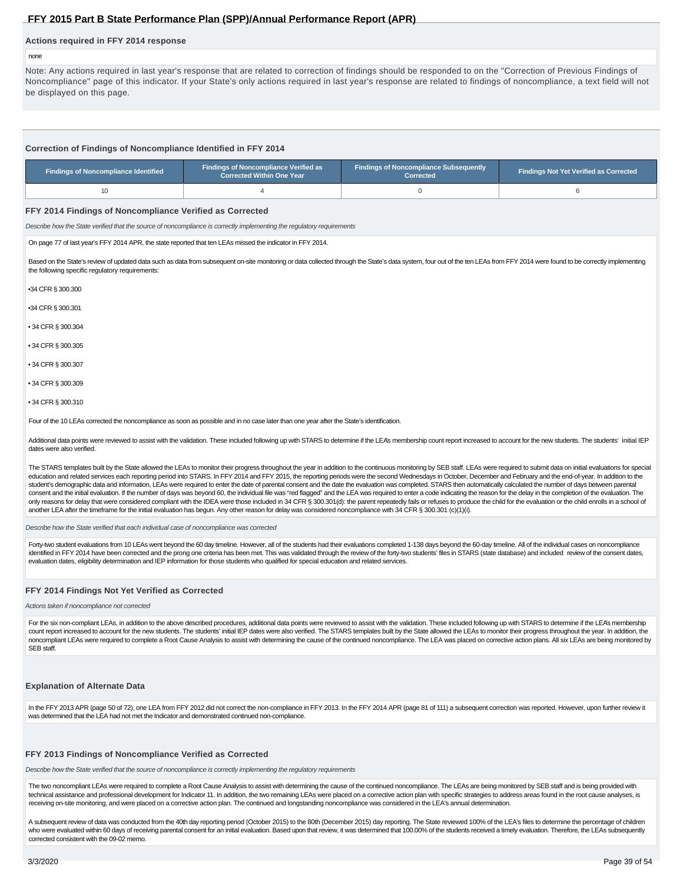### Actions required in FFY 2014 response

none

Note: Any actions required in last year's response that are related to correction of findings should be responded to on the "Correction of Previous Findings of Noncompliance" page of this indicator. If your State's only actions required in last year's response are related to findings of noncompliance, a text field will not be displayed on this page.

### Correction of Findings of Noncompliance Identified in FFY 2014

| Findings of Noncompliance Identified | Findings of Noncompliance Verified as Corrected Within One Year | Findings of Noncompliance Subsequently Corrected | Findings Not Yet Verified as Corrected |
|---|---|---|---|
| 10 | 4 | 0 | 6 |

### FFY 2014 Findings of Noncompliance Verified as Corrected

*Describe how the State verified that the source of noncompliance is correctly implementing the regulatory requirements*

On page 77 of last year's FFY 2014 APR, the state reported that ten LEAs missed the indicator in FFY 2014.

Based on the State's review of updated data such as data from subsequent on-site monitoring or data collected through the State's data system, four out of the ten LEAs from FFY 2014 were found to be correctly implementing the following specific regulatory requirements:

•34 CFR § 300.300

•34 CFR § 300.301

• 34 CFR § 300.304

• 34 CFR § 300.305

• 34 CFR § 300.307

• 34 CFR § 300.309

• 34 CFR § 300.310

Four of the 10 LEAs corrected the noncompliance as soon as possible and in no case later than one year after the State's identification.

Additional data points were reviewed to assist with the validation. These included following up with STARS to determine if the LEA's membership count report increased to account for the new students. The students' initial IEP dates were also verified.

The STARS templates built by the State allowed the LEAs to monitor their progress throughout the year in addition to the continuous monitoring by SEB staff. LEAs were required to submit data on initial evaluations for special education and related services each reporting period into STARS. In FFY 2014 and FFY 2015, the reporting periods were the second Wednesdays in October, December and February and the end-of-year. In addition to the student's demographic data and information, LEAs were required to enter the date of parental consent and the date the evaluation was completed. STARS then automatically calculated the number of days between parental consent and the initial evaluation. If the number of days was beyond 60, the individual file was "red flagged" and the LEA was required to enter a code indicating the reason for the delay in the completion of the evaluation. The only reasons for delay that were considered compliant with the IDEA were those included in 34 CFR § 300.301(d): the parent repeatedly fails or refuses to produce the child for the evaluation or the child enrolls in a school of another LEA after the timeframe for the initial evaluation has begun. Any other reason for delay was considered noncompliance with 34 CFR § 300.301 (c)(1)(i).

*Describe how the State verified that each individual case of noncompliance was corrected*

Forty-two student evaluations from 10 LEAs went beyond the 60 day timeline. However, all of the students had their evaluations completed 1-138 days beyond the 60-day timeline. All of the individual cases on noncompliance identified in FFY 2014 have been corrected and the prong one criteria has been met. This was validated through the review of the forty-two students' files in STARS (state database) and included review of the consent dates, evaluation dates, eligibility determination and IEP information for those students who qualified for special education and related services.

### FFY 2014 Findings Not Yet Verified as Corrected

*Actions taken if noncompliance not corrected*

For the six non-compliant LEAs, in addition to the above described procedures, additional data points were reviewed to assist with the validation. These included following up with STARS to determine if the LEA's membership count report increased to account for the new students. The students' initial IEP dates were also verified. The STARS templates built by the State allowed the LEAs to monitor their progress throughout the year. In addition, the noncompliant LEAs were required to complete a Root Cause Analysis to assist with determining the cause of the continued noncompliance. The LEA was placed on corrective action plans. All six LEAs are being monitored by SEB staff.

### Explanation of Alternate Data

In the FFY 2013 APR (page 50 of 72), one LEA from FFY 2012 did not correct the non-compliance in FFY 2013. In the FFY 2014 APR (page 81 of 111) a subsequent correction was reported. However, upon further review it was determined that the LEA had not met the Indicator and demonstrated continued non-compliance.

### FFY 2013 Findings of Noncompliance Verified as Corrected

*Describe how the State verified that the source of noncompliance is correctly implementing the regulatory requirements*

The two noncompliant LEAs were required to complete a Root Cause Analysis to assist with determining the cause of the continued noncompliance. The LEAs are being monitored by SEB staff and is being provided with technical assistance and professional development for Indicator 11. In addition, the two remaining LEAs were placed on a corrective action plan with specific strategies to address areas found in the root cause analyses, is receiving on-site monitoring, and were placed on a corrective action plan. The continued and longstanding noncompliance was considered in the LEA's annual determination.

A subsequent review of data was conducted from the 40th day reporting period (October 2015) to the 80th (December 2015) day reporting. The State reviewed 100% of the LEA's files to determine the percentage of children who were evaluated within 60 days of receiving parental consent for an initial evaluation. Based upon that review, it was determined that 100.00% of the students received a timely evaluation. Therefore, the LEAs subsequently corrected consistent with the 09-02 memo.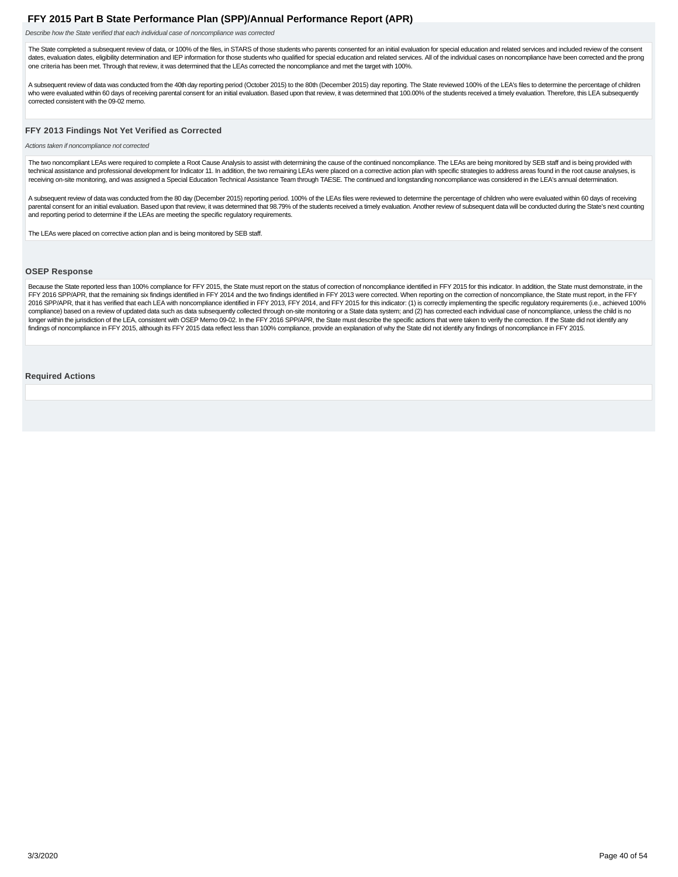*Describe how the State verified that each individual case of noncompliance was corrected*

The State completed a subsequent review of data, or 100% of the files, in STARS of those students who parents consented for an initial evaluation for special education and related services and included review of the consent dates, evaluation dates, eligibility determination and IEP information for those students who qualified for special education and related services. All of the individual cases on noncompliance have been corrected and the prong one criteria has been met. Through that review, it was determined that the LEAs corrected the noncompliance and met the target with 100%.

A subsequent review of data was conducted from the 40th day reporting period (October 2015) to the 80th (December 2015) day reporting. The State reviewed 100% of the LEA's files to determine the percentage of children who were evaluated within 60 days of receiving parental consent for an initial evaluation. Based upon that review, it was determined that 100.00% of the students received a timely evaluation. Therefore, this LEA subsequently corrected consistent with the 09-02 memo.

### FFY 2013 Findings Not Yet Verified as Corrected

*Actions taken if noncompliance not corrected*

The two noncompliant LEAs were required to complete a Root Cause Analysis to assist with determining the cause of the continued noncompliance. The LEAs are being monitored by SEB staff and is being provided with technical assistance and professional development for Indicator 11. In addition, the two remaining LEAs were placed on a corrective action plan with specific strategies to address areas found in the root cause analyses, is receiving on-site monitoring, and was assigned a Special Education Technical Assistance Team through TAESE. The continued and longstanding noncompliance was considered in the LEA's annual determination.

A subsequent review of data was conducted from the 80 day (December 2015) reporting period. 100% of the LEAs files were reviewed to determine the percentage of children who were evaluated within 60 days of receiving parental consent for an initial evaluation. Based upon that review, it was determined that 98.79% of the students received a timely evaluation. Another review of subsequent data will be conducted during the State's next counting and reporting period to determine if the LEAs are meeting the specific regulatory requirements.

The LEAs were placed on corrective action plan and is being monitored by SEB staff.

### OSEP Response

Because the State reported less than 100% compliance for FFY 2015, the State must report on the status of correction of noncompliance identified in FFY 2015 for this indicator. In addition, the State must demonstrate, in the FFY 2016 SPP/APR, that the remaining six findings identified in FFY 2014 and the two findings identified in FFY 2013 were corrected. When reporting on the correction of noncompliance, the State must report, in the FFY 2016 SPP/APR, that it has verified that each LEA with noncompliance identified in FFY 2013, FFY 2014, and FFY 2015 for this indicator: (1) is correctly implementing the specific regulatory requirements (i.e., achieved 100% compliance) based on a review of updated data such as data subsequently collected through on-site monitoring or a State data system; and (2) has corrected each individual case of noncompliance, unless the child is no longer within the jurisdiction of the LEA, consistent with OSEP Memo 09-02. In the FFY 2016 SPP/APR, the State must describe the specific actions that were taken to verify the correction. If the State did not identify any findings of noncompliance in FFY 2015, although its FFY 2015 data reflect less than 100% compliance, provide an explanation of why the State did not identify any findings of noncompliance in FFY 2015.

### Required Actions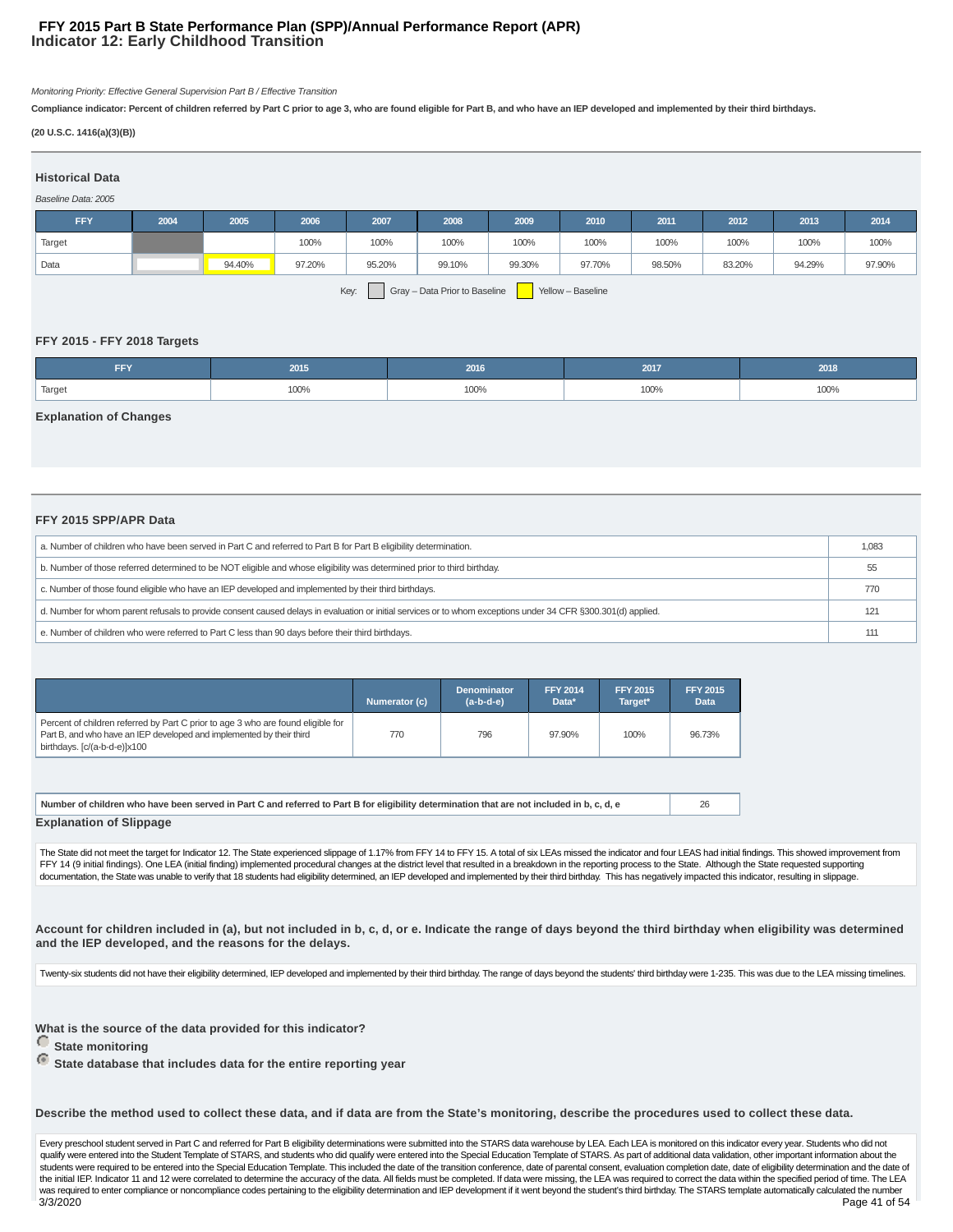# FFY 2015 Part B State Performance Plan (SPP)/Annual Performance Report (APR)
## Indicator 12: Early Childhood Transition

*Monitoring Priority: Effective General Supervision Part B / Effective Transition*

**Compliance indicator: Percent of children referred by Part C prior to age 3, who are found eligible for Part B, and who have an IEP developed and implemented by their third birthdays.**

**(20 U.S.C. 1416(a)(3)(B))**

### Historical Data

*Baseline Data: 2005*

| FFY | 2004 | 2005 | 2006 | 2007 | 2008 | 2009 | 2010 | 2011 | 2012 | 2013 | 2014 |
|---|---|---|---|---|---|---|---|---|---|---|---|
| Target | | | 100% | 100% | 100% | 100% | 100% | 100% | 100% | 100% | 100% |
| Data | | 94.40% | 97.20% | 95.20% | 99.10% | 99.30% | 97.70% | 98.50% | 83.20% | 94.29% | 97.90% |

Key: Gray – Data Prior to Baseline; Yellow – Baseline

### FFY 2015 - FFY 2018 Targets

| FFY | 2015 | 2016 | 2017 | 2018 |
|---|---|---|---|---|
| Target | 100% | 100% | 100% | 100% |

### Explanation of Changes

### FFY 2015 SPP/APR Data

| | |
|---|---|
| a. Number of children who have been served in Part C and referred to Part B for Part B eligibility determination. | 1,083 |
| b. Number of those referred determined to be NOT eligible and whose eligibility was determined prior to third birthday. | 55 |
| c. Number of those found eligible who have an IEP developed and implemented by their third birthdays. | 770 |
| d. Number for whom parent refusals to provide consent caused delays in evaluation or initial services or to whom exceptions under 34 CFR §300.301(d) applied. | 121 |
| e. Number of children who were referred to Part C less than 90 days before their third birthdays. | 111 |

| | Numerator (c) | Denominator (a-b-d-e) | FFY 2014 Data* | FFY 2015 Target* | FFY 2015 Data |
|---|---|---|---|---|---|
| Percent of children referred by Part C prior to age 3 who are found eligible for Part B, and who have an IEP developed and implemented by their third birthdays. [c/(a-b-d-e)]x100 | 770 | 796 | 97.90% | 100% | 96.73% |

| | |
|---|---|
| **Number of children who have been served in Part C and referred to Part B for eligibility determination that are not included in b, c, d, e** | 26 |

### Explanation of Slippage

The State did not meet the target for Indicator 12. The State experienced slippage of 1.17% from FFY 14 to FFY 15. A total of six LEAs missed the indicator and four LEAS had initial findings. This showed improvement from FFY 14 (9 initial findings). One LEA (initial finding) implemented procedural changes at the district level that resulted in a breakdown in the reporting process to the State. Although the State requested supporting documentation, the State was unable to verify that 18 students had eligibility determined, an IEP developed and implemented by their third birthday. This has negatively impacted this indicator, resulting in slippage.

**Account for children included in (a), but not included in b, c, d, or e. Indicate the range of days beyond the third birthday when eligibility was determined and the IEP developed, and the reasons for the delays.**

Twenty-six students did not have their eligibility determined, IEP developed and implemented by their third birthday. The range of days beyond the students' third birthday were 1-235. This was due to the LEA missing timelines.

**What is the source of the data provided for this indicator?**

- ○ **State monitoring**
- ● **State database that includes data for the entire reporting year**

**Describe the method used to collect these data, and if data are from the State's monitoring, describe the procedures used to collect these data.**

Every preschool student served in Part C and referred for Part B eligibility determinations were submitted into the STARS data warehouse by LEA. Each LEA is monitored on this indicator every year. Students who did not qualify were entered into the Student Template of STARS, and students who did qualify were entered into the Special Education Template of STARS. As part of additional data validation, other important information about the students were required to be entered into the Special Education Template. This included the date of the transition conference, date of parental consent, evaluation completion date, date of eligibility determination and the date of the initial IEP. Indicator 11 and 12 were correlated to determine the accuracy of the data. All fields must be completed. If data were missing, the LEA was required to correct the data within the specified period of time. The LEA was required to enter compliance or noncompliance codes pertaining to the eligibility determination and IEP development if it went beyond the student's third birthday. The STARS template automatically calculated the number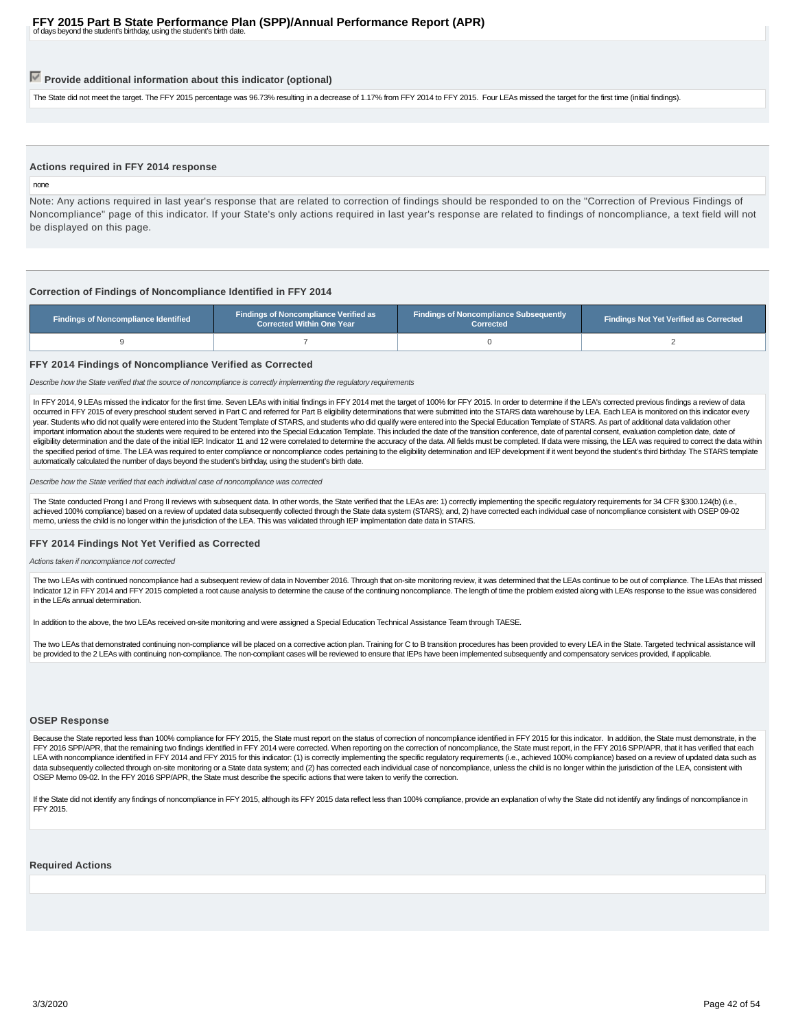of days beyond the student's birthday, using the student's birth date.

### ☑ Provide additional information about this indicator (optional)

The State did not meet the target. The FFY 2015 percentage was 96.73% resulting in a decrease of 1.17% from FFY 2014 to FFY 2015. Four LEAs missed the target for the first time (initial findings).

### Actions required in FFY 2014 response

none

Note: Any actions required in last year's response that are related to correction of findings should be responded to on the "Correction of Previous Findings of Noncompliance" page of this indicator. If your State's only actions required in last year's response are related to findings of noncompliance, a text field will not be displayed on this page.

### Correction of Findings of Noncompliance Identified in FFY 2014

| Findings of Noncompliance Identified | Findings of Noncompliance Verified as Corrected Within One Year | Findings of Noncompliance Subsequently Corrected | Findings Not Yet Verified as Corrected |
|---|---|---|---|
| 9 | 7 | 0 | 2 |

### FFY 2014 Findings of Noncompliance Verified as Corrected

*Describe how the State verified that the source of noncompliance is correctly implementing the regulatory requirements*

In FFY 2014, 9 LEAs missed the indicator for the first time. Seven LEAs with initial findings in FFY 2014 met the target of 100% for FFY 2015. In order to determine if the LEA's corrected previous findings a review of data occurred in FFY 2015 of every preschool student served in Part C and referred for Part B eligibility determinations that were submitted into the STARS data warehouse by LEA. Each LEA is monitored on this indicator every year. Students who did not qualify were entered into the Student Template of STARS, and students who did qualify were entered into the Special Education Template of STARS. As part of additional data validation other important information about the students were required to be entered into the Special Education Template. This included the date of the transition conference, date of parental consent, evaluation completion date, date of eligibility determination and the date of the initial IEP. Indicator 11 and 12 were correlated to determine the accuracy of the data. All fields must be completed. If data were missing, the LEA was required to correct the data within the specified period of time. The LEA was required to enter compliance or noncompliance codes pertaining to the eligibility determination and IEP development if it went beyond the student's third birthday. The STARS template automatically calculated the number of days beyond the student's birthday, using the student's birth date.

*Describe how the State verified that each individual case of noncompliance was corrected*

The State conducted Prong I and Prong II reviews with subsequent data. In other words, the State verified that the LEAs are: 1) correctly implementing the specific regulatory requirements for 34 CFR §300.124(b) (i.e., achieved 100% compliance) based on a review of updated data subsequently collected through the State data system (STARS); and, 2) have corrected each individual case of noncompliance consistent with OSEP 09-02 memo, unless the child is no longer within the jurisdiction of the LEA. This was validated through IEP implmentation date data in STARS.

### FFY 2014 Findings Not Yet Verified as Corrected

*Actions taken if noncompliance not corrected*

The two LEAs with continued noncompliance had a subsequent review of data in November 2016. Through that on-site monitoring review, it was determined that the LEAs continue to be out of compliance. The LEAs that missed Indicator 12 in FFY 2014 and FFY 2015 completed a root cause analysis to determine the cause of the continuing noncompliance. The length of time the problem existed along with LEA's response to the issue was considered in the LEA's annual determination.

In addition to the above, the two LEAs received on-site monitoring and were assigned a Special Education Technical Assistance Team through TAESE.

The two LEAs that demonstrated continuing non-compliance will be placed on a corrective action plan. Training for C to B transition procedures has been provided to every LEA in the State. Targeted technical assistance will be provided to the 2 LEAs with continuing non-compliance. The non-compliant cases will be reviewed to ensure that IEPs have been implemented subsequently and compensatory services provided, if applicable.

### OSEP Response

Because the State reported less than 100% compliance for FFY 2015, the State must report on the status of correction of noncompliance identified in FFY 2015 for this indicator. In addition, the State must demonstrate, in the FFY 2016 SPP/APR, that the remaining two findings identified in FFY 2014 were corrected. When reporting on the correction of noncompliance, the State must report, in the FFY 2016 SPP/APR, that it has verified that each LEA with noncompliance identified in FFY 2014 and FFY 2015 for this indicator: (1) is correctly implementing the specific regulatory requirements (i.e., achieved 100% compliance) based on a review of updated data such as data subsequently collected through on-site monitoring or a State data system; and (2) has corrected each individual case of noncompliance, unless the child is no longer within the jurisdiction of the LEA, consistent with OSEP Memo 09-02. In the FFY 2016 SPP/APR, the State must describe the specific actions that were taken to verify the correction.

If the State did not identify any findings of noncompliance in FFY 2015, although its FFY 2015 data reflect less than 100% compliance, provide an explanation of why the State did not identify any findings of noncompliance in FFY 2015.

### Required Actions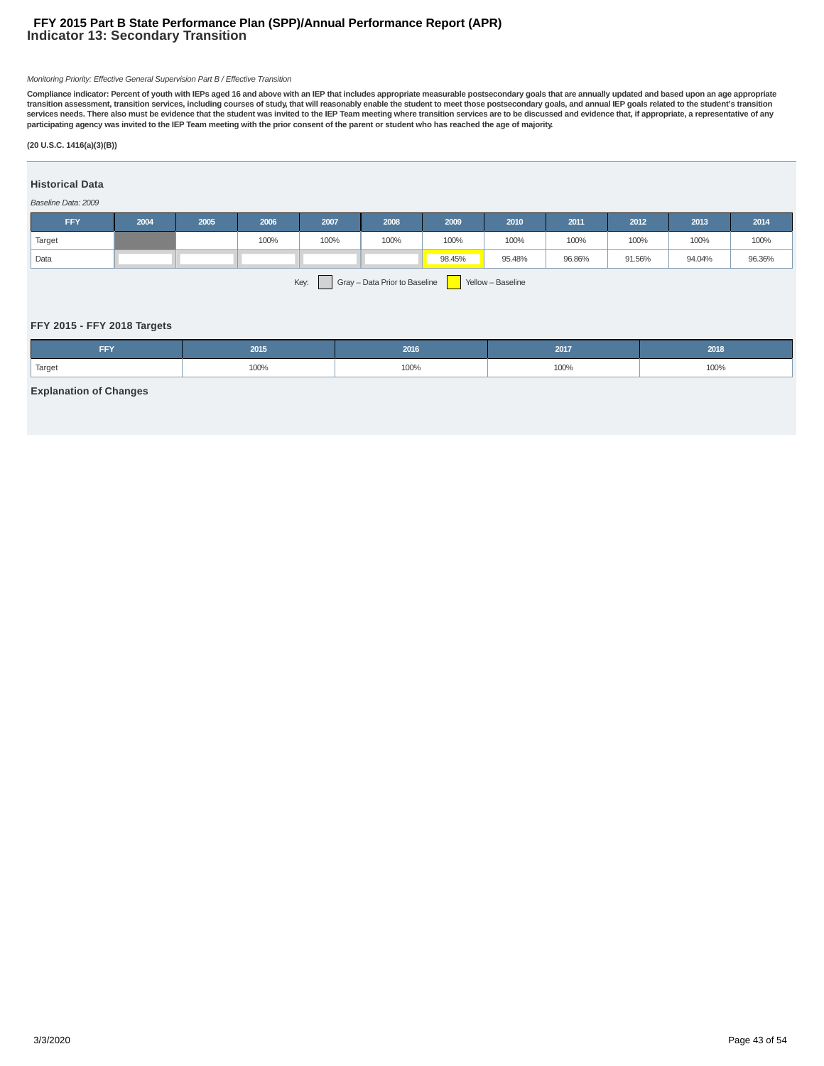# FFY 2015 Part B State Performance Plan (SPP)/Annual Performance Report (APR)

## Indicator 13: Secondary Transition

*Monitoring Priority: Effective General Supervision Part B / Effective Transition*

**Compliance indicator: Percent of youth with IEPs aged 16 and above with an IEP that includes appropriate measurable postsecondary goals that are annually updated and based upon an age appropriate transition assessment, transition services, including courses of study, that will reasonably enable the student to meet those postsecondary goals, and annual IEP goals related to the student's transition services needs. There also must be evidence that the student was invited to the IEP Team meeting where transition services are to be discussed and evidence that, if appropriate, a representative of any participating agency was invited to the IEP Team meeting with the prior consent of the parent or student who has reached the age of majority.**

**(20 U.S.C. 1416(a)(3)(B))**

### Historical Data

*Baseline Data: 2009*

| FFY | 2004 | 2005 | 2006 | 2007 | 2008 | 2009 | 2010 | 2011 | 2012 | 2013 | 2014 |
|---|---|---|---|---|---|---|---|---|---|---|---|
| Target | | | 100% | 100% | 100% | 100% | 100% | 100% | 100% | 100% | 100% |
| Data | | | | | | 98.45% | 95.48% | 96.86% | 91.56% | 94.04% | 96.36% |

Key: Gray – Data Prior to Baseline; Yellow – Baseline

### FFY 2015 - FFY 2018 Targets

| FFY | 2015 | 2016 | 2017 | 2018 |
|---|---|---|---|---|
| Target | 100% | 100% | 100% | 100% |

### Explanation of Changes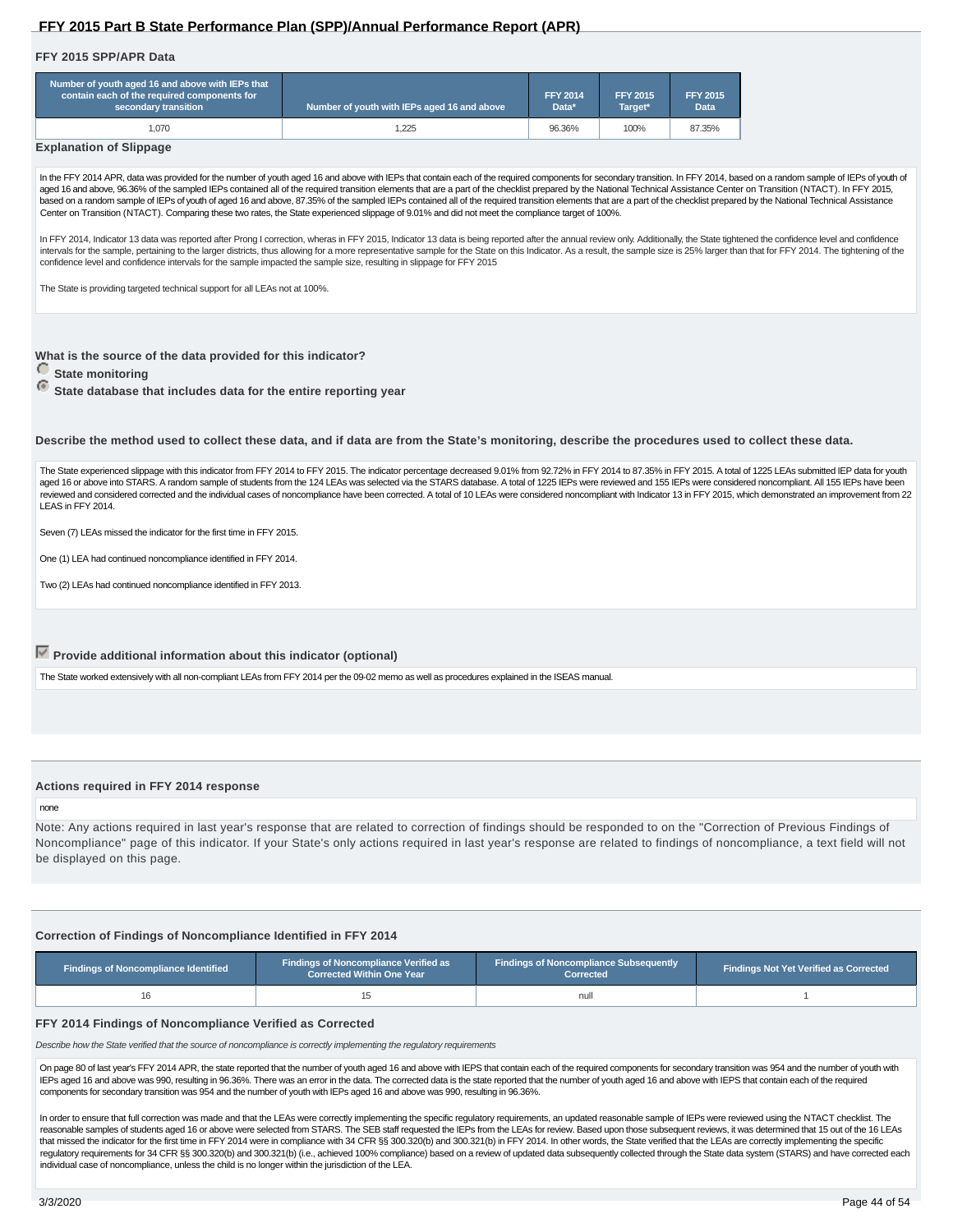## FFY 2015 Part B State Performance Plan (SPP)/Annual Performance Report (APR)

### FFY 2015 SPP/APR Data

| Number of youth aged 16 and above with IEPs that contain each of the required components for secondary transition | Number of youth with IEPs aged 16 and above | FFY 2014 Data* | FFY 2015 Target* | FFY 2015 Data |
|---|---|---|---|---|
| 1,070 | 1,225 | 96.36% | 100% | 87.35% |

### Explanation of Slippage

In the FFY 2014 APR, data was provided for the number of youth aged 16 and above with IEPs that contain each of the required components for secondary transition. In FFY 2014, based on a random sample of IEPs of youth of aged 16 and above, 96.36% of the sampled IEPs contained all of the required transition elements that are a part of the checklist prepared by the National Technical Assistance Center on Transition (NTACT). In FFY 2015, based on a random sample of IEPs of youth of aged 16 and above, 87.35% of the sampled IEPs contained all of the required transition elements that are a part of the checklist prepared by the National Technical Assistance Center on Transition (NTACT). Comparing these two rates, the State experienced slippage of 9.01% and did not meet the compliance target of 100%.

In FFY 2014, Indicator 13 data was reported after Prong I correction, whereas in FFY 2015, Indicator 13 data is being reported after the annual review only. Additionally, the State tightened the confidence level and confidence intervals for the sample, pertaining to the larger districts, thus allowing for a more representative sample for the State on this Indicator. As a result, the sample size is 25% larger than that for FFY 2014. The tightening of the confidence level and confidence intervals for the sample impacted the sample size, resulting in slippage for FFY 2015

The State is providing targeted technical support for all LEAs not at 100%.

**What is the source of the data provided for this indicator?**

- ○ State monitoring
- ● State database that includes data for the entire reporting year

**Describe the method used to collect these data, and if data are from the State's monitoring, describe the procedures used to collect these data.**

The State experienced slippage with this indicator from FFY 2014 to FFY 2015. The indicator percentage decreased 9.01% from 92.72% in FFY 2014 to 87.35% in FFY 2015. A total of 1225 LEAs submitted IEP data for youth aged 16 or above into STARS. A random sample of students from the 124 LEAs was selected via the STARS database. A total of 1225 IEPs were reviewed and 155 IEPs were considered noncompliant. All 155 IEPs have been reviewed and considered corrected and the individual cases of noncompliance have been corrected. A total of 10 LEAs were considered noncompliant with Indicator 13 in FFY 2015, which demonstrated an improvement from 22 LEAS in FFY 2014.

Seven (7) LEAs missed the indicator for the first time in FFY 2015.

One (1) LEA had continued noncompliance identified in FFY 2014.

Two (2) LEAs had continued noncompliance identified in FFY 2013.

☑ **Provide additional information about this indicator (optional)**

The State worked extensively with all non-compliant LEAs from FFY 2014 per the 09-02 memo as well as procedures explained in the ISEAS manual.

### Actions required in FFY 2014 response

none

Note: Any actions required in last year's response that are related to correction of findings should be responded to on the "Correction of Previous Findings of Noncompliance" page of this indicator. If your State's only actions required in last year's response are related to findings of noncompliance, a text field will not be displayed on this page.

### Correction of Findings of Noncompliance Identified in FFY 2014

| Findings of Noncompliance Identified | Findings of Noncompliance Verified as Corrected Within One Year | Findings of Noncompliance Subsequently Corrected | Findings Not Yet Verified as Corrected |
|---|---|---|---|
| 16 | 15 | null | 1 |

### FFY 2014 Findings of Noncompliance Verified as Corrected

*Describe how the State verified that the source of noncompliance is correctly implementing the regulatory requirements*

On page 80 of last year's FFY 2014 APR, the state reported that the number of youth aged 16 and above with IEPS that contain each of the required components for secondary transition was 954 and the number of youth with IEPs aged 16 and above was 990, resulting in 96.36%. There was an error in the data. The corrected data is the state reported that the number of youth aged 16 and above with IEPS that contain each of the required components for secondary transition was 954 and the number of youth with IEPs aged 16 and above was 990, resulting in 96.36%.

In order to ensure that full correction was made and that the LEAs were correctly implementing the specific regulatory requirements, an updated reasonable sample of IEPs were reviewed using the NTACT checklist. The reasonable samples of students aged 16 or above were selected from STARS. The SEB staff requested the IEPs from the LEAs for review. Based upon those subsequent reviews, it was determined that 15 out of the 16 LEAs that missed the indicator for the first time in FFY 2014 were in compliance with 34 CFR §§ 300.320(b) and 300.321(b) in FFY 2014. In other words, the State verified that the LEAs are correctly implementing the specific regulatory requirements for 34 CFR §§ 300.320(b) and 300.321(b) (i.e., achieved 100% compliance) based on a review of updated data subsequently collected through the State data system (STARS) and have corrected each individual case of noncompliance, unless the child is no longer within the jurisdiction of the LEA.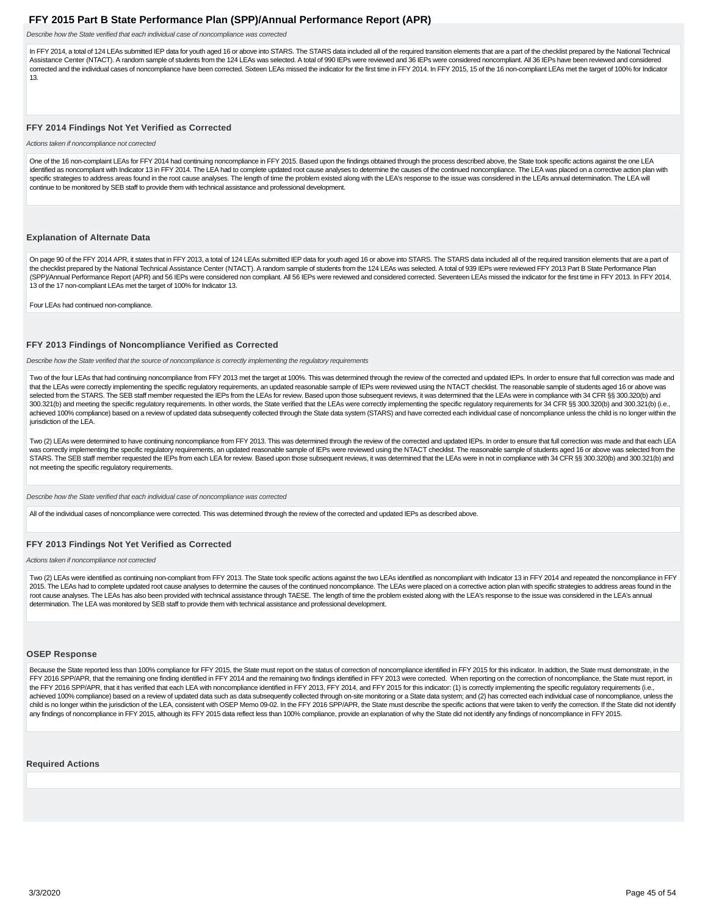*Describe how the State verified that each individual case of noncompliance was corrected*

In FFY 2014, a total of 124 LEAs submitted IEP data for youth aged 16 or above into STARS. The STARS data included all of the required transition elements that are a part of the checklist prepared by the National Technical Assistance Center (NTACT). A random sample of students from the 124 LEAs was selected. A total of 990 IEPs were reviewed and 36 IEPs were considered noncompliant. All 36 IEPs have been reviewed and considered corrected and the individual cases of noncompliance have been corrected. Sixteen LEAs missed the indicator for the first time in FFY 2014. In FFY 2015, 15 of the 16 non-compliant LEAs met the target of 100% for Indicator 13.

### FFY 2014 Findings Not Yet Verified as Corrected

*Actions taken if noncompliance not corrected*

One of the 16 non-complaint LEAs for FFY 2014 had continuing noncompliance in FFY 2015. Based upon the findings obtained through the process described above, the State took specific actions against the one LEA identified as noncompliant with Indicator 13 in FFY 2014. The LEA had to complete updated root cause analyses to determine the causes of the continued noncompliance. The LEA was placed on a corrective action plan with specific strategies to address areas found in the root cause analyses. The length of time the problem existed along with the LEA's response to the issue was considered in the LEA's annual determination. The LEA will continue to be monitored by SEB staff to provide them with technical assistance and professional development.

### Explanation of Alternate Data

On page 90 of the FFY 2014 APR, it states that in FFY 2013, a total of 124 LEAs submitted IEP data for youth aged 16 or above into STARS. The STARS data included all of the required transition elements that are a part of the checklist prepared by the National Technical Assistance Center (NTACT). A random sample of students from the 124 LEAs was selected. A total of 939 IEPs were reviewed FFY 2013 Part B State Performance Plan (SPP)/Annual Performance Report (APR) and 56 IEPs were considered non compliant. All 56 IEPs were reviewed and considered corrected. Seventeen LEAs missed the indicator for the first time in FFY 2013. In FFY 2014, 13 of the 17 non-compliant LEAs met the target of 100% for Indicator 13.

Four LEAs had continued non-compliance.

### FFY 2013 Findings of Noncompliance Verified as Corrected

*Describe how the State verified that the source of noncompliance is correctly implementing the regulatory requirements*

Two of the four LEAs that had continuing noncompliance from FFY 2013 met the target at 100%. This was determined through the review of the corrected and updated IEPs. In order to ensure that full correction was made and that the LEAs were correctly implementing the specific regulatory requirements, an updated reasonable sample of IEPs were reviewed using the NTACT checklist. The reasonable sample of students aged 16 or above was selected from the STARS. The SEB staff member requested the IEPs from the LEAs for review. Based upon those subsequent reviews, it was determined that the LEAs were in compliance with 34 CFR §§ 300.320(b) and 300.321(b) and meeting the specific regulatory requirements. In other words, the State verified that the LEAs were correctly implementing the specific regulatory requirements for 34 CFR §§ 300.320(b) and 300.321(b) (i.e., achieved 100% compliance) based on a review of updated data subsequently collected through the State data system (STARS) and have corrected each individual case of noncompliance unless the child is no longer within the jurisdiction of the LEA.

Two (2) LEAs were determined to have continuing noncompliance from FFY 2013. This was determined through the review of the corrected and updated IEPs. In order to ensure that full correction was made and that each LEA was correctly implementing the specific regulatory requirements, an updated reasonable sample of IEPs were reviewed using the NTACT checklist. The reasonable sample of students aged 16 or above was selected from the STARS. The SEB staff member requested the IEPs from each LEA for review. Based upon those subsequent reviews, it was determined that the LEAs were in not in compliance with 34 CFR §§ 300.320(b) and 300.321(b) and not meeting the specific regulatory requirements.

*Describe how the State verified that each individual case of noncompliance was corrected*

All of the individual cases of noncompliance were corrected. This was determined through the review of the corrected and updated IEPs as described above.

### FFY 2013 Findings Not Yet Verified as Corrected

*Actions taken if noncompliance not corrected*

Two (2) LEAs were identified as continuing non-compliant from FFY 2013. The State took specific actions against the two LEAs identified as noncompliant with Indicator 13 in FFY 2014 and repeated the noncompliance in FFY 2015. The LEAs had to complete updated root cause analyses to determine the causes of the continued noncompliance. The LEAs were placed on a corrective action plan with specific strategies to address areas found in the root cause analyses. The LEAs has also been provided with technical assistance through TAESE. The length of time the problem existed along with the LEA's response to the issue was considered in the LEA's annual determination. The LEA was monitored by SEB staff to provide them with technical assistance and professional development.

### OSEP Response

Because the State reported less than 100% compliance for FFY 2015, the State must report on the status of correction of noncompliance identified in FFY 2015 for this indicator. In addtion, the State must demonstrate, in the FFY 2016 SPP/APR, that the remaining one finding identified in FFY 2014 and the remaining two findings identified in FFY 2013 were corrected. When reporting on the correction of noncompliance, the State must report, in the FFY 2016 SPP/APR, that it has verified that each LEA with noncompliance identified in FFY 2013, FFY 2014, and FFY 2015 for this indicator: (1) is correctly implementing the specific regulatory requirements (i.e., achieved 100% compliance) based on a review of updated data such as data subsequently collected through on-site monitoring or a State data system; and (2) has corrected each individual case of noncompliance, unless the child is no longer within the jurisdiction of the LEA, consistent with OSEP Memo 09-02. In the FFY 2016 SPP/APR, the State must describe the specific actions that were taken to verify the correction. If the State did not identify any findings of noncompliance in FFY 2015, although its FFY 2015 data reflect less than 100% compliance, provide an explanation of why the State did not identify any findings of noncompliance in FFY 2015.

### Required Actions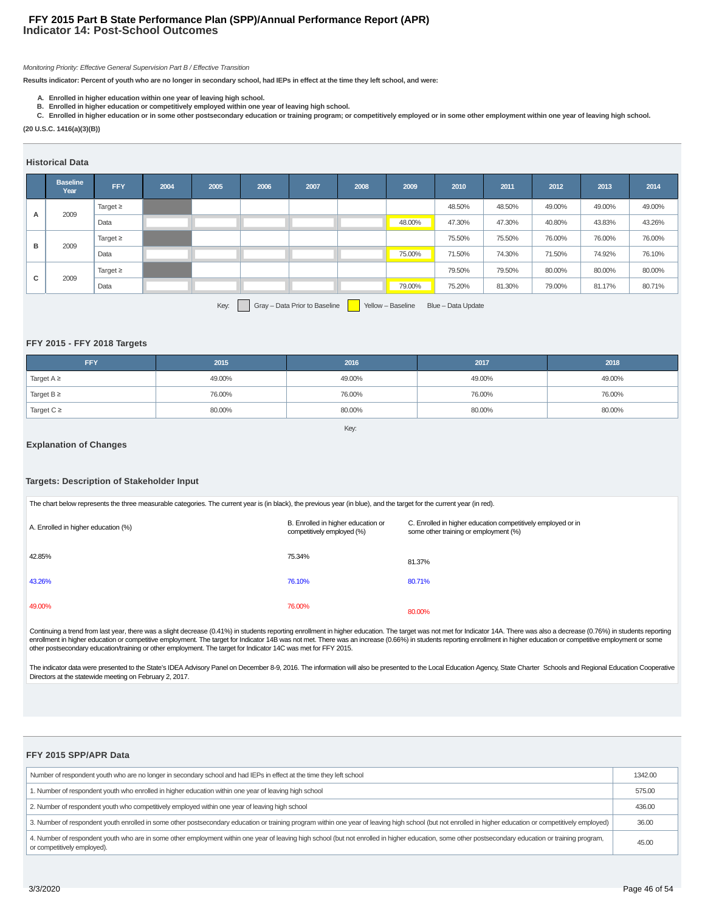# FFY 2015 Part B State Performance Plan (SPP)/Annual Performance Report (APR)
## Indicator 14: Post-School Outcomes

*Monitoring Priority: Effective General Supervision Part B / Effective Transition*

**Results indicator: Percent of youth who are no longer in secondary school, had IEPs in effect at the time they left school, and were:**

- **A. Enrolled in higher education within one year of leaving high school.**
- **B. Enrolled in higher education or competitively employed within one year of leaving high school.**
- **C. Enrolled in higher education or in some other postsecondary education or training program; or competitively employed or in some other employment within one year of leaving high school.**

**(20 U.S.C. 1416(a)(3)(B))**

### Historical Data

| | Baseline Year | FFY | 2004 | 2005 | 2006 | 2007 | 2008 | 2009 | 2010 | 2011 | 2012 | 2013 | 2014 |
|---|---|---|---|---|---|---|---|---|---|---|---|---|---|
| A | 2009 | Target ≥ | | | | | | | 48.50% | 48.50% | 49.00% | 49.00% | 49.00% |
| | | Data | | | | | | 48.00% | 47.30% | 47.30% | 40.80% | 43.83% | 43.26% |
| B | 2009 | Target ≥ | | | | | | | 75.50% | 75.50% | 76.00% | 76.00% | 76.00% |
| | | Data | | | | | | 75.00% | 71.50% | 74.30% | 71.50% | 74.92% | 76.10% |
| C | 2009 | Target ≥ | | | | | | | 79.50% | 79.50% | 80.00% | 80.00% | 80.00% |
| | | Data | | | | | | 79.00% | 75.20% | 81.30% | 79.00% | 81.17% | 80.71% |

Key: Gray – Data Prior to Baseline; Yellow – Baseline; Blue – Data Update

### FFY 2015 - FFY 2018 Targets

| FFY | 2015 | 2016 | 2017 | 2018 |
|---|---|---|---|---|
| Target A ≥ | 49.00% | 49.00% | 49.00% | 49.00% |
| Target B ≥ | 76.00% | 76.00% | 76.00% | 76.00% |
| Target C ≥ | 80.00% | 80.00% | 80.00% | 80.00% |

Key:

### Explanation of Changes

### Targets: Description of Stakeholder Input

The chart below represents the three measurable categories. The current year is (in black), the previous year (in blue), and the target for the current year (in red).

| A. Enrolled in higher education (%) | B. Enrolled in higher education or competitively employed (%) | C. Enrolled in higher education competitively employed or in some other training or employment (%) |
|---|---|---|
| 42.85% | 75.34% | 81.37% |
| 43.26% | 76.10% | 80.71% |
| 49.00% | 76.00% | 80.00% |

Continuing a trend from last year, there was a slight decrease (0.41%) in students reporting enrollment in higher education. The target was not met for Indicator 14A. There was also a decrease (0.76%) in students reporting enrollment in higher education or competitive employment. The target for Indicator 14B was not met. There was an increase (0.66%) in students reporting enrollment in higher education or competitive employment or some other postsecondary education/training or other employment. The target for Indicator 14C was met for FFY 2015.

The indicator data were presented to the State's IDEA Advisory Panel on December 8-9, 2016. The information will also be presented to the Local Education Agency, State Charter Schools and Regional Education Cooperative Directors at the statewide meeting on February 2, 2017.

### FFY 2015 SPP/APR Data

| | |
|---|---|
| Number of respondent youth who are no longer in secondary school and had IEPs in effect at the time they left school | 1342.00 |
| 1. Number of respondent youth who enrolled in higher education within one year of leaving high school | 575.00 |
| 2. Number of respondent youth who competitively employed within one year of leaving high school | 436.00 |
| 3. Number of respondent youth enrolled in some other postsecondary education or training program within one year of leaving high school (but not enrolled in higher education or competitively employed) | 36.00 |
| 4. Number of respondent youth who are in some other employment within one year of leaving high school (but not enrolled in higher education, some other postsecondary education or training program, or competitively employed). | 45.00 |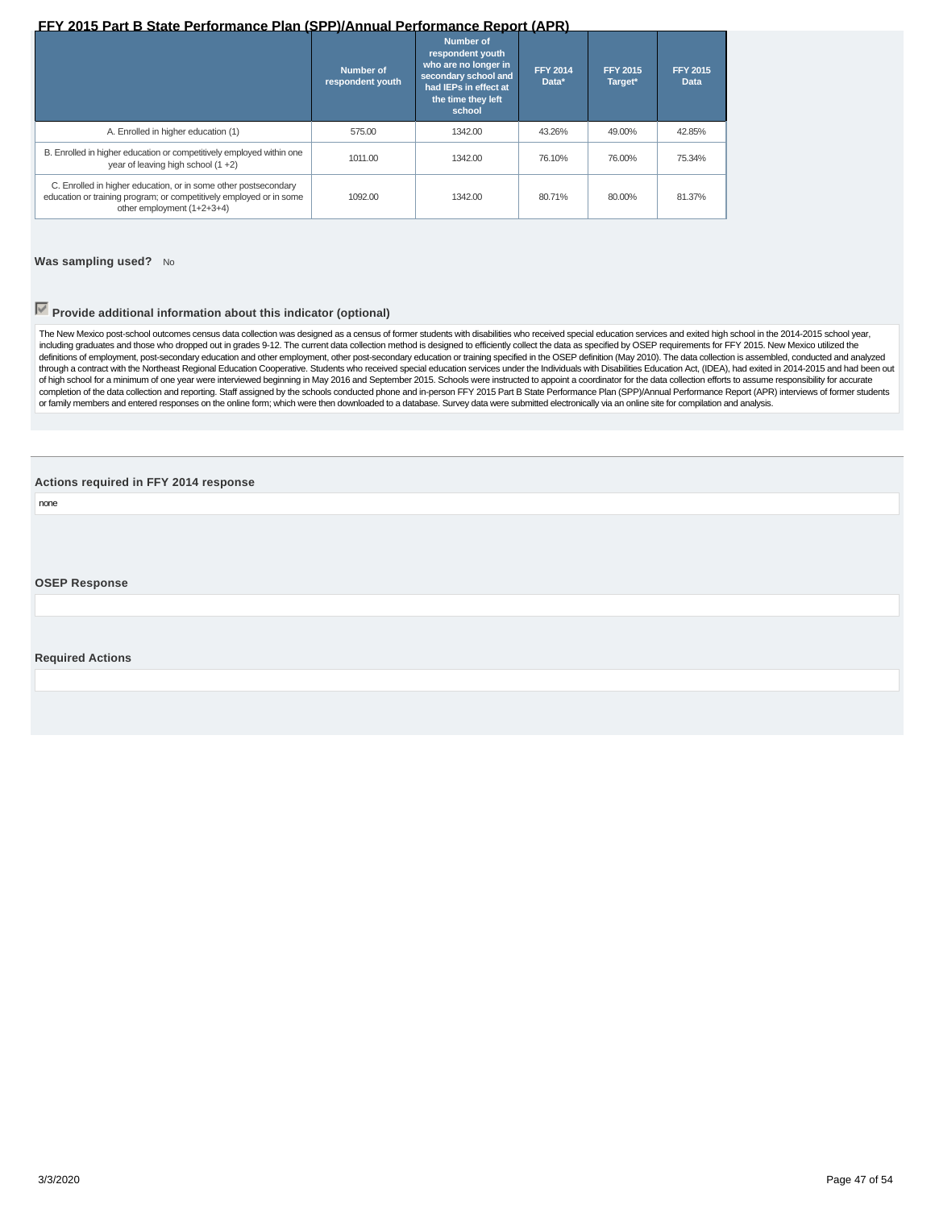| | Number of respondent youth | Number of respondent youth who are no longer in secondary school and had IEPs in effect at the time they left school | FFY 2014 Data* | FFY 2015 Target* | FFY 2015 Data |
|---|---|---|---|---|---|
| A. Enrolled in higher education (1) | 575.00 | 1342.00 | 43.26% | 49.00% | 42.85% |
| B. Enrolled in higher education or competitively employed within one year of leaving high school (1 +2) | 1011.00 | 1342.00 | 76.10% | 76.00% | 75.34% |
| C. Enrolled in higher education, or in some other postsecondary education or training program; or competitively employed or in some other employment (1+2+3+4) | 1092.00 | 1342.00 | 80.71% | 80.00% | 81.37% |

**Was sampling used?** No

**Provide additional information about this indicator (optional)**

The New Mexico post-school outcomes census data collection was designed as a census of former students with disabilities who received special education services and exited high school in the 2014-2015 school year, including graduates and those who dropped out in grades 9-12. The current data collection method is designed to efficiently collect the data as specified by OSEP requirements for FFY 2015. New Mexico utilized the definitions of employment, post-secondary education and other employment, other post-secondary education or training specified in the OSEP definition (May 2010). The data collection is assembled, conducted and analyzed through a contract with the Northeast Regional Education Cooperative. Students who received special education services under the Individuals with Disabilities Education Act, (IDEA), had exited in 2014-2015 and had been out of high school for a minimum of one year were interviewed beginning in May 2016 and September 2015. Schools were instructed to appoint a coordinator for the data collection efforts to assume responsibility for accurate completion of the data collection and reporting. Staff assigned by the schools conducted phone and in-person FFY 2015 Part B State Performance Plan (SPP)/Annual Performance Report (APR) interviews of former students or family members and entered responses on the online form; which were then downloaded to a database. Survey data were submitted electronically via an online site for compilation and analysis.

**Actions required in FFY 2014 response**

none

**OSEP Response**

**Required Actions**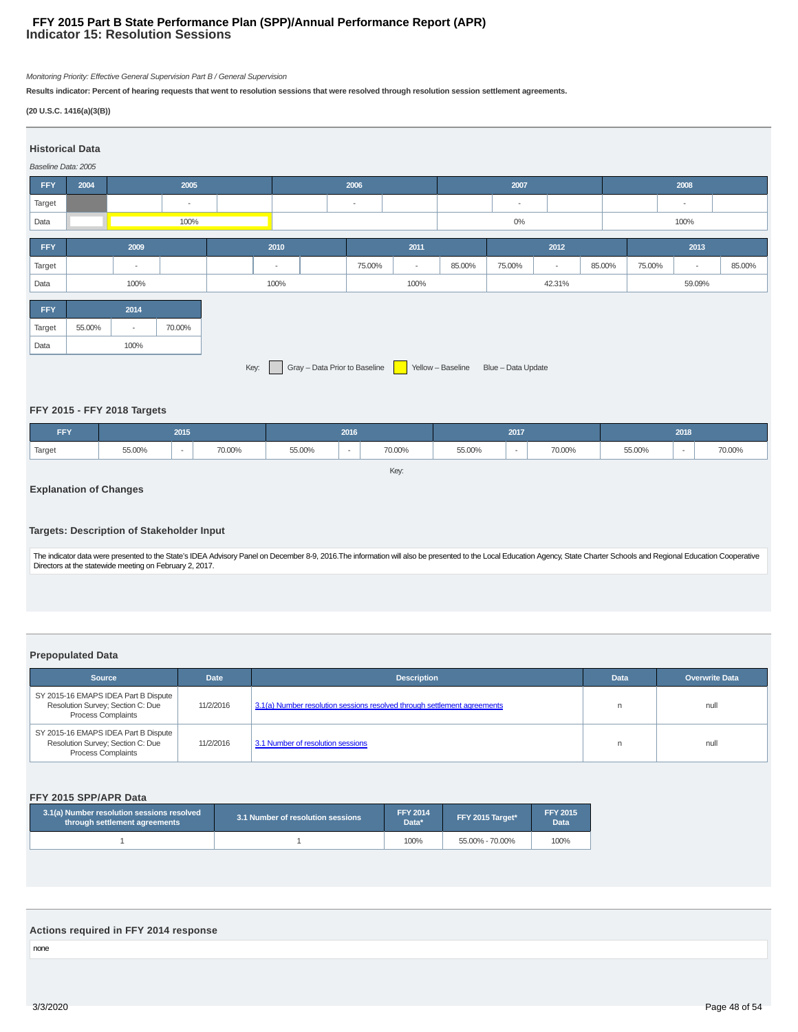# FFY 2015 Part B State Performance Plan (SPP)/Annual Performance Report (APR)
## Indicator 15: Resolution Sessions

*Monitoring Priority: Effective General Supervision Part B / General Supervision*

**Results indicator: Percent of hearing requests that went to resolution sessions that were resolved through resolution session settlement agreements.**

**(20 U.S.C. 1416(a)(3(B))**

### Historical Data

*Baseline Data: 2005*

| FFY | 2004 | 2005 | | | 2006 | | | 2007 | | | 2008 | | |
|---|---|---|---|---|---|---|---|---|---|---|---|---|---|
| Target | | | - | | | - | | | - | | | - | |
| Data | | 100% | | | | | | 0% | | | 100% | | |

| FFY | 2009 | | | 2010 | | | 2011 | | | 2012 | | | 2013 | | |
|---|---|---|---|---|---|---|---|---|---|---|---|---|---|---|---|
| Target | | - | | | - | | 75.00% | - | 85.00% | 75.00% | - | 85.00% | 75.00% | - | 85.00% |
| Data | 100% | | | 100% | | | 100% | | | 42.31% | | | 59.09% | | |

| FFY | 2014 | | |
|---|---|---|---|
| Target | 55.00% | - | 70.00% |
| Data | 100% | | |

Key: Gray – Data Prior to Baseline Yellow – Baseline Blue – Data Update

### FFY 2015 - FFY 2018 Targets

| FFY | 2015 | | | 2016 | | | 2017 | | | 2018 | | |
|---|---|---|---|---|---|---|---|---|---|---|---|---|
| Target | 55.00% | - | 70.00% | 55.00% | - | 70.00% | 55.00% | - | 70.00% | 55.00% | - | 70.00% |

Key:

### Explanation of Changes

### Targets: Description of Stakeholder Input

The indicator data were presented to the State's IDEA Advisory Panel on December 8-9, 2016.The information will also be presented to the Local Education Agency, State Charter Schools and Regional Education Cooperative Directors at the statewide meeting on February 2, 2017.

### Prepopulated Data

| Source | Date | Description | Data | Overwrite Data |
|---|---|---|---|---|
| SY 2015-16 EMAPS IDEA Part B Dispute Resolution Survey; Section C: Due Process Complaints | 11/2/2016 | 3.1(a) Number resolution sessions resolved through settlement agreements | n | null |
| SY 2015-16 EMAPS IDEA Part B Dispute Resolution Survey; Section C: Due Process Complaints | 11/2/2016 | 3.1 Number of resolution sessions | n | null |

### FFY 2015 SPP/APR Data

| 3.1(a) Number resolution sessions resolved through settlement agreements | 3.1 Number of resolution sessions | FFY 2014 Data* | FFY 2015 Target* | FFY 2015 Data |
|---|---|---|---|---|
| 1 | 1 | 100% | 55.00% - 70.00% | 100% |

### Actions required in FFY 2014 response

none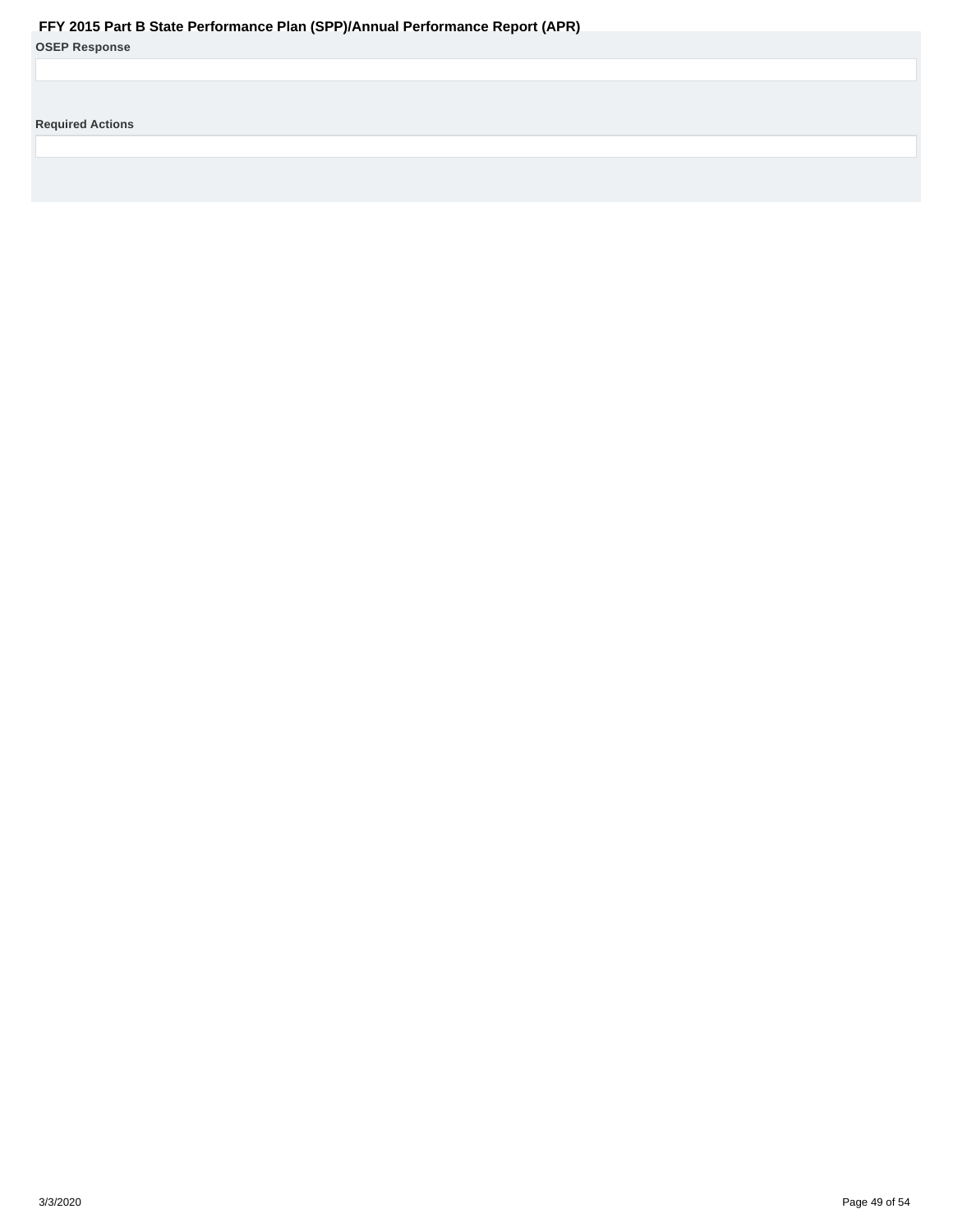**OSEP Response**

**Required Actions**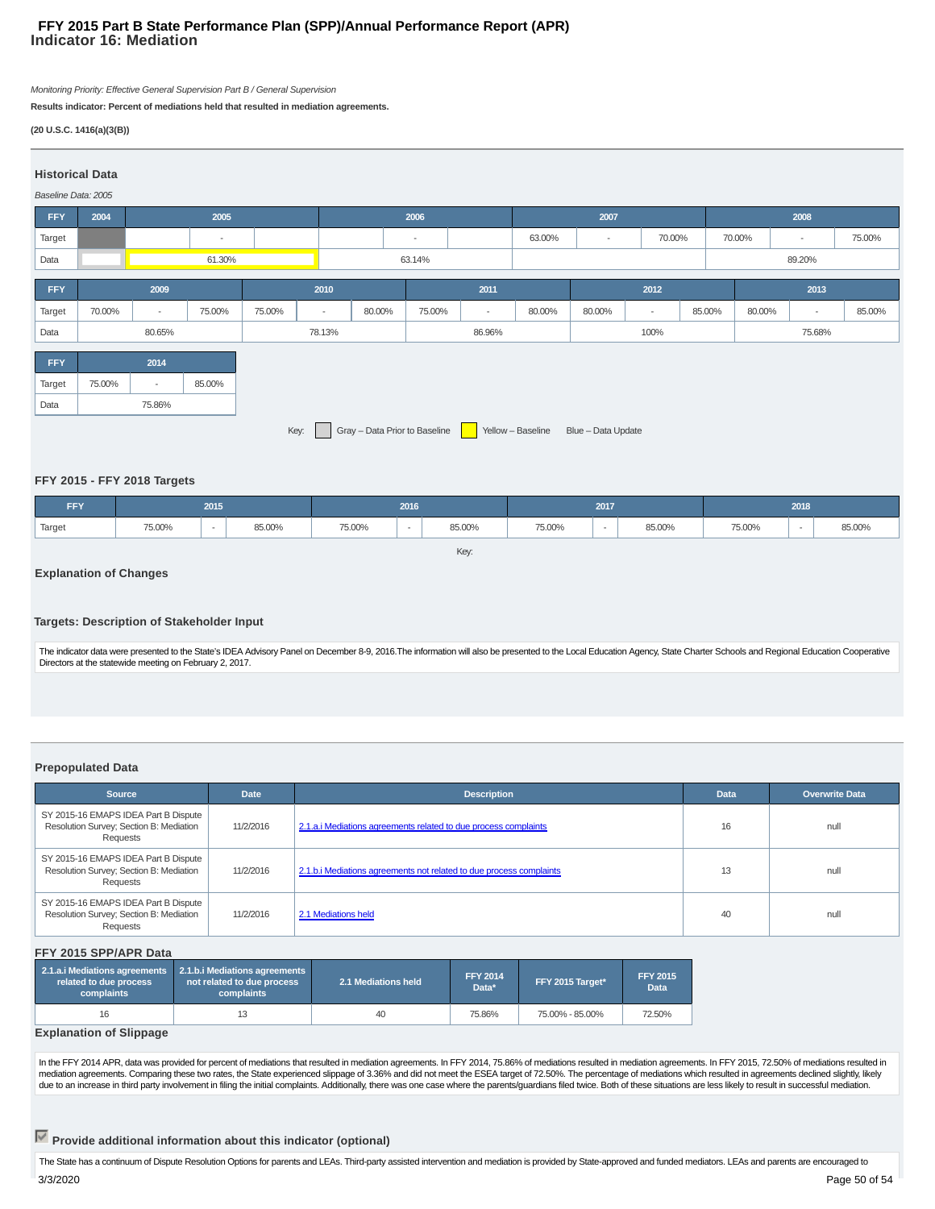# FFY 2015 Part B State Performance Plan (SPP)/Annual Performance Report (APR)

## Indicator 16: Mediation

*Monitoring Priority: Effective General Supervision Part B / General Supervision*

**Results indicator: Percent of mediations held that resulted in mediation agreements.**

**(20 U.S.C. 1416(a)(3(B))**

### Historical Data

*Baseline Data: 2005*

| FFY | 2004 | 2005 | | | 2006 | | | 2007 | | | 2008 | | |
|---|---|---|---|---|---|---|---|---|---|---|---|---|---|
| Target | | | - | | | - | | 63.00% | - | 70.00% | 70.00% | - | 75.00% |
| Data | | 61.30% | | | 63.14% | | | | | | 89.20% | | |

| FFY | 2009 | | | 2010 | | | 2011 | | | 2012 | | | 2013 | | |
|---|---|---|---|---|---|---|---|---|---|---|---|---|---|---|---|
| Target | 70.00% | - | 75.00% | 75.00% | - | 80.00% | 75.00% | - | 80.00% | 80.00% | - | 85.00% | 80.00% | - | 85.00% |
| Data | 80.65% | | | 78.13% | | | 86.96% | | | 100% | | | 75.68% | | |

| FFY | 2014 | | |
|---|---|---|---|
| Target | 75.00% | - | 85.00% |
| Data | 75.86% | | |

Key: Gray – Data Prior to Baseline | Yellow – Baseline | Blue – Data Update

### FFY 2015 - FFY 2018 Targets

| FFY | 2015 | | | 2016 | | | 2017 | | | 2018 | | |
|---|---|---|---|---|---|---|---|---|---|---|---|---|
| Target | 75.00% | - | 85.00% | 75.00% | - | 85.00% | 75.00% | - | 85.00% | 75.00% | - | 85.00% |

Key:

### Explanation of Changes

### Targets: Description of Stakeholder Input

The indicator data were presented to the State's IDEA Advisory Panel on December 8-9, 2016.The information will also be presented to the Local Education Agency, State Charter Schools and Regional Education Cooperative Directors at the statewide meeting on February 2, 2017.

### Prepopulated Data

| Source | Date | Description | Data | Overwrite Data |
|---|---|---|---|---|
| SY 2015-16 EMAPS IDEA Part B Dispute Resolution Survey; Section B: Mediation Requests | 11/2/2016 | 2.1.a.i Mediations agreements related to due process complaints | 16 | null |
| SY 2015-16 EMAPS IDEA Part B Dispute Resolution Survey; Section B: Mediation Requests | 11/2/2016 | 2.1.b.i Mediations agreements not related to due process complaints | 13 | null |
| SY 2015-16 EMAPS IDEA Part B Dispute Resolution Survey; Section B: Mediation Requests | 11/2/2016 | 2.1 Mediations held | 40 | null |

### FFY 2015 SPP/APR Data

| 2.1.a.i Mediations agreements related to due process complaints | 2.1.b.i Mediations agreements not related to due process complaints | 2.1 Mediations held | FFY 2014 Data* | FFY 2015 Target* | FFY 2015 Data |
|---|---|---|---|---|---|
| 16 | 13 | 40 | 75.86% | 75.00% - 85.00% | 72.50% |

### Explanation of Slippage

In the FFY 2014 APR, data was provided for percent of mediations that resulted in mediation agreements. In FFY 2014, 75.86% of mediations resulted in mediation agreements. In FFY 2015, 72.50% of mediations resulted in mediation agreements. Comparing these two rates, the State experienced slippage of 3.36% and did not meet the ESEA target of 72.50%. The percentage of mediations which resulted in agreements declined slightly, likely due to an increase in third party involvement in filing the initial complaints. Additionally, there was one case where the parents/guardians filed twice. Both of these situations are less likely to result in successful mediation.

### ☑ Provide additional information about this indicator (optional)

The State has a continuum of Dispute Resolution Options for parents and LEAs. Third-party assisted intervention and mediation is provided by State-approved and funded mediators. LEAs and parents are encouraged to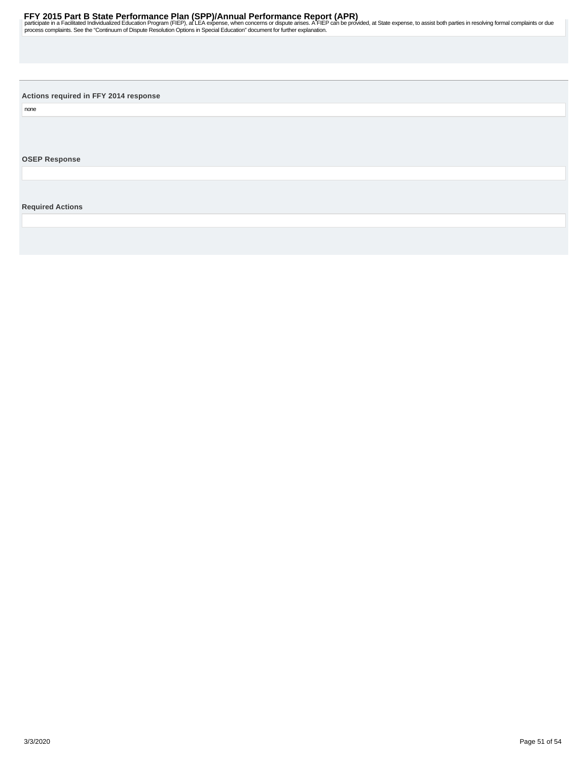participate in a Facilitated Individualized Education Program (FIEP), at LEA expense, when concerns or dispute arises. A FIEP can be provided, at State expense, to assist both parties in resolving formal complaints or due process complaints. See the "Continuum of Dispute Resolution Options in Special Education" document for further explanation.

**Actions required in FFY 2014 response**

none

**OSEP Response**

**Required Actions**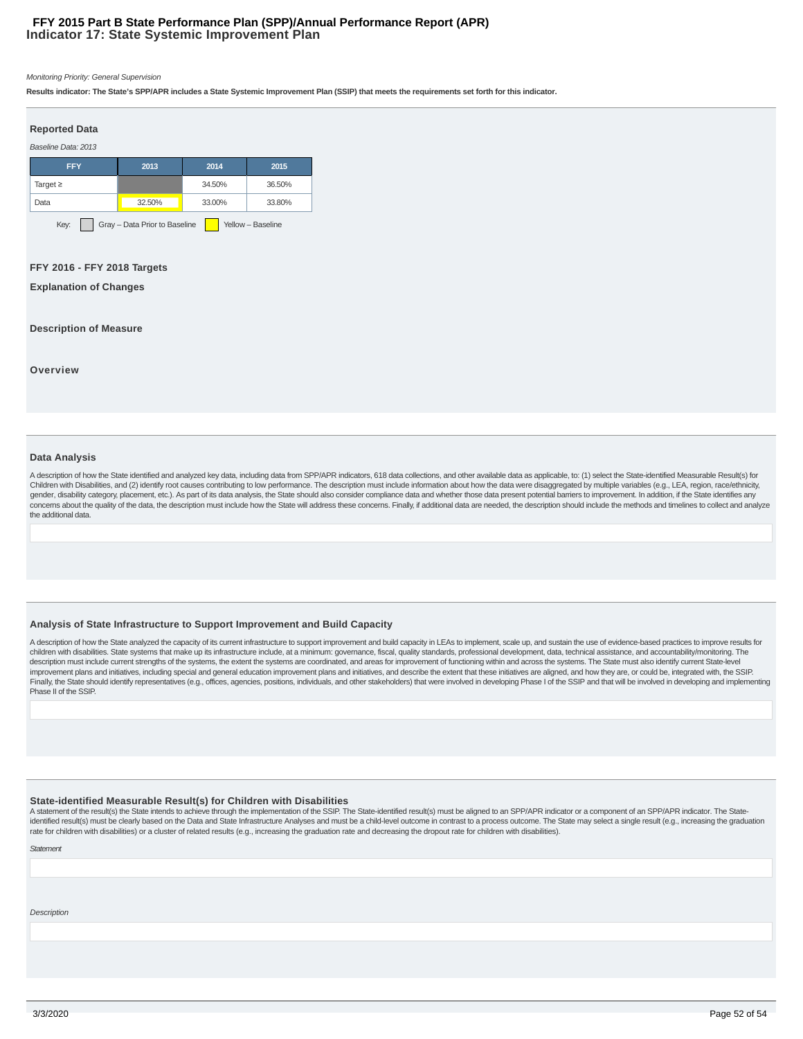# FFY 2015 Part B State Performance Plan (SPP)/Annual Performance Report (APR)
## Indicator 17: State Systemic Improvement Plan

*Monitoring Priority: General Supervision*

**Results indicator: The State's SPP/APR includes a State Systemic Improvement Plan (SSIP) that meets the requirements set forth for this indicator.**

### Reported Data

*Baseline Data: 2013*

| FFY | 2013 | 2014 | 2015 |
|---|---|---|---|
| Target ≥ | | 34.50% | 36.50% |
| Data | 32.50% | 33.00% | 33.80% |

Key: Gray – Data Prior to Baseline Yellow – Baseline

### FFY 2016 - FFY 2018 Targets

### Explanation of Changes

### Description of Measure

### Overview

### Data Analysis

A description of how the State identified and analyzed key data, including data from SPP/APR indicators, 618 data collections, and other available data as applicable, to: (1) select the State-identified Measurable Result(s) for Children with Disabilities, and (2) identify root causes contributing to low performance. The description must include information about how the data were disaggregated by multiple variables (e.g., LEA, region, race/ethnicity, gender, disability category, placement, etc.). As part of its data analysis, the State should also consider compliance data and whether those data present potential barriers to improvement. In addition, if the State identifies any concerns about the quality of the data, the description must include how the State will address these concerns. Finally, if additional data are needed, the description should include the methods and timelines to collect and analyze the additional data.

### Analysis of State Infrastructure to Support Improvement and Build Capacity

A description of how the State analyzed the capacity of its current infrastructure to support improvement and build capacity in LEAs to implement, scale up, and sustain the use of evidence-based practices to improve results for children with disabilities. State systems that make up its infrastructure include, at a minimum: governance, fiscal, quality standards, professional development, data, technical assistance, and accountability/monitoring. The description must include current strengths of the systems, the extent the systems are coordinated, and areas for improvement of functioning within and across the systems. The State must also identify current State-level improvement plans and initiatives, including special and general education improvement plans and initiatives, and describe the extent that these initiatives are aligned, and how they are, or could be, integrated with, the SSIP. Finally, the State should identify representatives (e.g., offices, agencies, positions, individuals, and other stakeholders) that were involved in developing Phase I of the SSIP and that will be involved in developing and implementing Phase II of the SSIP.

### State-identified Measurable Result(s) for Children with Disabilities

A statement of the result(s) the State intends to achieve through the implementation of the SSIP. The State-identified result(s) must be aligned to an SPP/APR indicator or a component of an SPP/APR indicator. The State-identified result(s) must be clearly based on the Data and State Infrastructure Analyses and must be a child-level outcome in contrast to a process outcome. The State may select a single result (e.g., increasing the graduation rate for children with disabilities) or a cluster of related results (e.g., increasing the graduation rate and decreasing the dropout rate for children with disabilities).

*Statement*

*Description*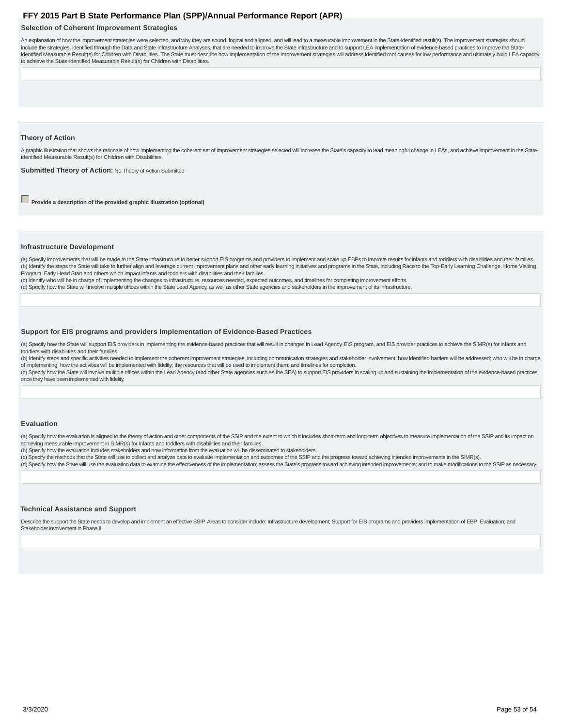### Selection of Coherent Improvement Strategies

An explanation of how the improvement strategies were selected, and why they are sound, logical and aligned, and will lead to a measurable improvement in the State-identified result(s). The improvement strategies should include the strategies, identified through the Data and State Infrastructure Analyses, that are needed to improve the State infrastructure and to support LEA implementation of evidence-based practices to improve the State-identified Measurable Result(s) for Children with Disabilities. The State must describe how implementation of the improvement strategies will address identified root causes for low performance and ultimately build LEA capacity to achieve the State-identified Measurable Result(s) for Children with Disabilities.

### Theory of Action

A graphic illustration that shows the rationale of how implementing the coherent set of improvement strategies selected will increase the State's capacity to lead meaningful change in LEAs, and achieve improvement in the State-identified Measurable Result(s) for Children with Disabilities.

**Submitted Theory of Action:** No Theory of Action Submitted

☐ **Provide a description of the provided graphic illustration (optional)**

### Infrastructure Development

(a) Specify improvements that will be made to the State infrastructure to better support EIS programs and providers to implement and scale up EBPs to improve results for infants and toddlers with disabilities and their families.
(b) Identify the steps the State will take to further align and leverage current improvement plans and other early learning initiatives and programs in the State, including Race to the Top-Early Learning Challenge, Home Visiting Program, Early Head Start and others which impact infants and toddlers with disabilities and their families.
(c) Identify who will be in charge of implementing the changes to infrastructure, resources needed, expected outcomes, and timelines for completing improvement efforts.
(d) Specify how the State will involve multiple offices within the State Lead Agency, as well as other State agencies and stakeholders in the improvement of its infrastructure.

### Support for EIS programs and providers Implementation of Evidence-Based Practices

(a) Specify how the State will support EIS providers in implementing the evidence-based practices that will result in changes in Lead Agency, EIS program, and EIS provider practices to achieve the SIMR(s) for infants and toddlers with disabilities and their families.
(b) Identify steps and specific activities needed to implement the coherent improvement strategies, including communication strategies and stakeholder involvement; how identified barriers will be addressed; who will be in charge of implementing; how the activities will be implemented with fidelity; the resources that will be used to implement them; and timelines for completion.
(c) Specify how the State will involve multiple offices within the Lead Agency (and other State agencies such as the SEA) to support EIS providers in scaling up and sustaining the implementation of the evidence-based practices once they have been implemented with fidelity.

### Evaluation

(a) Specify how the evaluation is aligned to the theory of action and other components of the SSIP and the extent to which it includes short-term and long-term objectives to measure implementation of the SSIP and its impact on achieving measurable improvement in SIMR(s) for infants and toddlers with disabilities and their families.
(b) Specify how the evaluation includes stakeholders and how information from the evaluation will be disseminated to stakeholders.
(c) Specify the methods that the State will use to collect and analyze data to evaluate implementation and outcomes of the SSIP and the progress toward achieving intended improvements in the SIMR(s).
(d) Specify how the State will use the evaluation data to examine the effectiveness of the implementation; assess the State's progress toward achieving intended improvements; and to make modifications to the SSIP as necessary.

### Technical Assistance and Support

Describe the support the State needs to develop and implement an effective SSIP. Areas to consider include: Infrastructure development; Support for EIS programs and providers implementation of EBP; Evaluation; and Stakeholder involvement in Phase II.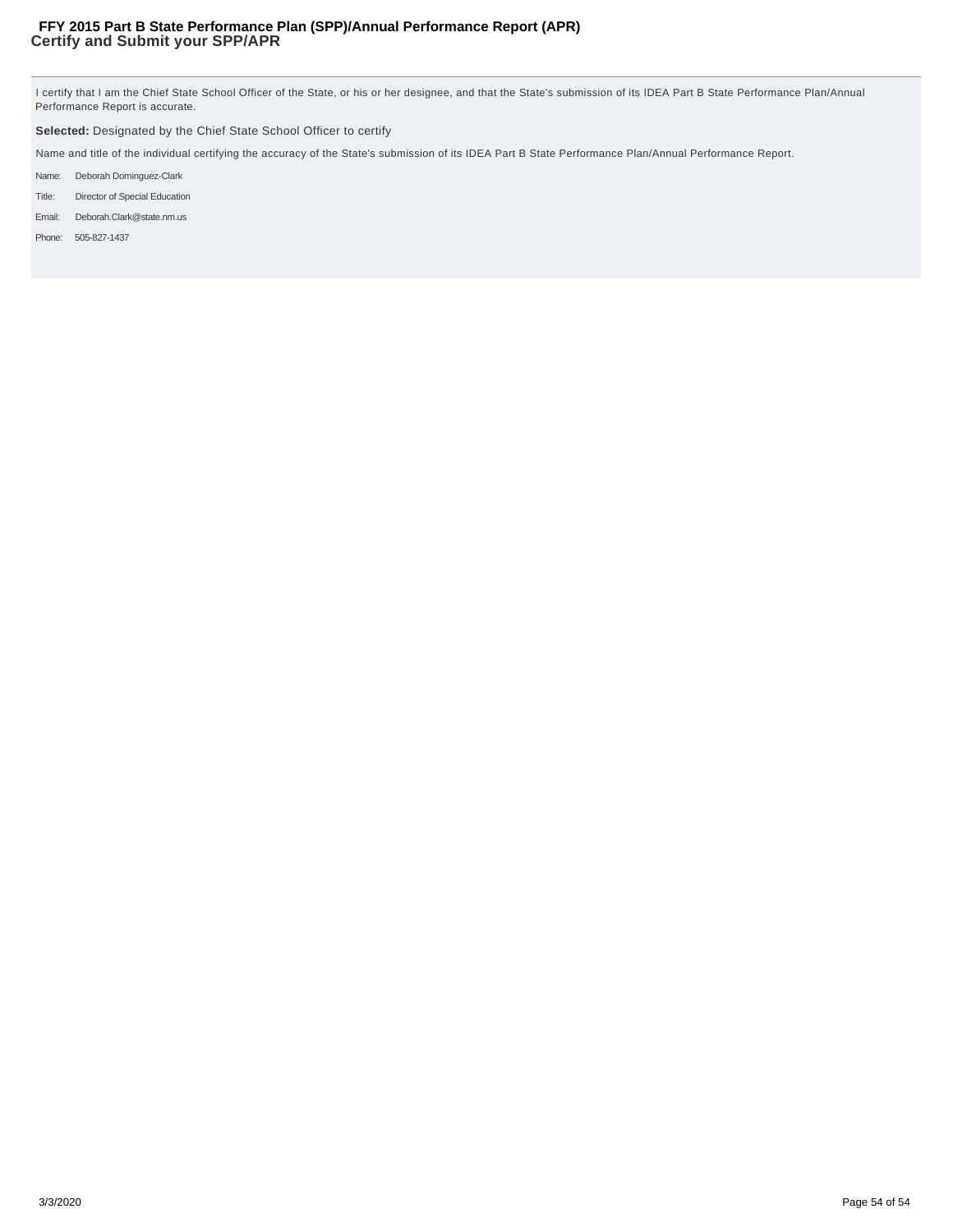## Certify and Submit your SPP/APR

I certify that I am the Chief State School Officer of the State, or his or her designee, and that the State's submission of its IDEA Part B State Performance Plan/Annual Performance Report is accurate.

**Selected:** Designated by the Chief State School Officer to certify

Name and title of the individual certifying the accuracy of the State's submission of its IDEA Part B State Performance Plan/Annual Performance Report.

Name: Deborah Dominguez-Clark

Title: Director of Special Education

Email: Deborah.Clark@state.nm.us

Phone: 505-827-1437